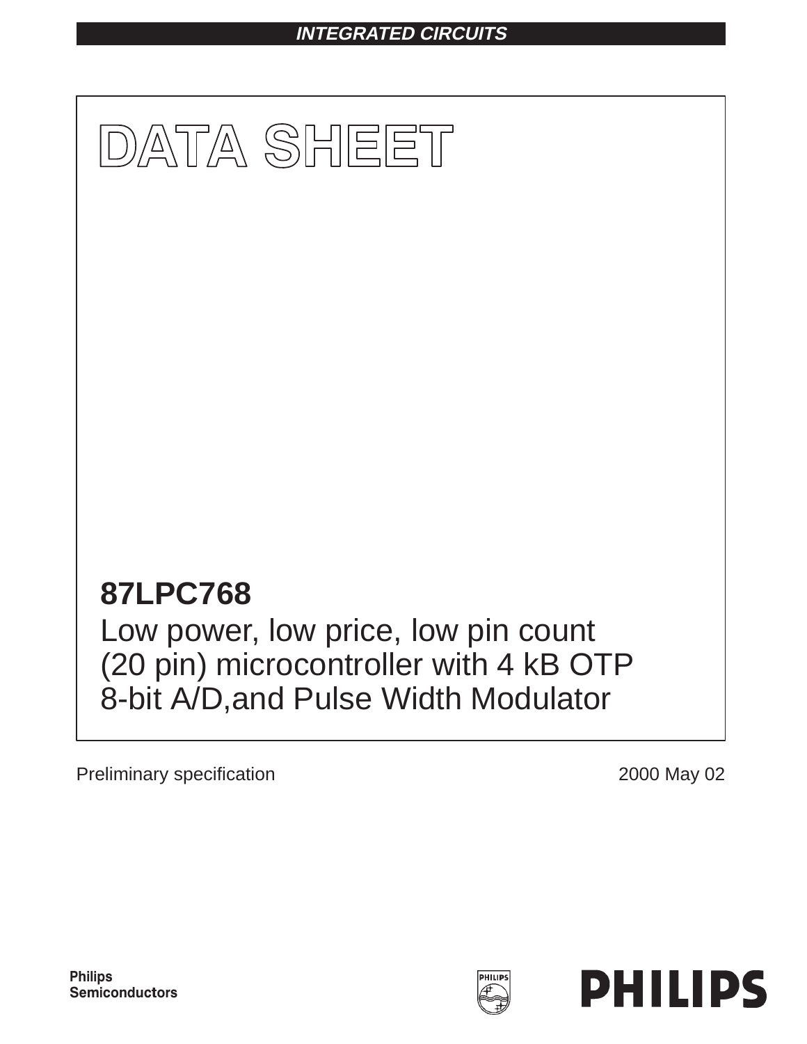INTEGRATED CIRCUITS

# DATA SHEET

## 87LPC768

Low power, low price, low pin count (20 pin) microcontroller with 4 kB OTP 8-bit A/D,and Pulse Width Modulator

Preliminary specification

2000 May 02

Philips Semiconductors

PHILIPS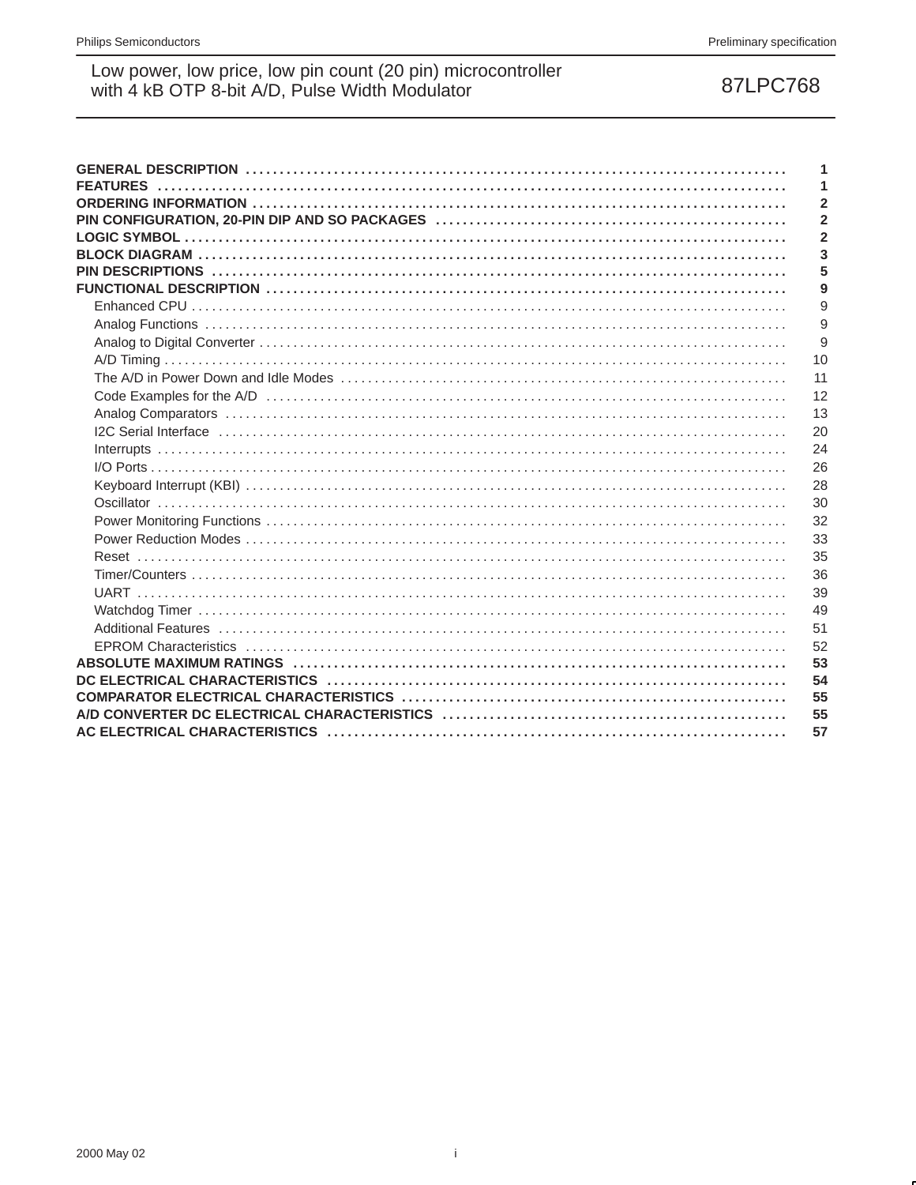| | |
|---|---|
| **GENERAL DESCRIPTION** | **1** |
| **FEATURES** | **1** |
| **ORDERING INFORMATION** | **2** |
| **PIN CONFIGURATION, 20-PIN DIP AND SO PACKAGES** | **2** |
| **LOGIC SYMBOL** | **2** |
| **BLOCK DIAGRAM** | **3** |
| **PIN DESCRIPTIONS** | **5** |
| **FUNCTIONAL DESCRIPTION** | **9** |
| Enhanced CPU | 9 |
| Analog Functions | 9 |
| Analog to Digital Converter | 9 |
| A/D Timing | 10 |
| The A/D in Power Down and Idle Modes | 11 |
| Code Examples for the A/D | 12 |
| Analog Comparators | 13 |
| I2C Serial Interface | 20 |
| Interrupts | 24 |
| I/O Ports | 26 |
| Keyboard Interrupt (KBI) | 28 |
| Oscillator | 30 |
| Power Monitoring Functions | 32 |
| Power Reduction Modes | 33 |
| Reset | 35 |
| Timer/Counters | 36 |
| UART | 39 |
| Watchdog Timer | 49 |
| Additional Features | 51 |
| EPROM Characteristics | 52 |
| **ABSOLUTE MAXIMUM RATINGS** | **53** |
| **DC ELECTRICAL CHARACTERISTICS** | **54** |
| **COMPARATOR ELECTRICAL CHARACTERISTICS** | **55** |
| **A/D CONVERTER DC ELECTRICAL CHARACTERISTICS** | **55** |
| **AC ELECTRICAL CHARACTERISTICS** | **57** |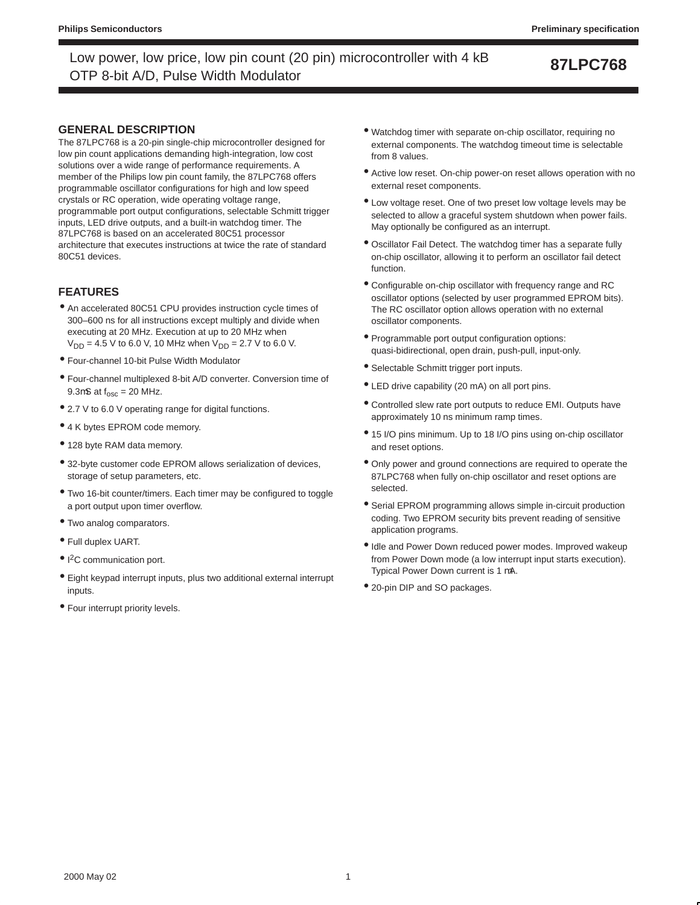## GENERAL DESCRIPTION

The 87LPC768 is a 20-pin single-chip microcontroller designed for low pin count applications demanding high-integration, low cost solutions over a wide range of performance requirements. A member of the Philips low pin count family, the 87LPC768 offers programmable oscillator configurations for high and low speed crystals or RC operation, wide operating voltage range, programmable port output configurations, selectable Schmitt trigger inputs, LED drive outputs, and a built-in watchdog timer. The 87LPC768 is based on an accelerated 80C51 processor architecture that executes instructions at twice the rate of standard 80C51 devices.

## FEATURES

- An accelerated 80C51 CPU provides instruction cycle times of 300–600 ns for all instructions except multiply and divide when executing at 20 MHz. Execution at up to 20 MHz when $V_{DD}$ = 4.5 V to 6.0 V, 10 MHz when $V_{DD}$ = 2.7 V to 6.0 V.
- Four-channel 10-bit Pulse Width Modulator
- Four-channel multiplexed 8-bit A/D converter. Conversion time of 9.3mS at $f_{osc}$ = 20 MHz.
- 2.7 V to 6.0 V operating range for digital functions.
- 4 K bytes EPROM code memory.
- 128 byte RAM data memory.
- 32-byte customer code EPROM allows serialization of devices, storage of setup parameters, etc.
- Two 16-bit counter/timers. Each timer may be configured to toggle a port output upon timer overflow.
- Two analog comparators.
- Full duplex UART.
- $I^2C$ communication port.
- Eight keypad interrupt inputs, plus two additional external interrupt inputs.
- Four interrupt priority levels.
- Watchdog timer with separate on-chip oscillator, requiring no external components. The watchdog timeout time is selectable from 8 values.
- Active low reset. On-chip power-on reset allows operation with no external reset components.
- Low voltage reset. One of two preset low voltage levels may be selected to allow a graceful system shutdown when power fails. May optionally be configured as an interrupt.
- Oscillator Fail Detect. The watchdog timer has a separate fully on-chip oscillator, allowing it to perform an oscillator fail detect function.
- Configurable on-chip oscillator with frequency range and RC oscillator options (selected by user programmed EPROM bits). The RC oscillator option allows operation with no external oscillator components.
- Programmable port output configuration options: quasi-bidirectional, open drain, push-pull, input-only.
- Selectable Schmitt trigger port inputs.
- LED drive capability (20 mA) on all port pins.
- Controlled slew rate port outputs to reduce EMI. Outputs have approximately 10 ns minimum ramp times.
- 15 I/O pins minimum. Up to 18 I/O pins using on-chip oscillator and reset options.
- Only power and ground connections are required to operate the 87LPC768 when fully on-chip oscillator and reset options are selected.
- Serial EPROM programming allows simple in-circuit production coding. Two EPROM security bits prevent reading of sensitive application programs.
- Idle and Power Down reduced power modes. Improved wakeup from Power Down mode (a low interrupt input starts execution). Typical Power Down current is 1 mA.
- 20-pin DIP and SO packages.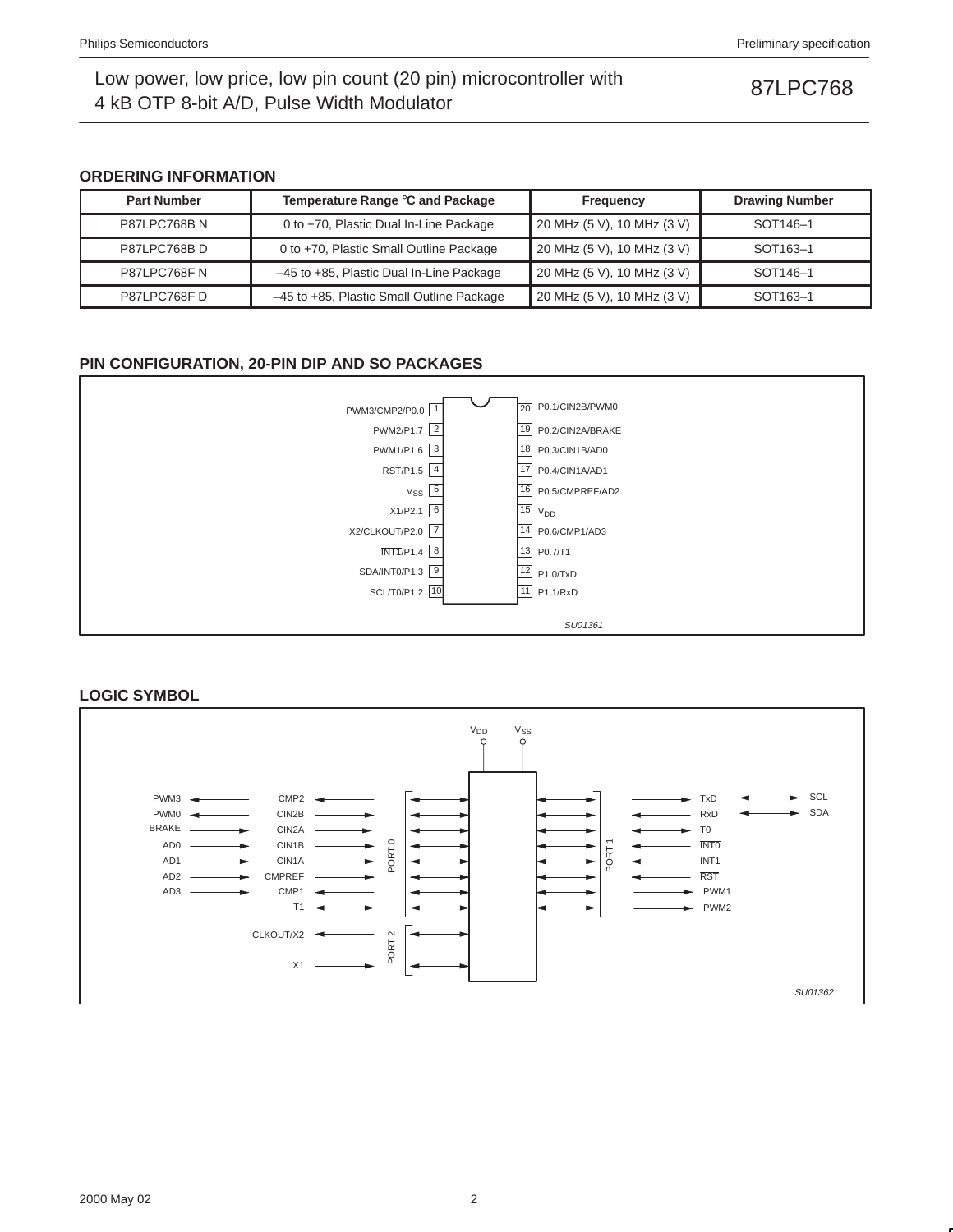## ORDERING INFORMATION

| Part Number | Temperature Range °C and Package | Frequency | Drawing Number |
|---|---|---|---|
| P87LPC768B N | 0 to +70, Plastic Dual In-Line Package | 20 MHz (5 V), 10 MHz (3 V) | SOT146–1 |
| P87LPC768B D | 0 to +70, Plastic Small Outline Package | 20 MHz (5 V), 10 MHz (3 V) | SOT163–1 |
| P87LPC768F N | –45 to +85, Plastic Dual In-Line Package | 20 MHz (5 V), 10 MHz (3 V) | SOT146–1 |
| P87LPC768F D | –45 to +85, Plastic Small Outline Package | 20 MHz (5 V), 10 MHz (3 V) | SOT163–1 |

## PIN CONFIGURATION, 20-PIN DIP AND SO PACKAGES

| Pin | Function | Pin | Function |
|---|---|---|---|
| 1 | PWM3/CMP2/P0.0 | 20 | P0.1/CIN2B/PWM0 |
| 2 | PWM2/P1.7 | 19 | P0.2/CIN2A/BRAKE |
| 3 | PWM1/P1.6 | 18 | P0.3/CIN1B/AD0 |
| 4 | RST/P1.5 | 17 | P0.4/CIN1A/AD1 |
| 5 | $V_{SS}$ | 16 | P0.5/CMPREF/AD2 |
| 6 | X1/P2.1 | 15 | $V_{DD}$ |
| 7 | X2/CLKOUT/P2.0 | 14 | P0.6/CMP1/AD3 |
| 8 | INT1/P1.4 | 13 | P0.7/T1 |
| 9 | SDA/INT0/P1.3 | 12 | P1.0/TxD |
| 10 | SCL/T0/P1.2 | 11 | P1.1/RxD |

SU01361

## LOGIC SYMBOL

$V_{DD}$ $V_{SS}$

PORT 0: PWM3 / CMP2, PWM0 / CIN2B, BRAKE / CIN2A, AD0 / CIN1B, AD1 / CIN1A, AD2 / CMPREF, AD3 / CMP1, T1

PORT 2: CLKOUT/X2, X1

PORT 1: TxD, RxD, T0, INT0, INT1, RST, PWM1, PWM2; SCL, SDA

SU01362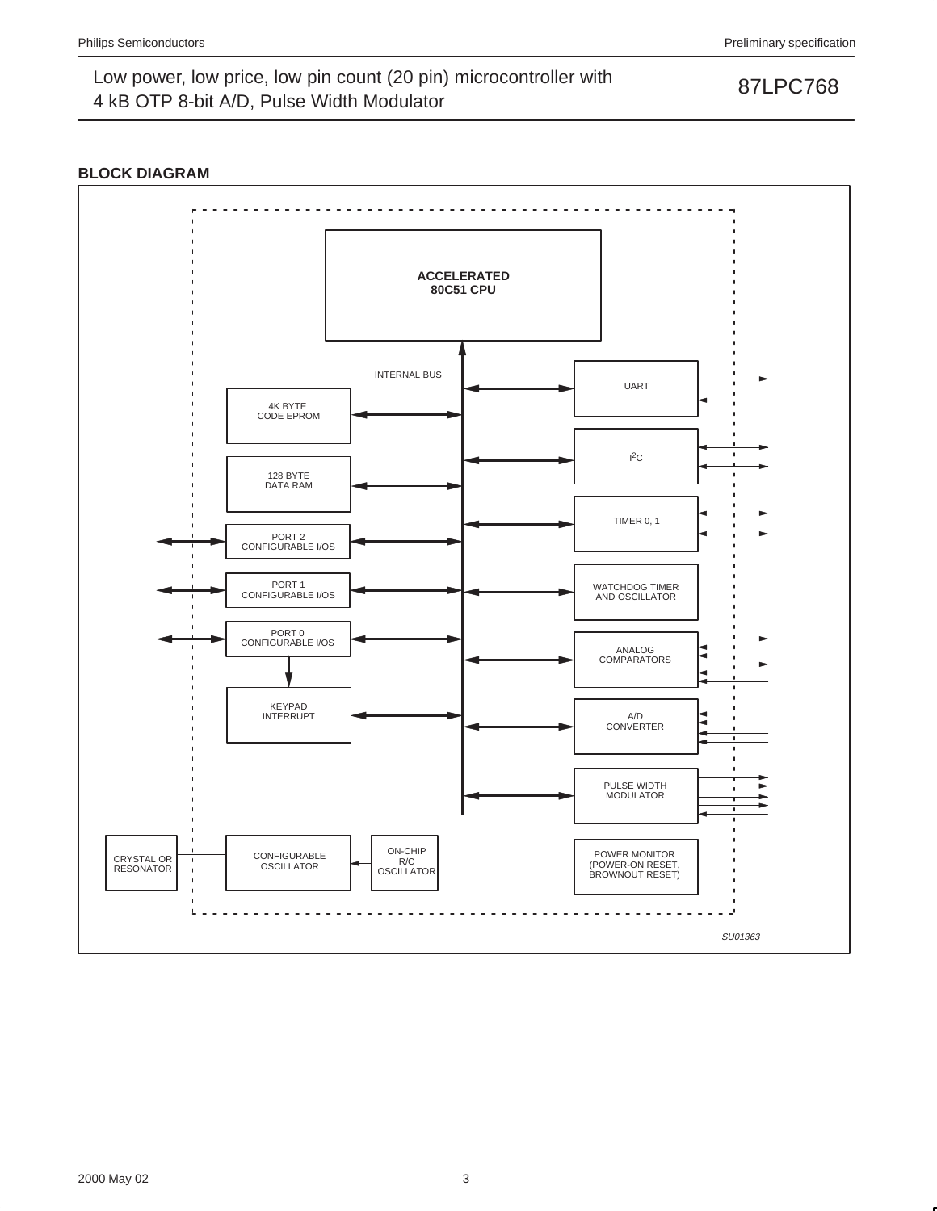## BLOCK DIAGRAM

ACCELERATED 80C51 CPU

INTERNAL BUS

4K BYTE CODE EPROM

128 BYTE DATA RAM

PORT 2 CONFIGURABLE I/OS

PORT 1 CONFIGURABLE I/OS

PORT 0 CONFIGURABLE I/OS

KEYPAD INTERRUPT

UART

$I^2C$

TIMER 0, 1

WATCHDOG TIMER AND OSCILLATOR

ANALOG COMPARATORS

A/D CONVERTER

PULSE WIDTH MODULATOR

CRYSTAL OR RESONATOR

CONFIGURABLE OSCILLATOR

ON-CHIP R/C OSCILLATOR

POWER MONITOR (POWER-ON RESET, BROWNOUT RESET)

SU01363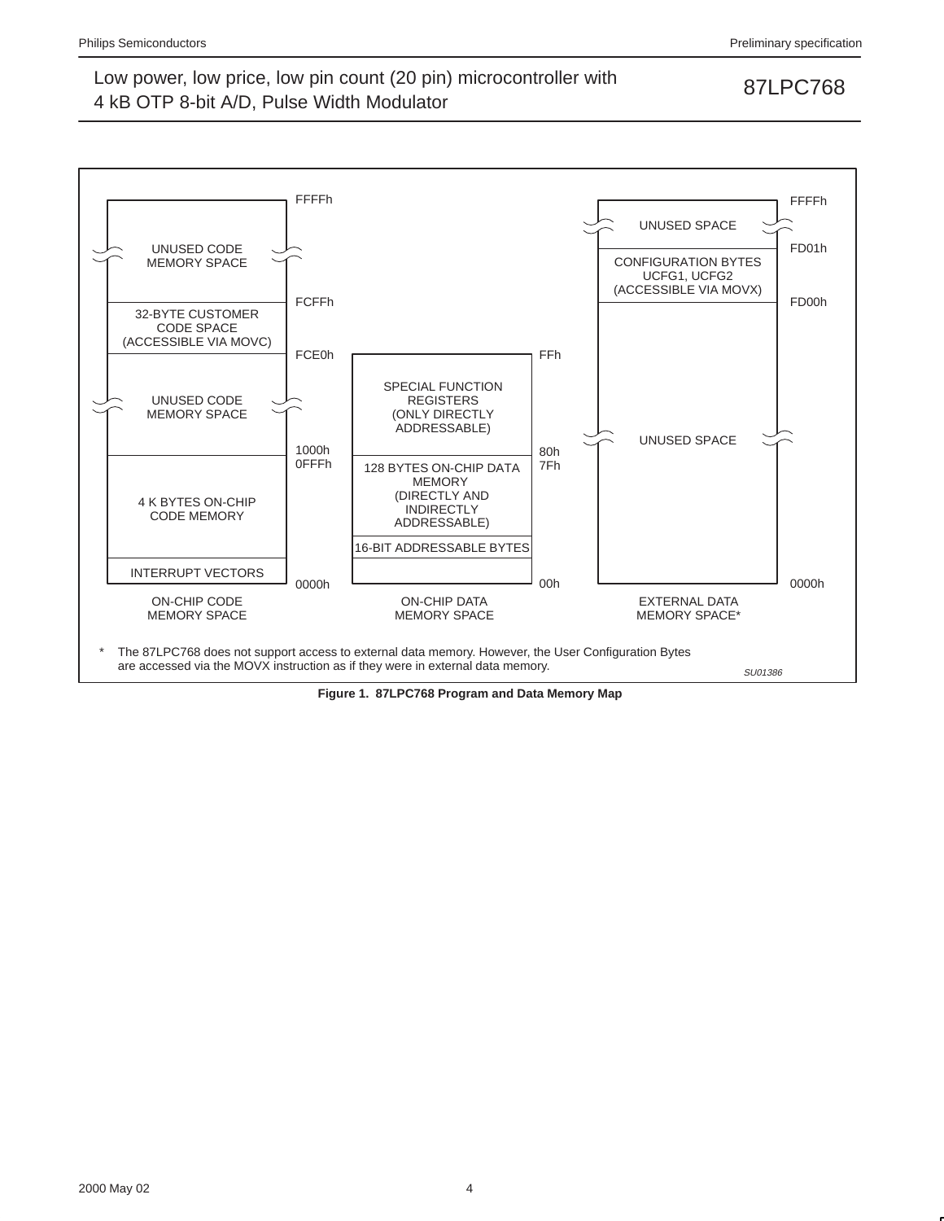**ON-CHIP CODE MEMORY SPACE**

| Address | Region |
| --- | --- |
| FFFFh – FCFFh | UNUSED CODE MEMORY SPACE |
| FCFFh – FCE0h | 32-BYTE CUSTOMER CODE SPACE (ACCESSIBLE VIA MOVC) |
| FCE0h – 1000h | UNUSED CODE MEMORY SPACE |
| 0FFFh – 0000h | 4 K BYTES ON-CHIP CODE MEMORY |
| 0000h | INTERRUPT VECTORS |

**ON-CHIP DATA MEMORY SPACE**

| Address | Region |
| --- | --- |
| FFh – 80h | SPECIAL FUNCTION REGISTERS (ONLY DIRECTLY ADDRESSABLE) |
| 7Fh – 00h | 128 BYTES ON-CHIP DATA MEMORY (DIRECTLY AND INDIRECTLY ADDRESSABLE) |
| | 16-BIT ADDRESSABLE BYTES |

**EXTERNAL DATA MEMORY SPACE***

| Address | Region |
| --- | --- |
| FFFFh – FD01h | UNUSED SPACE |
| FD01h – FD00h | CONFIGURATION BYTES UCFG1, UCFG2 (ACCESSIBLE VIA MOVX) |
| FD00h – 0000h | UNUSED SPACE |

* The 87LPC768 does not support access to external data memory. However, the User Configuration Bytes are accessed via the MOVX instruction as if they were in external data memory.

SU01386

**Figure 1. 87LPC768 Program and Data Memory Map**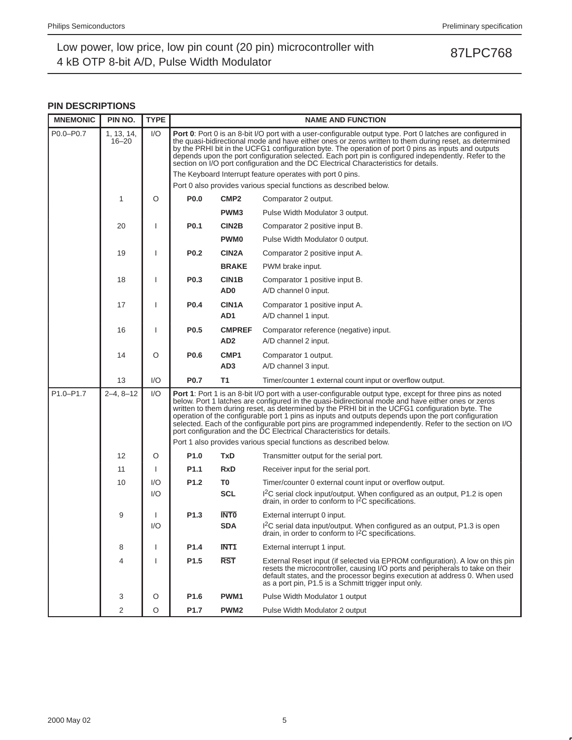## PIN DESCRIPTIONS

| MNEMONIC | PIN NO. | TYPE | NAME AND FUNCTION | | |
|---|---|---|---|---|---|
| P0.0–P0.7 | 1, 13, 14, 16–20 | I/O | **Port 0**: Port 0 is an 8-bit I/O port with a user-configurable output type. Port 0 latches are configured in the quasi-bidirectional mode and have either ones or zeros written to them during reset, as determined by the PRHI bit in the UCFG1 configuration byte. The operation of port 0 pins as inputs and outputs depends upon the port configuration selected. Each port pin is configured independently. Refer to the section on I/O port configuration and the DC Electrical Characteristics for details.<br>The Keyboard Interrupt feature operates with port 0 pins.<br>Port 0 also provides various special functions as described below. | | |
| | 1 | O | **P0.0** | **CMP2** | Comparator 2 output. |
| | | | | **PWM3** | Pulse Width Modulator 3 output. |
| | 20 | I | **P0.1** | **CIN2B** | Comparator 2 positive input B. |
| | | | | **PWM0** | Pulse Width Modulator 0 output. |
| | 19 | I | **P0.2** | **CIN2A** | Comparator 2 positive input A. |
| | | | | **BRAKE** | PWM brake input. |
| | 18 | I | **P0.3** | **CIN1B** | Comparator 1 positive input B. |
| | | | | **AD0** | A/D channel 0 input. |
| | 17 | I | **P0.4** | **CIN1A** | Comparator 1 positive input A. |
| | | | | **AD1** | A/D channel 1 input. |
| | 16 | I | **P0.5** | **CMPREF** | Comparator reference (negative) input. |
| | | | | **AD2** | A/D channel 2 input. |
| | 14 | O | **P0.6** | **CMP1** | Comparator 1 output. |
| | | | | **AD3** | A/D channel 3 input. |
| | 13 | I/O | **P0.7** | **T1** | Timer/counter 1 external count input or overflow output. |
| P1.0–P1.7 | 2–4, 8–12 | I/O | **Port 1**: Port 1 is an 8-bit I/O port with a user-configurable output type, except for three pins as noted below. Port 1 latches are configured in the quasi-bidirectional mode and have either ones or zeros written to them during reset, as determined by the PRHI bit in the UCFG1 configuration byte. The operation of the configurable port 1 pins as inputs and outputs depends upon the port configuration selected. Each of the configurable port pins are programmed independently. Refer to the section on I/O port configuration and the DC Electrical Characteristics for details.<br>Port 1 also provides various special functions as described below. | | |
| | 12 | O | **P1.0** | **TxD** | Transmitter output for the serial port. |
| | 11 | I | **P1.1** | **RxD** | Receiver input for the serial port. |
| | 10 | I/O | **P1.2** | **T0** | Timer/counter 0 external count input or overflow output. |
| | | I/O | | **SCL** | $I^2C$ serial clock input/output. When configured as an output, P1.2 is open drain, in order to conform to $I^2C$ specifications. |
| | 9 | I | **P1.3** | **$\overline{\text{INT0}}$** | External interrupt 0 input. |
| | | I/O | | **SDA** | $I^2C$ serial data input/output. When configured as an output, P1.3 is open drain, in order to conform to $I^2C$ specifications. |
| | 8 | I | **P1.4** | **$\overline{\text{INT1}}$** | External interrupt 1 input. |
| | 4 | I | **P1.5** | **$\overline{\text{RST}}$** | External Reset input (if selected via EPROM configuration). A low on this pin resets the microcontroller, causing I/O ports and peripherals to take on their default states, and the processor begins execution at address 0. When used as a port pin, P1.5 is a Schmitt trigger input only. |
| | 3 | O | **P1.6** | **PWM1** | Pulse Width Modulator 1 output |
| | 2 | O | **P1.7** | **PWM2** | Pulse Width Modulator 2 output |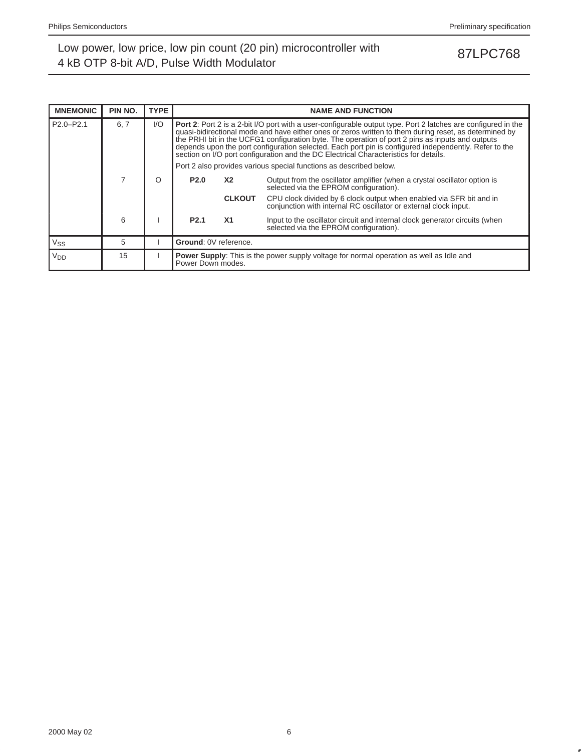| MNEMONIC | PIN NO. | TYPE | NAME AND FUNCTION |
|---|---|---|---|
| P2.0–P2.1 | 6, 7 | I/O | **Port 2**: Port 2 is a 2-bit I/O port with a user-configurable output type. Port 2 latches are configured in the quasi-bidirectional mode and have either ones or zeros written to them during reset, as determined by the PRHI bit in the UCFG1 configuration byte. The operation of port 2 pins as inputs and outputs depends upon the port configuration selected. Each port pin is configured independently. Refer to the section on I/O port configuration and the DC Electrical Characteristics for details.<br><br>Port 2 also provides various special functions as described below. |
| | 7 | O | **P2.0** **X2** Output from the oscillator amplifier (when a crystal oscillator option is selected via the EPROM configuration).<br>**CLKOUT** CPU clock divided by 6 clock output when enabled via SFR bit and in conjunction with internal RC oscillator or external clock input. |
| | 6 | I | **P2.1** **X1** Input to the oscillator circuit and internal clock generator circuits (when selected via the EPROM configuration). |
| $V_{SS}$ | 5 | I | **Ground**: 0V reference. |
| $V_{DD}$ | 15 | I | **Power Supply**: This is the power supply voltage for normal operation as well as Idle and Power Down modes. |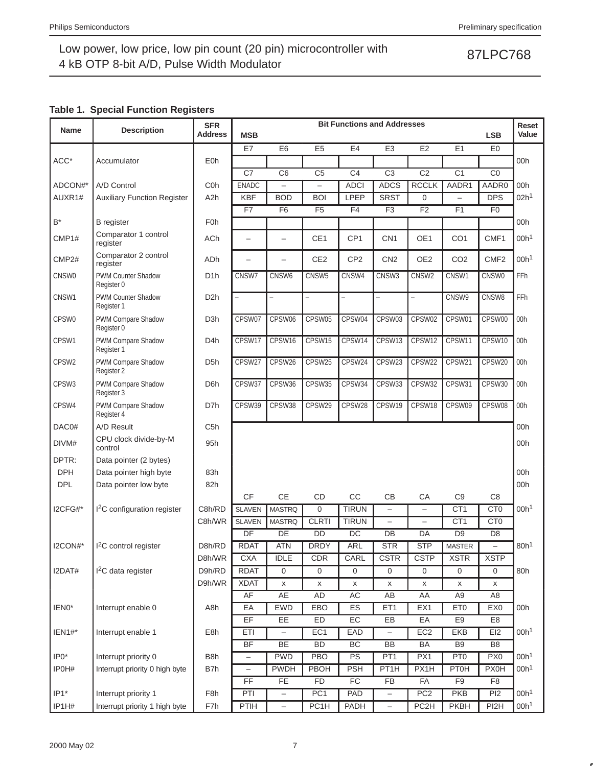**Table 1. Special Function Registers**

| Name | Description | SFR Address | MSB | | | Bit Functions and Addresses | | | | LSB | Reset Value |
|---|---|---|---|---|---|---|---|---|---|---|---|
| | | | E7 | E6 | E5 | E4 | E3 | E2 | E1 | E0 | |
| ACC* | Accumulator | E0h | | | | | | | | | 00h |
| | | | C7 | C6 | C5 | C4 | C3 | C2 | C1 | C0 | |
| ADCON#* | A/D Control | C0h | ENADC | – | – | ADCI | ADCS | RCCLK | AADR1 | AADR0 | 00h |
| AUXR1# | Auxiliary Function Register | A2h | KBF | BOD | BOI | LPEP | SRST | 0 | – | DPS | 02h[1] |
| | | | F7 | F6 | F5 | F4 | F3 | F2 | F1 | F0 | |
| B* | B register | F0h | | | | | | | | | 00h |
| CMP1# | Comparator 1 control register | ACh | – | – | CE1 | CP1 | CN1 | OE1 | CO1 | CMF1 | 00h[1] |
| CMP2# | Comparator 2 control register | ADh | – | – | CE2 | CP2 | CN2 | OE2 | CO2 | CMF2 | 00h[1] |
| CNSW0 | PWM Counter Shadow Register 0 | D1h | CNSW7 | CNSW6 | CNSW5 | CNSW4 | CNSW3 | CNSW2 | CNSW1 | CNSW0 | FFh |
| CNSW1 | PWM Counter Shadow Register 1 | D2h | – | – | – | – | – | – | CNSW9 | CNSW8 | FFh |
| CPSW0 | PWM Compare Shadow Register 0 | D3h | CPSW07 | CPSW06 | CPSW05 | CPSW04 | CPSW03 | CPSW02 | CPSW01 | CPSW00 | 00h |
| CPSW1 | PWM Compare Shadow Register 1 | D4h | CPSW17 | CPSW16 | CPSW15 | CPSW14 | CPSW13 | CPSW12 | CPSW11 | CPSW10 | 00h |
| CPSW2 | PWM Compare Shadow Register 2 | D5h | CPSW27 | CPSW26 | CPSW25 | CPSW24 | CPSW23 | CPSW22 | CPSW21 | CPSW20 | 00h |
| CPSW3 | PWM Compare Shadow Register 3 | D6h | CPSW37 | CPSW36 | CPSW35 | CPSW34 | CPSW33 | CPSW32 | CPSW31 | CPSW30 | 00h |
| CPSW4 | PWM Compare Shadow Register 4 | D7h | CPSW39 | CPSW38 | CPSW29 | CPSW28 | CPSW19 | CPSW18 | CPSW09 | CPSW08 | 00h |
| DAC0# | A/D Result | C5h | | | | | | | | | 00h |
| DIVM# | CPU clock divide-by-M control | 95h | | | | | | | | | 00h |
| DPTR: | Data pointer (2 bytes) | | | | | | | | | | |
| DPH | Data pointer high byte | 83h | | | | | | | | | 00h |
| DPL | Data pointer low byte | 82h | | | | | | | | | 00h |
| | | | CF | CE | CD | CC | CB | CA | C9 | C8 | |
| I2CFG#* | I$^2$C configuration register | C8h/RD | SLAVEN | MASTRQ | 0 | TIRUN | – | – | CT1 | CT0 | 00h[1] |
| | | C8h/WR | SLAVEN | MASTRQ | CLRTI | TIRUN | – | – | CT1 | CT0 | |
| | | | DF | DE | DD | DC | DB | DA | D9 | D8 | |
| I2CON#* | I$^2$C control register | D8h/RD | RDAT | ATN | DRDY | ARL | STR | STP | MASTER | – | 80h[1] |
| | | D8h/WR | CXA | IDLE | CDR | CARL | CSTR | CSTP | XSTR | XSTP | |
| I2DAT# | I$^2$C data register | D9h/RD | RDAT | 0 | 0 | 0 | 0 | 0 | 0 | 0 | 80h |
| | | D9h/WR | XDAT | x | x | x | x | x | x | x | |
| | | | AF | AE | AD | AC | AB | AA | A9 | A8 | |
| IEN0* | Interrupt enable 0 | A8h | EA | EWD | EBO | ES | ET1 | EX1 | ET0 | EX0 | 00h |
| | | | EF | EE | ED | EC | EB | EA | E9 | E8 | |
| IEN1#* | Interrupt enable 1 | E8h | ETI | – | EC1 | EAD | – | EC2 | EKB | EI2 | 00h[1] |
| | | | BF | BE | BD | BC | BB | BA | B9 | B8 | |
| IP0* | Interrupt priority 0 | B8h | – | PWD | PBO | PS | PT1 | PX1 | PT0 | PX0 | 00h[1] |
| IP0H# | Interrupt priority 0 high byte | B7h | – | PWDH | PBOH | PSH | PT1H | PX1H | PT0H | PX0H | 00h[1] |
| | | | FF | FE | FD | FC | FB | FA | F9 | F8 | |
| IP1* | Interrupt priority 1 | F8h | PTI | – | PC1 | PAD | – | PC2 | PKB | PI2 | 00h[1] |
| IP1H# | Interrupt priority 1 high byte | F7h | PTIH | – | PC1H | PADH | – | PC2H | PKBH | PI2H | 00h[1] |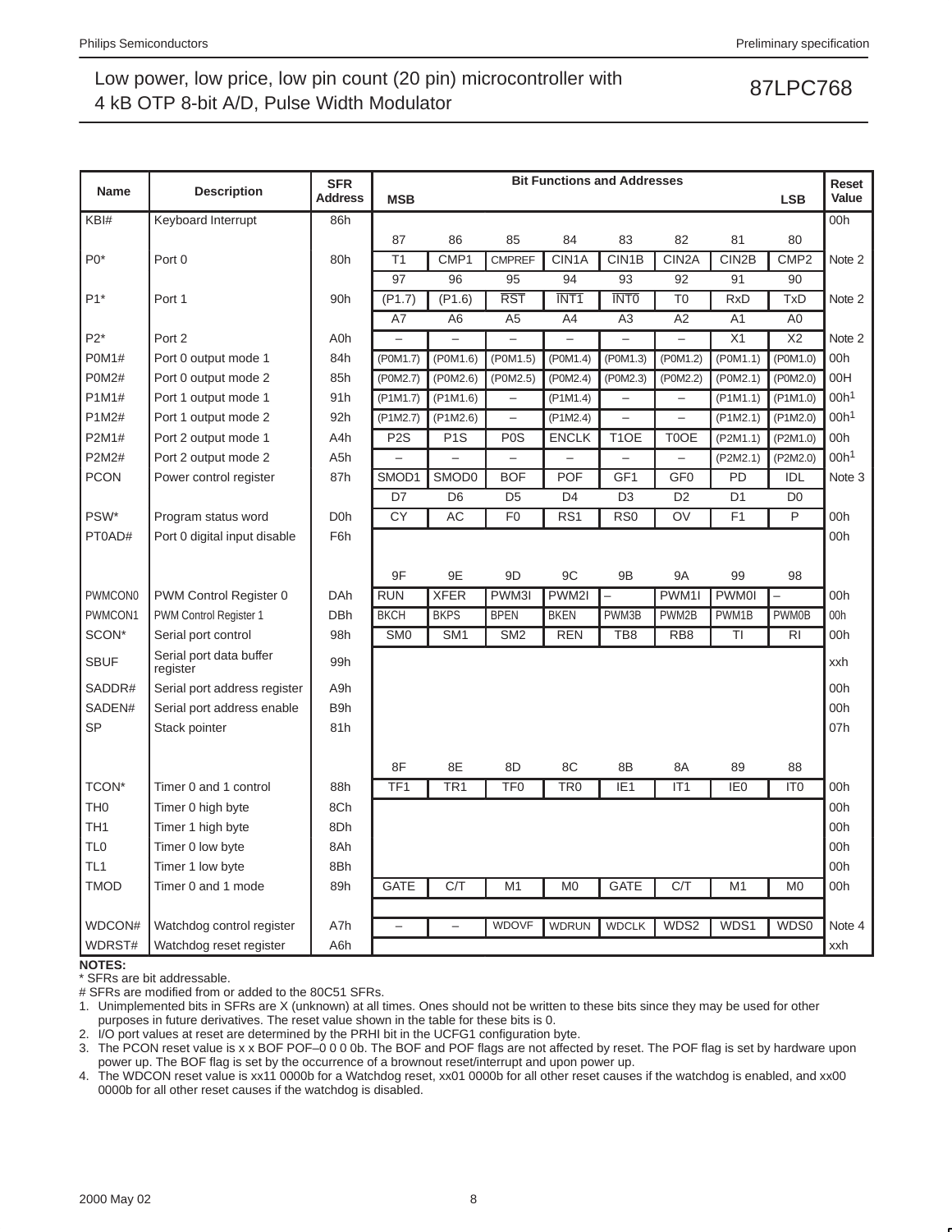| Name | Description | SFR Address | MSB | | | Bit Functions and Addresses | | | | LSB | Reset Value |
|---|---|---|---|---|---|---|---|---|---|---|---|
| KBI# | Keyboard Interrupt | 86h | | | | | | | | | 00h |
| | | | 87 | 86 | 85 | 84 | 83 | 82 | 81 | 80 | |
| P0* | Port 0 | 80h | T1 | CMP1 | CMPREF | CIN1A | CIN1B | CIN2A | CIN2B | CMP2 | Note 2 |
| | | | 97 | 96 | 95 | 94 | 93 | 92 | 91 | 90 | |
| P1* | Port 1 | 90h | (P1.7) | (P1.6) | $\overline{RST}$ | $\overline{INT1}$ | $\overline{INT0}$ | T0 | RxD | TxD | Note 2 |
| | | | A7 | A6 | A5 | A4 | A3 | A2 | A1 | A0 | |
| P2* | Port 2 | A0h | – | – | – | – | – | – | X1 | X2 | Note 2 |
| P0M1# | Port 0 output mode 1 | 84h | (P0M1.7) | (P0M1.6) | (P0M1.5) | (P0M1.4) | (P0M1.3) | (P0M1.2) | (P0M1.1) | (P0M1.0) | 00h |
| P0M2# | Port 0 output mode 2 | 85h | (P0M2.7) | (P0M2.6) | (P0M2.5) | (P0M2.4) | (P0M2.3) | (P0M2.2) | (P0M2.1) | (P0M2.0) | 00H |
| P1M1# | Port 1 output mode 1 | 91h | (P1M1.7) | (P1M1.6) | – | (P1M1.4) | – | – | (P1M1.1) | (P1M1.0) | 00h[1] |
| P1M2# | Port 1 output mode 2 | 92h | (P1M2.7) | (P1M2.6) | – | (P1M2.4) | – | – | (P1M2.1) | (P1M2.0) | 00h[1] |
| P2M1# | Port 2 output mode 1 | A4h | P2S | P1S | P0S | ENCLK | T1OE | T0OE | (P2M1.1) | (P2M1.0) | 00h |
| P2M2# | Port 2 output mode 2 | A5h | – | – | – | – | – | – | (P2M2.1) | (P2M2.0) | 00h[1] |
| PCON | Power control register | 87h | SMOD1 | SMOD0 | BOF | POF | GF1 | GF0 | PD | IDL | Note 3 |
| | | | D7 | D6 | D5 | D4 | D3 | D2 | D1 | D0 | |
| PSW* | Program status word | D0h | CY | AC | F0 | RS1 | RS0 | OV | F1 | P | 00h |
| PT0AD# | Port 0 digital input disable | F6h | | | | | | | | | 00h |
| | | | 9F | 9E | 9D | 9C | 9B | 9A | 99 | 98 | |
| PWMCON0 | PWM Control Register 0 | DAh | RUN | XFER | PWM3I | PWM2I | – | PWM1I | PWM0I | – | 00h |
| PWMCON1 | PWM Control Register 1 | DBh | BKCH | BKPS | BPEN | BKEN | PWM3B | PWM2B | PWM1B | PWM0B | 00h |
| SCON* | Serial port control | 98h | SM0 | SM1 | SM2 | REN | TB8 | RB8 | TI | RI | 00h |
| SBUF | Serial port data buffer register | 99h | | | | | | | | | xxh |
| SADDR# | Serial port address register | A9h | | | | | | | | | 00h |
| SADEN# | Serial port address enable | B9h | | | | | | | | | 00h |
| SP | Stack pointer | 81h | | | | | | | | | 07h |
| | | | 8F | 8E | 8D | 8C | 8B | 8A | 89 | 88 | |
| TCON* | Timer 0 and 1 control | 88h | TF1 | TR1 | TF0 | TR0 | IE1 | IT1 | IE0 | IT0 | 00h |
| TH0 | Timer 0 high byte | 8Ch | | | | | | | | | 00h |
| TH1 | Timer 1 high byte | 8Dh | | | | | | | | | 00h |
| TL0 | Timer 0 low byte | 8Ah | | | | | | | | | 00h |
| TL1 | Timer 1 low byte | 8Bh | | | | | | | | | 00h |
| TMOD | Timer 0 and 1 mode | 89h | GATE | C/T | M1 | M0 | GATE | C/T | M1 | M0 | 00h |
| WDCON# | Watchdog control register | A7h | – | – | WDOVF | WDRUN | WDCLK | WDS2 | WDS1 | WDS0 | Note 4 |
| WDRST# | Watchdog reset register | A6h | | | | | | | | | xxh |

**NOTES:**

* SFRs are bit addressable.

# SFRs are modified from or added to the 80C51 SFRs.

1. Unimplemented bits in SFRs are X (unknown) at all times. Ones should not be written to these bits since they may be used for other purposes in future derivatives. The reset value shown in the table for these bits is 0.
2. I/O port values at reset are determined by the PRHI bit in the UCFG1 configuration byte.
3. The PCON reset value is x x BOF POF–0 0 0 0b. The BOF and POF flags are not affected by reset. The POF flag is set by hardware upon power up. The BOF flag is set by the occurrence of a brownout reset/interrupt and upon power up.
4. The WDCON reset value is xx11 0000b for a Watchdog reset, xx01 0000b for all other reset causes if the watchdog is enabled, and xx00 0000b for all other reset causes if the watchdog is disabled.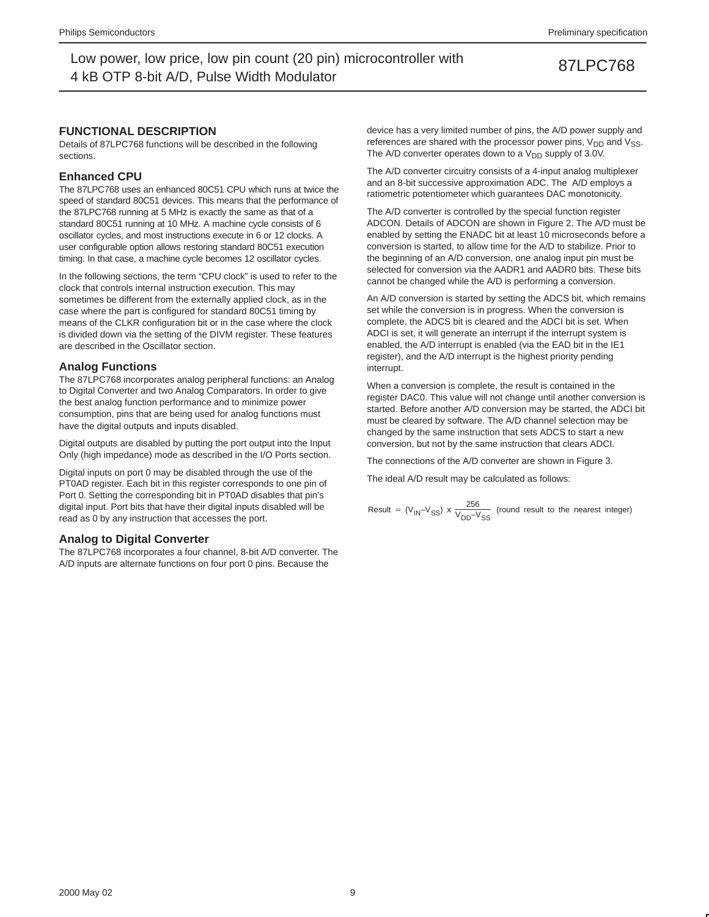## FUNCTIONAL DESCRIPTION

Details of 87LPC768 functions will be described in the following sections.

### Enhanced CPU

The 87LPC768 uses an enhanced 80C51 CPU which runs at twice the speed of standard 80C51 devices. This means that the performance of the 87LPC768 running at 5 MHz is exactly the same as that of a standard 80C51 running at 10 MHz. A machine cycle consists of 6 oscillator cycles, and most instructions execute in 6 or 12 clocks. A user configurable option allows restoring standard 80C51 execution timing. In that case, a machine cycle becomes 12 oscillator cycles.

In the following sections, the term "CPU clock" is used to refer to the clock that controls internal instruction execution. This may sometimes be different from the externally applied clock, as in the case where the part is configured for standard 80C51 timing by means of the CLKR configuration bit or in the case where the clock is divided down via the setting of the DIVM register. These features are described in the Oscillator section.

### Analog Functions

The 87LPC768 incorporates analog peripheral functions: an Analog to Digital Converter and two Analog Comparators. In order to give the best analog function performance and to minimize power consumption, pins that are being used for analog functions must have the digital outputs and inputs disabled.

Digital outputs are disabled by putting the port output into the Input Only (high impedance) mode as described in the I/O Ports section.

Digital inputs on port 0 may be disabled through the use of the PT0AD register. Each bit in this register corresponds to one pin of Port 0. Setting the corresponding bit in PT0AD disables that pin's digital input. Port bits that have their digital inputs disabled will be read as 0 by any instruction that accesses the port.

### Analog to Digital Converter

The 87LPC768 incorporates a four channel, 8-bit A/D converter. The A/D inputs are alternate functions on four port 0 pins. Because the device has a very limited number of pins, the A/D power supply and references are shared with the processor power pins, $V_{DD}$ and $V_{SS}$. The A/D converter operates down to a $V_{DD}$ supply of 3.0V.

The A/D converter circuitry consists of a 4-input analog multiplexer and an 8-bit successive approximation ADC. The A/D employs a ratiometric potentiometer which guarantees DAC monotonicity.

The A/D converter is controlled by the special function register ADCON. Details of ADCON are shown in Figure 2. The A/D must be enabled by setting the ENADC bit at least 10 microseconds before a conversion is started, to allow time for the A/D to stabilize. Prior to the beginning of an A/D conversion, one analog input pin must be selected for conversion via the AADR1 and AADR0 bits. These bits cannot be changed while the A/D is performing a conversion.

An A/D conversion is started by setting the ADCS bit, which remains set while the conversion is in progress. When the conversion is complete, the ADCS bit is cleared and the ADCI bit is set. When ADCI is set, it will generate an interrupt if the interrupt system is enabled, the A/D interrupt is enabled (via the EAD bit in the IE1 register), and the A/D interrupt is the highest priority pending interrupt.

When a conversion is complete, the result is contained in the register DAC0. This value will not change until another conversion is started. Before another A/D conversion may be started, the ADCI bit must be cleared by software. The A/D channel selection may be changed by the same instruction that sets ADCS to start a new conversion, but not by the same instruction that clears ADCI.

The connections of the A/D converter are shown in Figure 3.

The ideal A/D result may be calculated as follows:

$$\text{Result} = (V_{IN} - V_{SS}) \times \frac{256}{V_{DD} - V_{SS}} \quad \text{(round result to the nearest integer)}$$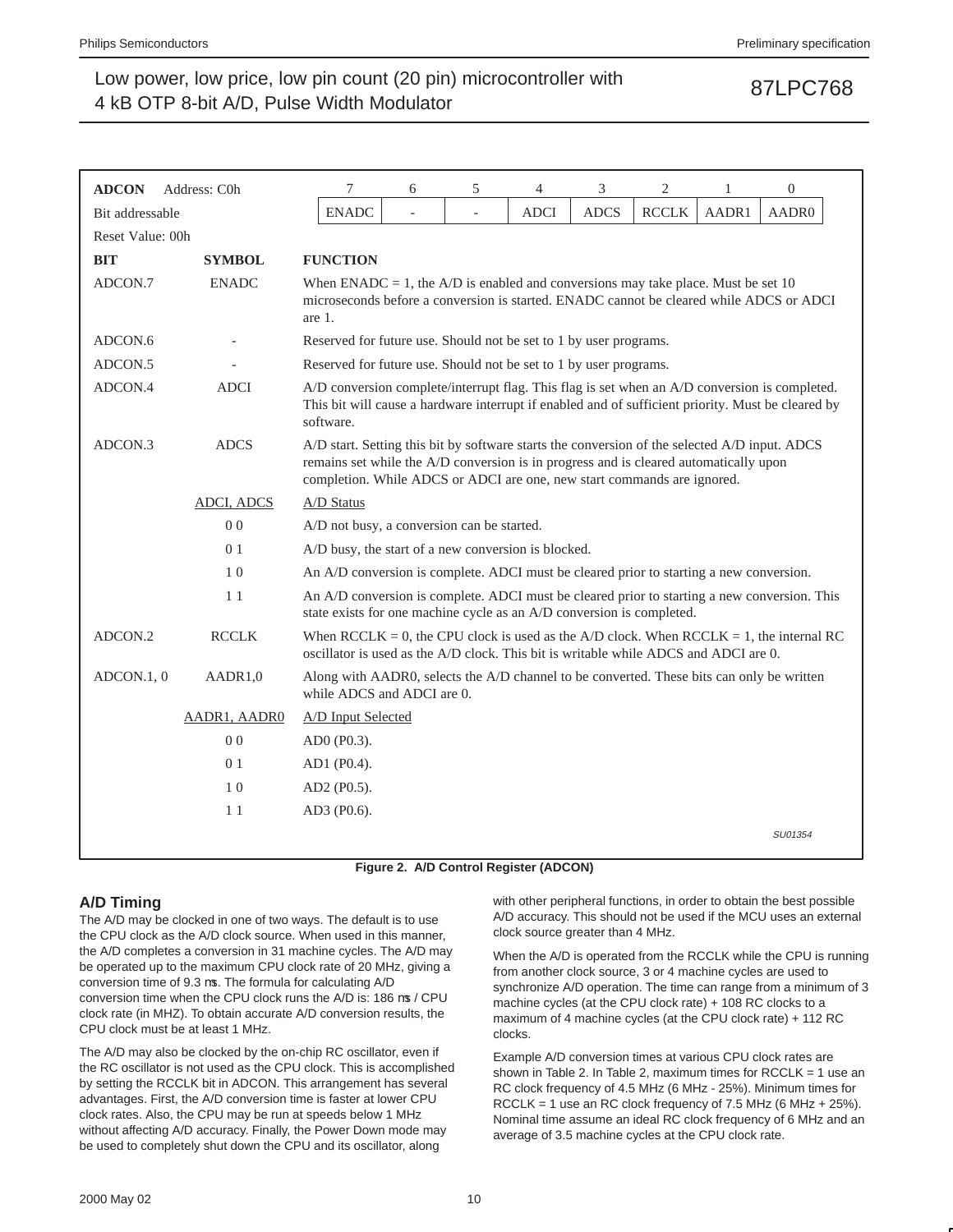**ADCON** Address: C0h

Bit addressable

Reset Value: 00h

| 7 | 6 | 5 | 4 | 3 | 2 | 1 | 0 |
|---|---|---|---|---|---|---|---|
| ENADC | - | - | ADCI | ADCS | RCCLK | AADR1 | AADR0 |

| BIT | SYMBOL | FUNCTION |
|---|---|---|
| ADCON.7 | ENADC | When ENADC = 1, the A/D is enabled and conversions may take place. Must be set 10 microseconds before a conversion is started. ENADC cannot be cleared while ADCS or ADCI are 1. |
| ADCON.6 | - | Reserved for future use. Should not be set to 1 by user programs. |
| ADCON.5 | - | Reserved for future use. Should not be set to 1 by user programs. |
| ADCON.4 | ADCI | A/D conversion complete/interrupt flag. This flag is set when an A/D conversion is completed. This bit will cause a hardware interrupt if enabled and of sufficient priority. Must be cleared by software. |
| ADCON.3 | ADCS | A/D start. Setting this bit by software starts the conversion of the selected A/D input. ADCS remains set while the A/D conversion is in progress and is cleared automatically upon completion. While ADCS or ADCI are one, new start commands are ignored. |
| | ADCI, ADCS | A/D Status |
| | 0 0 | A/D not busy, a conversion can be started. |
| | 0 1 | A/D busy, the start of a new conversion is blocked. |
| | 1 0 | An A/D conversion is complete. ADCI must be cleared prior to starting a new conversion. |
| | 1 1 | An A/D conversion is complete. ADCI must be cleared prior to starting a new conversion. This state exists for one machine cycle as an A/D conversion is completed. |
| ADCON.2 | RCCLK | When RCCLK = 0, the CPU clock is used as the A/D clock. When RCCLK = 1, the internal RC oscillator is used as the A/D clock. This bit is writable while ADCS and ADCI are 0. |
| ADCON.1, 0 | AADR1,0 | Along with AADR0, selects the A/D channel to be converted. These bits can only be written while ADCS and ADCI are 0. |
| | AADR1, AADR0 | A/D Input Selected |
| | 0 0 | AD0 (P0.3). |
| | 0 1 | AD1 (P0.4). |
| | 1 0 | AD2 (P0.5). |
| | 1 1 | AD3 (P0.6). |

SU01354

**Figure 2. A/D Control Register (ADCON)**

## A/D Timing

The A/D may be clocked in one of two ways. The default is to use the CPU clock as the A/D clock source. When used in this manner, the A/D completes a conversion in 31 machine cycles. The A/D may be operated up to the maximum CPU clock rate of 20 MHz, giving a conversion time of 9.3 µs. The formula for calculating A/D conversion time when the CPU clock runs the A/D is: 186 µs / CPU clock rate (in MHZ). To obtain accurate A/D conversion results, the CPU clock must be at least 1 MHz.

The A/D may also be clocked by the on-chip RC oscillator, even if the RC oscillator is not used as the CPU clock. This is accomplished by setting the RCCLK bit in ADCON. This arrangement has several advantages. First, the A/D conversion time is faster at lower CPU clock rates. Also, the CPU may be run at speeds below 1 MHz without affecting A/D accuracy. Finally, the Power Down mode may be used to completely shut down the CPU and its oscillator, along with other peripheral functions, in order to obtain the best possible A/D accuracy. This should not be used if the MCU uses an external clock source greater than 4 MHz.

When the A/D is operated from the RCCLK while the CPU is running from another clock source, 3 or 4 machine cycles are used to synchronize A/D operation. The time can range from a minimum of 3 machine cycles (at the CPU clock rate) + 108 RC clocks to a maximum of 4 machine cycles (at the CPU clock rate) + 112 RC clocks.

Example A/D conversion times at various CPU clock rates are shown in Table 2. In Table 2, maximum times for RCCLK = 1 use an RC clock frequency of 4.5 MHz (6 MHz - 25%). Minimum times for RCCLK = 1 use an RC clock frequency of 7.5 MHz (6 MHz + 25%). Nominal time assume an ideal RC clock frequency of 6 MHz and an average of 3.5 machine cycles at the CPU clock rate.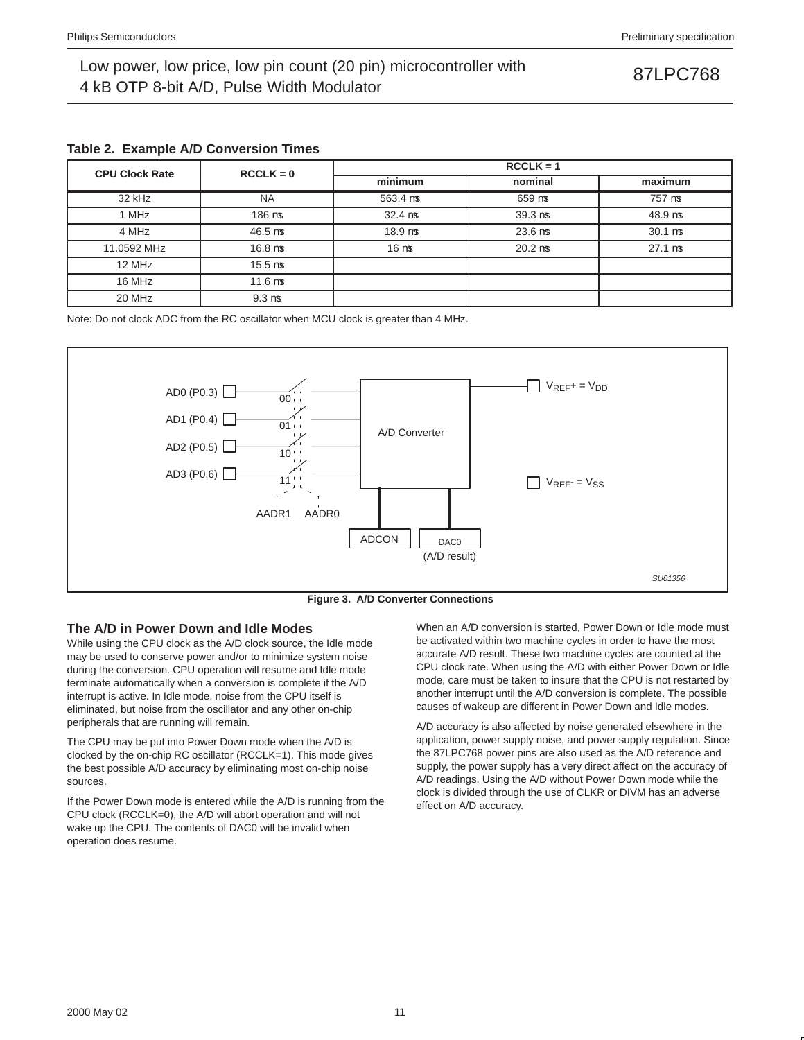**Table 2. Example A/D Conversion Times**

| CPU Clock Rate | RCCLK = 0 | RCCLK = 1 | | |
|---|---|---|---|---|
| | | minimum | nominal | maximum |
| 32 kHz | NA | 563.4 μs | 659 μs | 757 μs |
| 1 MHz | 186 μs | 32.4 μs | 39.3 μs | 48.9 μs |
| 4 MHz | 46.5 μs | 18.9 μs | 23.6 μs | 30.1 μs |
| 11.0592 MHz | 16.8 μs | 16 μs | 20.2 μs | 27.1 μs |
| 12 MHz | 15.5 μs | | | |
| 16 MHz | 11.6 μs | | | |
| 20 MHz | 9.3 μs | | | |

Note: Do not clock ADC from the RC oscillator when MCU clock is greater than 4 MHz.

AD0 (P0.3) — 00
AD1 (P0.4) — 01
AD2 (P0.5) — 10
AD3 (P0.6) — 11

AADR1 AADR0

A/D Converter

$V_{REF}+ = V_{DD}$

$V_{REF}- = V_{SS}$

ADCON

DAC0 (A/D result)

SU01356

**Figure 3. A/D Converter Connections**

## The A/D in Power Down and Idle Modes

While using the CPU clock as the A/D clock source, the Idle mode may be used to conserve power and/or to minimize system noise during the conversion. CPU operation will resume and Idle mode terminate automatically when a conversion is complete if the A/D interrupt is active. In Idle mode, noise from the CPU itself is eliminated, but noise from the oscillator and any other on-chip peripherals that are running will remain.

The CPU may be put into Power Down mode when the A/D is clocked by the on-chip RC oscillator (RCCLK=1). This mode gives the best possible A/D accuracy by eliminating most on-chip noise sources.

If the Power Down mode is entered while the A/D is running from the CPU clock (RCCLK=0), the A/D will abort operation and will not wake up the CPU. The contents of DAC0 will be invalid when operation does resume.

When an A/D conversion is started, Power Down or Idle mode must be activated within two machine cycles in order to have the most accurate A/D result. These two machine cycles are counted at the CPU clock rate. When using the A/D with either Power Down or Idle mode, care must be taken to insure that the CPU is not restarted by another interrupt until the A/D conversion is complete. The possible causes of wakeup are different in Power Down and Idle modes.

A/D accuracy is also affected by noise generated elsewhere in the application, power supply noise, and power supply regulation. Since the 87LPC768 power pins are also used as the A/D reference and supply, the power supply has a very direct affect on the accuracy of A/D readings. Using the A/D without Power Down mode while the clock is divided through the use of CLKR or DIVM has an adverse effect on A/D accuracy.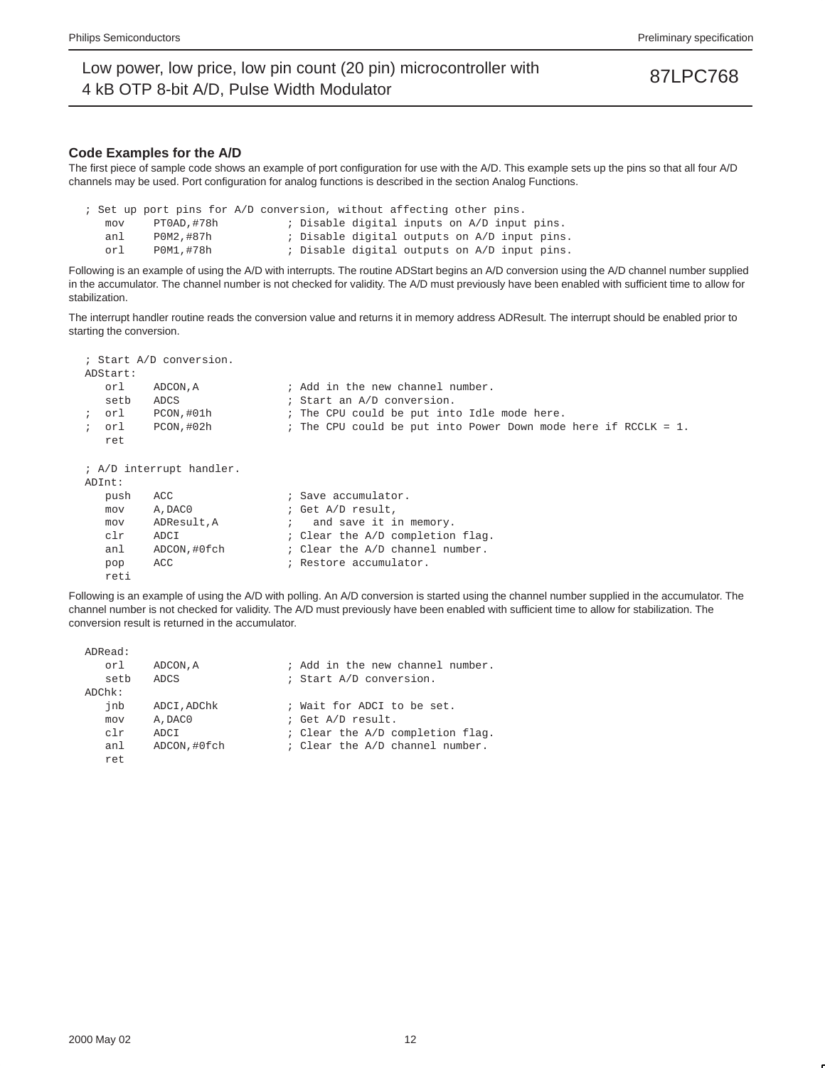## Code Examples for the A/D

The first piece of sample code shows an example of port configuration for use with the A/D. This example sets up the pins so that all four A/D channels may be used. Port configuration for analog functions is described in the section Analog Functions.

```
; Set up port pins for A/D conversion, without affecting other pins.
   mov     PT0AD,#78h          ; Disable digital inputs on A/D input pins.
   anl     P0M2,#87h           ; Disable digital outputs on A/D input pins.
   orl     P0M1,#78h           ; Disable digital outputs on A/D input pins.
```

Following is an example of using the A/D with interrupts. The routine ADStart begins an A/D conversion using the A/D channel number supplied in the accumulator. The channel number is not checked for validity. The A/D must previously have been enabled with sufficient time to allow for stabilization.

The interrupt handler routine reads the conversion value and returns it in memory address ADResult. The interrupt should be enabled prior to starting the conversion.

```
; Start A/D conversion.
ADStart:
   orl     ADCON,A             ; Add in the new channel number.
   setb    ADCS                ; Start an A/D conversion.
;  orl     PCON,#01h           ; The CPU could be put into Idle mode here.
;  orl     PCON,#02h           ; The CPU could be put into Power Down mode here if RCCLK = 1.
   ret

; A/D interrupt handler.
ADInt:
   push    ACC                 ; Save accumulator.
   mov     A,DAC0              ; Get A/D result,
   mov     ADResult,A          ;   and save it in memory.
   clr     ADCI                ; Clear the A/D completion flag.
   anl     ADCON,#0fch         ; Clear the A/D channel number.
   pop     ACC                 ; Restore accumulator.
   reti
```

Following is an example of using the A/D with polling. An A/D conversion is started using the channel number supplied in the accumulator. The channel number is not checked for validity. The A/D must previously have been enabled with sufficient time to allow for stabilization. The conversion result is returned in the accumulator.

```
ADRead:
   orl     ADCON,A             ; Add in the new channel number.
   setb    ADCS                ; Start A/D conversion.
ADChk:
   jnb     ADCI,ADChk          ; Wait for ADCI to be set.
   mov     A,DAC0              ; Get A/D result.
   clr     ADCI                ; Clear the A/D completion flag.
   anl     ADCON,#0fch         ; Clear the A/D channel number.
   ret
```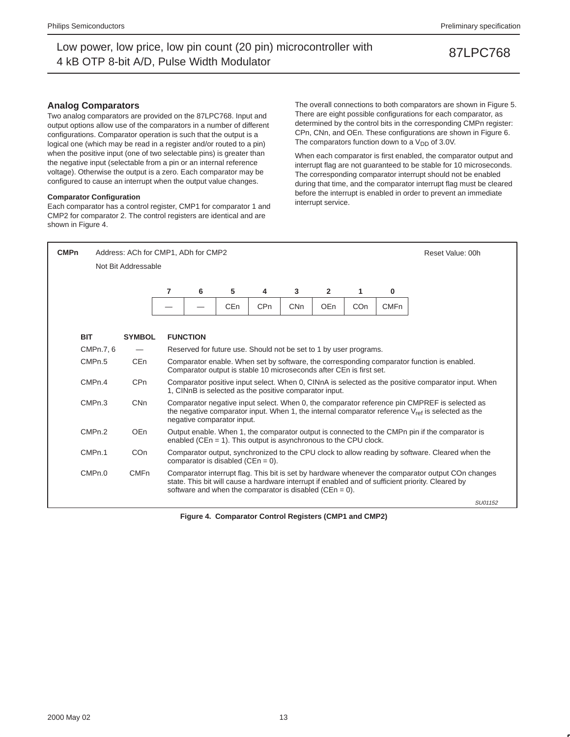## Analog Comparators

Two analog comparators are provided on the 87LPC768. Input and output options allow use of the comparators in a number of different configurations. Comparator operation is such that the output is a logical one (which may be read in a register and/or routed to a pin) when the positive input (one of two selectable pins) is greater than the negative input (selectable from a pin or an internal reference voltage). Otherwise the output is a zero. Each comparator may be configured to cause an interrupt when the output value changes.

### Comparator Configuration

Each comparator has a control register, CMP1 for comparator 1 and CMP2 for comparator 2. The control registers are identical and are shown in Figure 4.

The overall connections to both comparators are shown in Figure 5. There are eight possible configurations for each comparator, as determined by the control bits in the corresponding CMPn register: CPn, CNn, and OEn. These configurations are shown in Figure 6. The comparators function down to a $V_{DD}$ of 3.0V.

When each comparator is first enabled, the comparator output and interrupt flag are not guaranteed to be stable for 10 microseconds. The corresponding comparator interrupt should not be enabled during that time, and the comparator interrupt flag must be cleared before the interrupt is enabled in order to prevent an immediate interrupt service.

**CMPn** Address: ACh for CMP1, ADh for CMP2 Reset Value: 00h

Not Bit Addressable

| 7 | 6 | 5 | 4 | 3 | 2 | 1 | 0 |
|---|---|---|---|---|---|---|---|
| — | — | CEn | CPn | CNn | OEn | COn | CMFn |

| BIT | SYMBOL | FUNCTION |
|---|---|---|
| CMPn.7, 6 | — | Reserved for future use. Should not be set to 1 by user programs. |
| CMPn.5 | CEn | Comparator enable. When set by software, the corresponding comparator function is enabled. Comparator output is stable 10 microseconds after CEn is first set. |
| CMPn.4 | CPn | Comparator positive input select. When 0, CINnA is selected as the positive comparator input. When 1, CINnB is selected as the positive comparator input. |
| CMPn.3 | CNn | Comparator negative input select. When 0, the comparator reference pin CMPREF is selected as the negative comparator input. When 1, the internal comparator reference $V_{ref}$ is selected as the negative comparator input. |
| CMPn.2 | OEn | Output enable. When 1, the comparator output is connected to the CMPn pin if the comparator is enabled (CEn = 1). This output is asynchronous to the CPU clock. |
| CMPn.1 | COn | Comparator output, synchronized to the CPU clock to allow reading by software. Cleared when the comparator is disabled (CEn = 0). |
| CMPn.0 | CMFn | Comparator interrupt flag. This bit is set by hardware whenever the comparator output COn changes state. This bit will cause a hardware interrupt if enabled and of sufficient priority. Cleared by software and when the comparator is disabled (CEn = 0). |

SU01152

**Figure 4. Comparator Control Registers (CMP1 and CMP2)**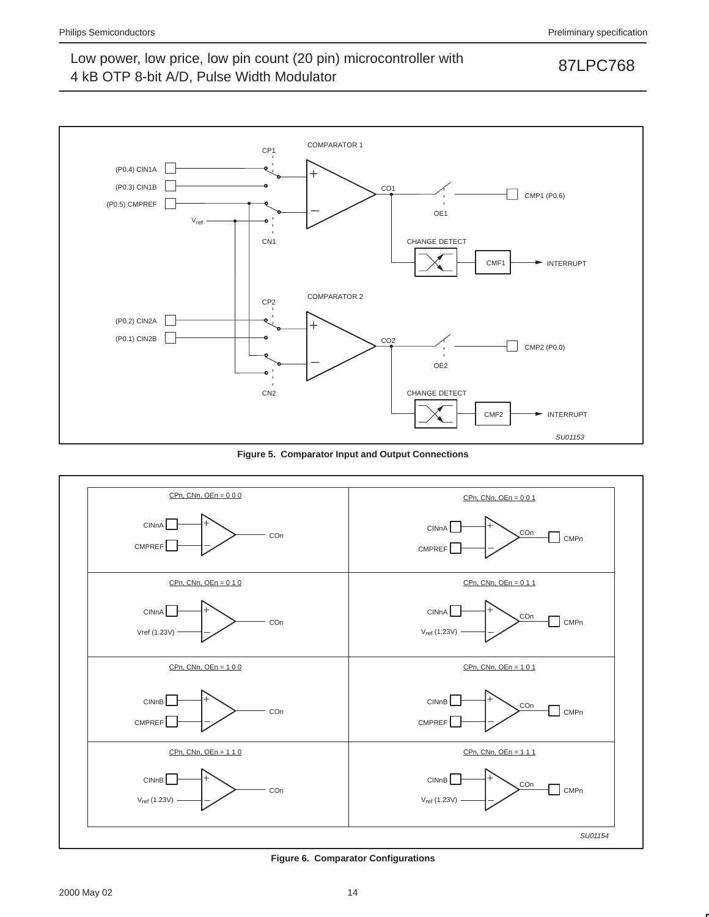Figure 5. Comparator Input and Output Connections

Figure 6. Comparator Configurations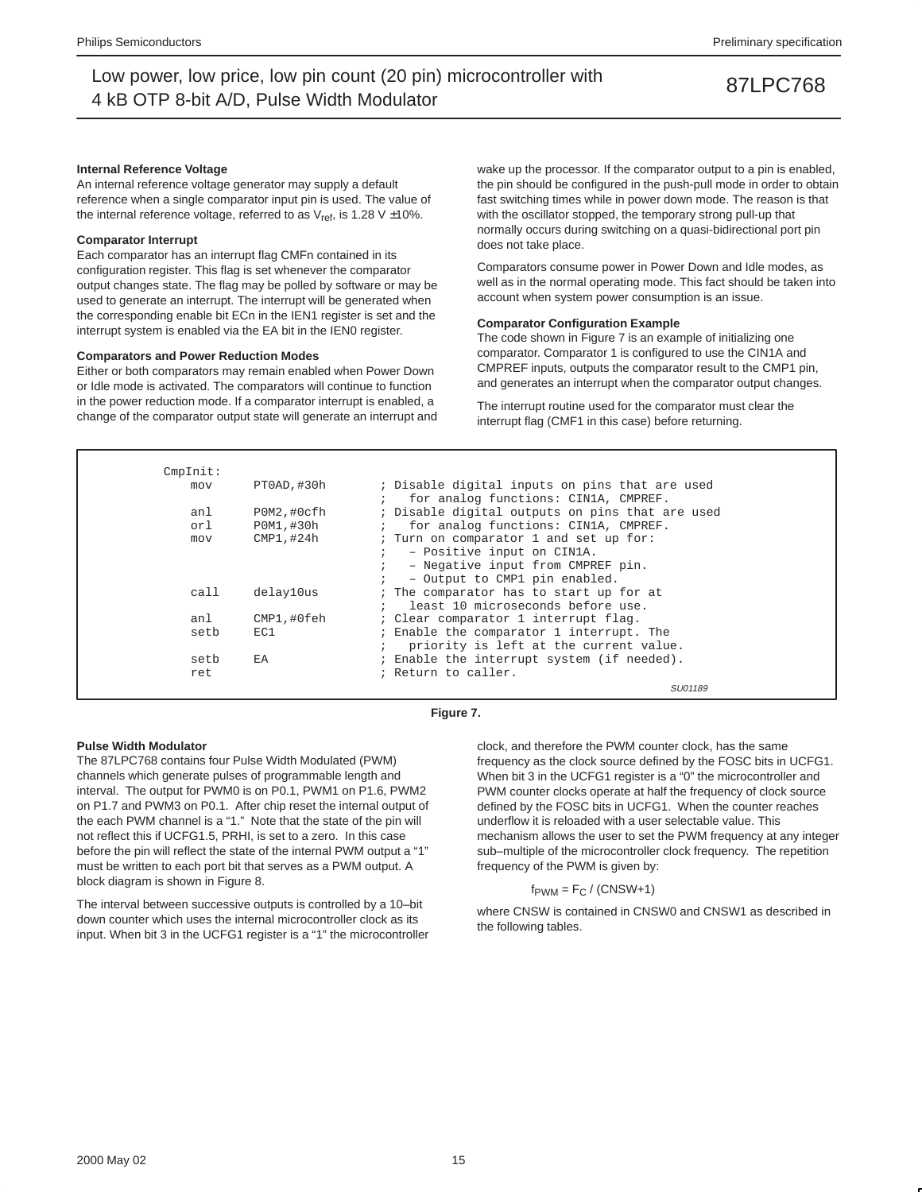### Internal Reference Voltage

An internal reference voltage generator may supply a default reference when a single comparator input pin is used. The value of the internal reference voltage, referred to as $V_{ref}$, is 1.28 V ±10%.

### Comparator Interrupt

Each comparator has an interrupt flag CMFn contained in its configuration register. This flag is set whenever the comparator output changes state. The flag may be polled by software or may be used to generate an interrupt. The interrupt will be generated when the corresponding enable bit ECn in the IEN1 register is set and the interrupt system is enabled via the EA bit in the IEN0 register.

### Comparators and Power Reduction Modes

Either or both comparators may remain enabled when Power Down or Idle mode is activated. The comparators will continue to function in the power reduction mode. If a comparator interrupt is enabled, a change of the comparator output state will generate an interrupt and wake up the processor. If the comparator output to a pin is enabled, the pin should be configured in the push-pull mode in order to obtain fast switching times while in power down mode. The reason is that with the oscillator stopped, the temporary strong pull-up that normally occurs during switching on a quasi-bidirectional port pin does not take place.

Comparators consume power in Power Down and Idle modes, as well as in the normal operating mode. This fact should be taken into account when system power consumption is an issue.

### Comparator Configuration Example

The code shown in Figure 7 is an example of initializing one comparator. Comparator 1 is configured to use the CIN1A and CMPREF inputs, outputs the comparator result to the CMP1 pin, and generates an interrupt when the comparator output changes.

The interrupt routine used for the comparator must clear the interrupt flag (CMF1 in this case) before returning.

```
CmpInit:
    mov     PT0AD,#30h      ; Disable digital inputs on pins that are used
                            ;   for analog functions: CIN1A, CMPREF.
    anl     P0M2,#0cfh      ; Disable digital outputs on pins that are used
    orl     P0M1,#30h       ;   for analog functions: CIN1A, CMPREF.
    mov     CMP1,#24h       ; Turn on comparator 1 and set up for:
                            ;   – Positive input on CIN1A.
                            ;   – Negative input from CMPREF pin.
                            ;   – Output to CMP1 pin enabled.
    call    delay10us       ; The comparator has to start up for at
                            ;   least 10 microseconds before use.
    anl     CMP1,#0feh      ; Clear comparator 1 interrupt flag.
    setb    EC1             ; Enable the comparator 1 interrupt. The
                            ;   priority is left at the current value.
    setb    EA              ; Enable the interrupt system (if needed).
    ret                     ; Return to caller.
```

SU01189

**Figure 7.**

### Pulse Width Modulator

The 87LPC768 contains four Pulse Width Modulated (PWM) channels which generate pulses of programmable length and interval. The output for PWM0 is on P0.1, PWM1 on P1.6, PWM2 on P1.7 and PWM3 on P0.1. After chip reset the internal output of the each PWM channel is a “1.” Note that the state of the pin will not reflect this if UCFG1.5, PRHI, is set to a zero. In this case before the pin will reflect the state of the internal PWM output a “1” must be written to each port bit that serves as a PWM output. A block diagram is shown in Figure 8.

The interval between successive outputs is controlled by a 10–bit down counter which uses the internal microcontroller clock as its input. When bit 3 in the UCFG1 register is a “1” the microcontroller clock, and therefore the PWM counter clock, has the same frequency as the clock source defined by the FOSC bits in UCFG1. When bit 3 in the UCFG1 register is a “0” the microcontroller and PWM counter clocks operate at half the frequency of clock source defined by the FOSC bits in UCFG1. When the counter reaches underflow it is reloaded with a user selectable value. This mechanism allows the user to set the PWM frequency at any integer sub–multiple of the microcontroller clock frequency. The repetition frequency of the PWM is given by:

$$f_{PWM} = F_C / (CNSW+1)$$

where CNSW is contained in CNSW0 and CNSW1 as described in the following tables.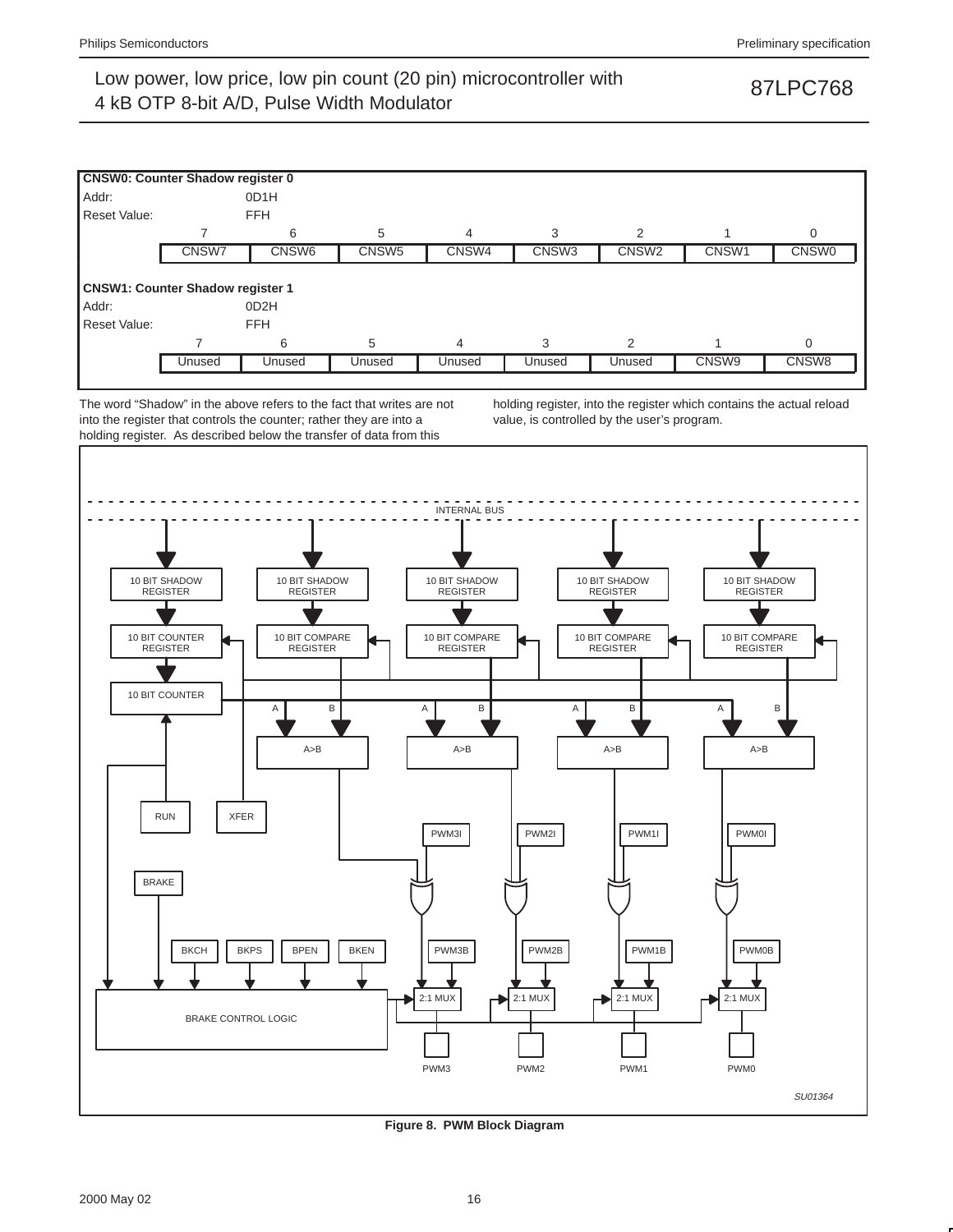**CNSW0: Counter Shadow register 0**

Addr: 0D1H

Reset Value: FFH

| 7 | 6 | 5 | 4 | 3 | 2 | 1 | 0 |
|---|---|---|---|---|---|---|---|
| CNSW7 | CNSW6 | CNSW5 | CNSW4 | CNSW3 | CNSW2 | CNSW1 | CNSW0 |

**CNSW1: Counter Shadow register 1**

Addr: 0D2H

Reset Value: FFH

| 7 | 6 | 5 | 4 | 3 | 2 | 1 | 0 |
|---|---|---|---|---|---|---|---|
| Unused | Unused | Unused | Unused | Unused | Unused | CNSW9 | CNSW8 |

The word "Shadow" in the above refers to the fact that writes are not into the register that controls the counter; rather they are into a holding register. As described below the transfer of data from this holding register, into the register which contains the actual reload value, is controlled by the user's program.

**Figure 8. PWM Block Diagram**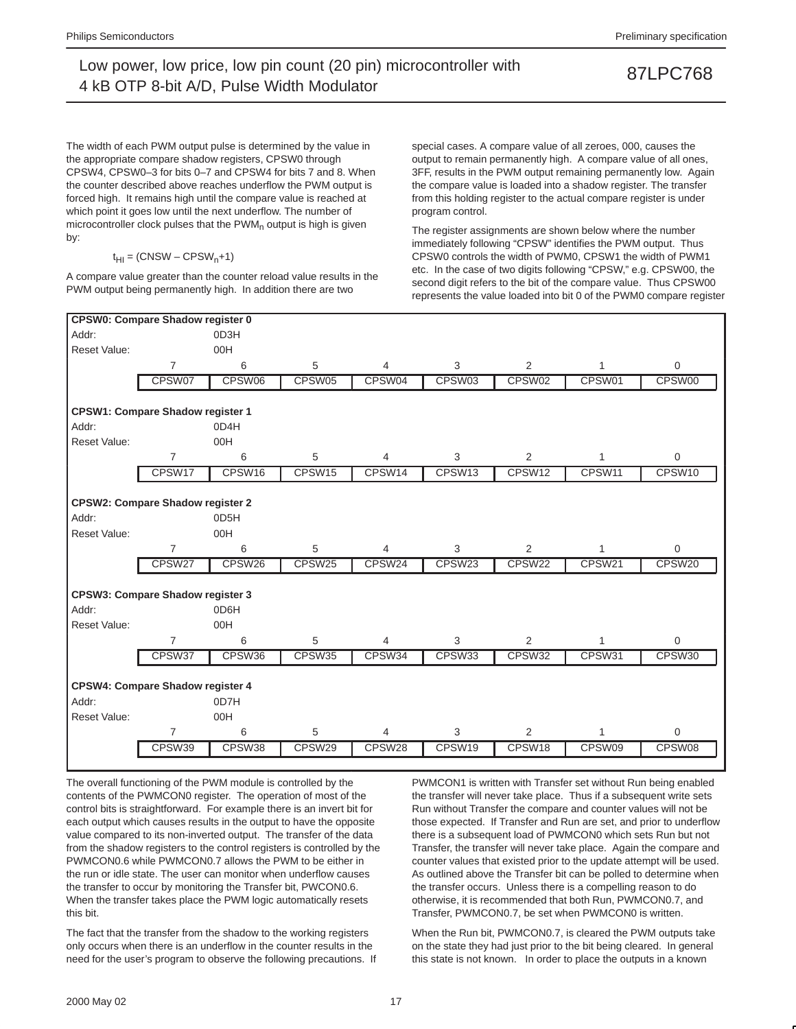The width of each PWM output pulse is determined by the value in the appropriate compare shadow registers, CPSW0 through CPSW4, CPSW0–3 for bits 0–7 and CPSW4 for bits 7 and 8. When the counter described above reaches underflow the PWM output is forced high. It remains high until the compare value is reached at which point it goes low until the next underflow. The number of microcontroller clock pulses that the $PWM_n$ output is high is given by:

$$t_{HI} = (CNSW - CPSW_n + 1)$$

A compare value greater than the counter reload value results in the PWM output being permanently high. In addition there are two special cases. A compare value of all zeroes, 000, causes the output to remain permanently high. A compare value of all ones, 3FF, results in the PWM output remaining permanently low. Again the compare value is loaded into a shadow register. The transfer from this holding register to the actual compare register is under program control.

The register assignments are shown below where the number immediately following "CPSW" identifies the PWM output. Thus CPSW0 controls the width of PWM0, CPSW1 the width of PWM1 etc. In the case of two digits following "CPSW," e.g. CPSW00, the second digit refers to the bit of the compare value. Thus CPSW00 represents the value loaded into bit 0 of the PWM0 compare register

**CPSW0: Compare Shadow register 0**

Addr: 0D3H

Reset Value: 00H

| 7 | 6 | 5 | 4 | 3 | 2 | 1 | 0 |
|---|---|---|---|---|---|---|---|
| CPSW07 | CPSW06 | CPSW05 | CPSW04 | CPSW03 | CPSW02 | CPSW01 | CPSW00 |

**CPSW1: Compare Shadow register 1**

Addr: 0D4H

Reset Value: 00H

| 7 | 6 | 5 | 4 | 3 | 2 | 1 | 0 |
|---|---|---|---|---|---|---|---|
| CPSW17 | CPSW16 | CPSW15 | CPSW14 | CPSW13 | CPSW12 | CPSW11 | CPSW10 |

**CPSW2: Compare Shadow register 2**

Addr: 0D5H

Reset Value: 00H

| 7 | 6 | 5 | 4 | 3 | 2 | 1 | 0 |
|---|---|---|---|---|---|---|---|
| CPSW27 | CPSW26 | CPSW25 | CPSW24 | CPSW23 | CPSW22 | CPSW21 | CPSW20 |

**CPSW3: Compare Shadow register 3**

Addr: 0D6H

Reset Value: 00H

| 7 | 6 | 5 | 4 | 3 | 2 | 1 | 0 |
|---|---|---|---|---|---|---|---|
| CPSW37 | CPSW36 | CPSW35 | CPSW34 | CPSW33 | CPSW32 | CPSW31 | CPSW30 |

**CPSW4: Compare Shadow register 4**

Addr: 0D7H

Reset Value: 00H

| 7 | 6 | 5 | 4 | 3 | 2 | 1 | 0 |
|---|---|---|---|---|---|---|---|
| CPSW39 | CPSW38 | CPSW29 | CPSW28 | CPSW19 | CPSW18 | CPSW09 | CPSW08 |

The overall functioning of the PWM module is controlled by the contents of the PWMCON0 register. The operation of most of the control bits is straightforward. For example there is an invert bit for each output which causes results in the output to have the opposite value compared to its non-inverted output. The transfer of the data from the shadow registers to the control registers is controlled by the PWMCON0.6 while PWMCON0.7 allows the PWM to be either in the run or idle state. The user can monitor when underflow causes the transfer to occur by monitoring the Transfer bit, PWCON0.6. When the transfer takes place the PWM logic automatically resets this bit.

The fact that the transfer from the shadow to the working registers only occurs when there is an underflow in the counter results in the need for the user's program to observe the following precautions. If PWMCON1 is written with Transfer set without Run being enabled the transfer will never take place. Thus if a subsequent write sets Run without Transfer the compare and counter values will not be those expected. If Transfer and Run are set, and prior to underflow there is a subsequent load of PWMCON0 which sets Run but not Transfer, the transfer will never take place. Again the compare and counter values that existed prior to the update attempt will be used. As outlined above the Transfer bit can be polled to determine when the transfer occurs. Unless there is a compelling reason to do otherwise, it is recommended that both Run, PWMCON0.7, and Transfer, PWMCON0.7, be set when PWMCON0 is written.

When the Run bit, PWMCON0.7, is cleared the PWM outputs take on the state they had just prior to the bit being cleared. In general this state is not known. In order to place the outputs in a known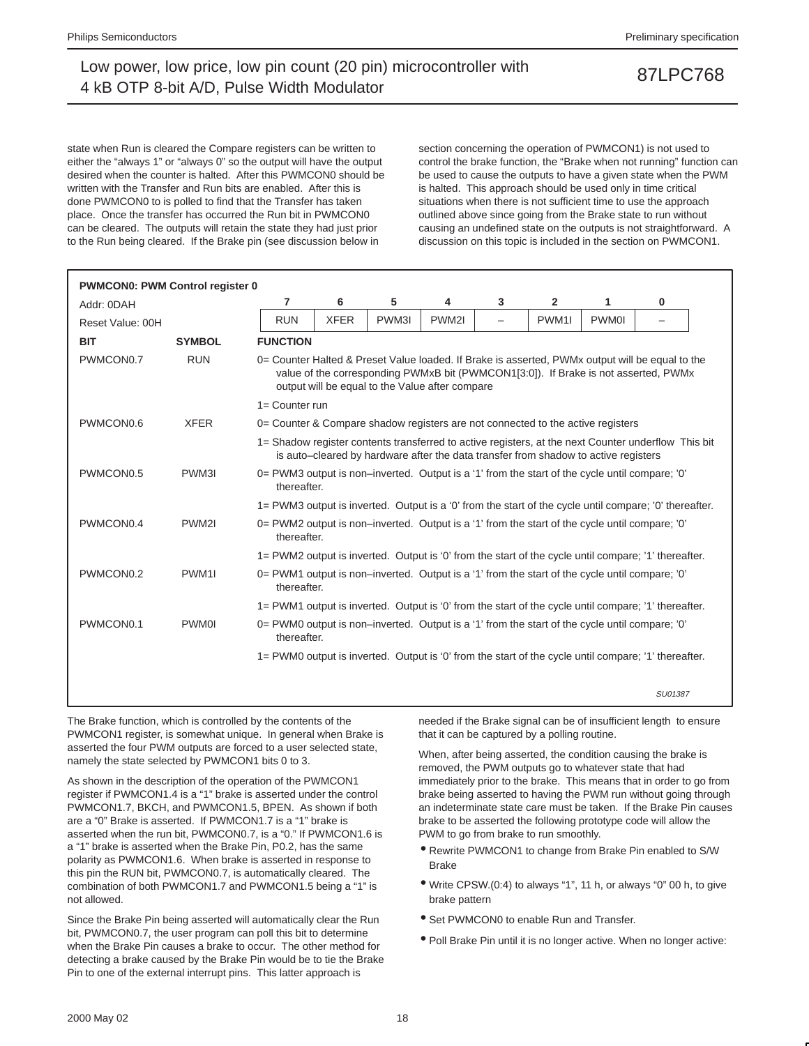state when Run is cleared the Compare registers can be written to either the "always 1" or "always 0" so the output will have the output desired when the counter is halted. After this PWMCON0 should be written with the Transfer and Run bits are enabled. After this is done PWMCON0 is polled to find that the Transfer has taken place. Once the transfer has occurred the Run bit in PWMCON0 can be cleared. The outputs will retain the state they had just prior to the Run being cleared. If the Brake pin (see discussion below in section concerning the operation of PWMCON1) is not used to control the brake function, the "Brake when not running" function can be used to cause the outputs to have a given state when the PWM is halted. This approach should be used only in time critical situations when there is not sufficient time to use the approach outlined above since going from the Brake state to run without causing an undefined state on the outputs is not straightforward. A discussion on this topic is included in the section on PWMCON1.

**PWMCON0: PWM Control register 0**

Addr: 0DAH

Reset Value: 00H

| 7 | 6 | 5 | 4 | 3 | 2 | 1 | 0 |
|---|---|---|---|---|---|---|---|
| RUN | XFER | PWM3I | PWM2I | – | PWM1I | PWM0I | – |

| BIT | SYMBOL | FUNCTION |
|---|---|---|
| PWMCON0.7 | RUN | 0= Counter Halted & Preset Value loaded. If Brake is asserted, PWMx output will be equal to the value of the corresponding PWMxB bit (PWMCON1[3:0]). If Brake is not asserted, PWMx output will be equal to the Value after compare |
| | | 1= Counter run |
| PWMCON0.6 | XFER | 0= Counter & Compare shadow registers are not connected to the active registers |
| | | 1= Shadow register contents transferred to active registers, at the next Counter underflow This bit is auto–cleared by hardware after the data transfer from shadow to active registers |
| PWMCON0.5 | PWM3I | 0= PWM3 output is non–inverted. Output is a '1' from the start of the cycle until compare; '0' thereafter. |
| | | 1= PWM3 output is inverted. Output is a '0' from the start of the cycle until compare; '0' thereafter. |
| PWMCON0.4 | PWM2I | 0= PWM2 output is non–inverted. Output is a '1' from the start of the cycle until compare; '0' thereafter. |
| | | 1= PWM2 output is inverted. Output is '0' from the start of the cycle until compare; '1' thereafter. |
| PWMCON0.2 | PWM1I | 0= PWM1 output is non–inverted. Output is a '1' from the start of the cycle until compare; '0' thereafter. |
| | | 1= PWM1 output is inverted. Output is '0' from the start of the cycle until compare; '1' thereafter. |
| PWMCON0.1 | PWM0I | 0= PWM0 output is non–inverted. Output is a '1' from the start of the cycle until compare; '0' thereafter. |
| | | 1= PWM0 output is inverted. Output is '0' from the start of the cycle until compare; '1' thereafter. |

SU01387

The Brake function, which is controlled by the contents of the PWMCON1 register, is somewhat unique. In general when Brake is asserted the four PWM outputs are forced to a user selected state, namely the state selected by PWMCON1 bits 0 to 3.

As shown in the description of the operation of the PWMCON1 register if PWMCON1.4 is a "1" brake is asserted under the control PWMCON1.7, BKCH, and PWMCON1.5, BPEN. As shown if both are a "0" Brake is asserted. If PWMCON1.7 is a "1" brake is asserted when the run bit, PWMCON0.7, is a "0." If PWMCON1.6 is a "1" brake is asserted when the Brake Pin, P0.2, has the same polarity as PWMCON1.6. When brake is asserted in response to this pin the RUN bit, PWMCON0.7, is automatically cleared. The combination of both PWMCON1.7 and PWMCON1.5 being a "1" is not allowed.

Since the Brake Pin being asserted will automatically clear the Run bit, PWMCON0.7, the user program can poll this bit to determine when the Brake Pin causes a brake to occur. The other method for detecting a brake caused by the Brake Pin would be to tie the Brake Pin to one of the external interrupt pins. This latter approach is needed if the Brake signal can be of insufficient length to ensure that it can be captured by a polling routine.

When, after being asserted, the condition causing the brake is removed, the PWM outputs go to whatever state that had immediately prior to the brake. This means that in order to go from brake being asserted to having the PWM run without going through an indeterminate state care must be taken. If the Brake Pin causes brake to be asserted the following prototype code will allow the PWM to go from brake to run smoothly.

- Rewrite PWMCON1 to change from Brake Pin enabled to S/W Brake
- Write CPSW.(0:4) to always "1", 11 h, or always "0" 00 h, to give brake pattern
- Set PWMCON0 to enable Run and Transfer.
- Poll Brake Pin until it is no longer active. When no longer active: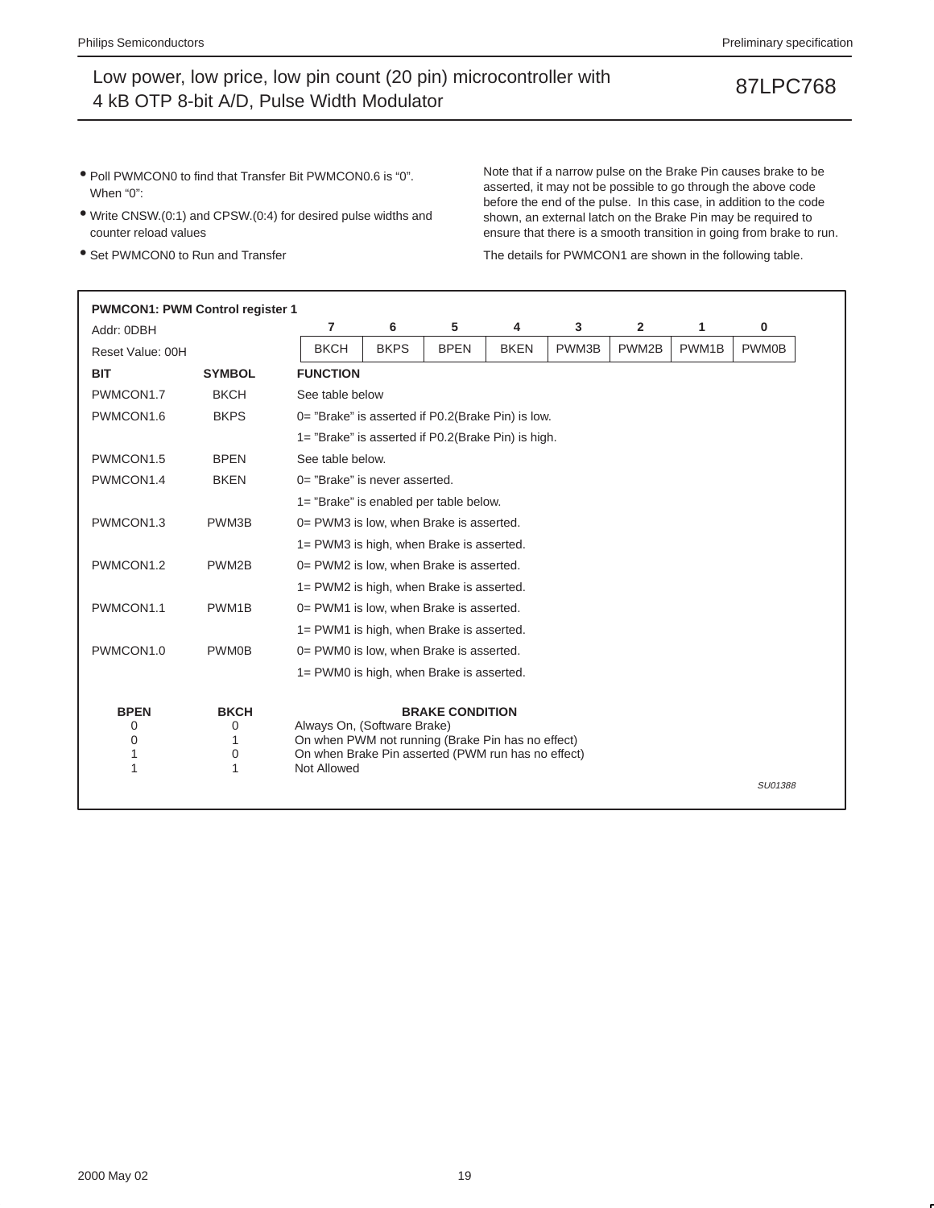- Poll PWMCON0 to find that Transfer Bit PWMCON0.6 is “0”. When “0”:
- Write CNSW.(0:1) and CPSW.(0:4) for desired pulse widths and counter reload values
- Set PWMCON0 to Run and Transfer

Note that if a narrow pulse on the Brake Pin causes brake to be asserted, it may not be possible to go through the above code before the end of the pulse. In this case, in addition to the code shown, an external latch on the Brake Pin may be required to ensure that there is a smooth transition in going from brake to run.

The details for PWMCON1 are shown in the following table.

**PWMCON1: PWM Control register 1**

Addr: 0DBH

Reset Value: 00H

| 7 | 6 | 5 | 4 | 3 | 2 | 1 | 0 |
|---|---|---|---|---|---|---|---|
| BKCH | BKPS | BPEN | BKEN | PWM3B | PWM2B | PWM1B | PWM0B |

| BIT | SYMBOL | FUNCTION |
|---|---|---|
| PWMCON1.7 | BKCH | See table below |
| PWMCON1.6 | BKPS | 0= ”Brake” is asserted if P0.2(Brake Pin) is low. |
| | | 1= ”Brake” is asserted if P0.2(Brake Pin) is high. |
| PWMCON1.5 | BPEN | See table below. |
| PWMCON1.4 | BKEN | 0= ”Brake” is never asserted. |
| | | 1= ”Brake” is enabled per table below. |
| PWMCON1.3 | PWM3B | 0= PWM3 is low, when Brake is asserted. |
| | | 1= PWM3 is high, when Brake is asserted. |
| PWMCON1.2 | PWM2B | 0= PWM2 is low, when Brake is asserted. |
| | | 1= PWM2 is high, when Brake is asserted. |
| PWMCON1.1 | PWM1B | 0= PWM1 is low, when Brake is asserted. |
| | | 1= PWM1 is high, when Brake is asserted. |
| PWMCON1.0 | PWM0B | 0= PWM0 is low, when Brake is asserted. |
| | | 1= PWM0 is high, when Brake is asserted. |

| BPEN | BKCH | BRAKE CONDITION |
|---|---|---|
| 0 | 0 | Always On, (Software Brake) |
| 0 | 1 | On when PWM not running (Brake Pin has no effect) |
| 1 | 0 | On when Brake Pin asserted (PWM run has no effect) |
| 1 | 1 | Not Allowed |

*SU01388*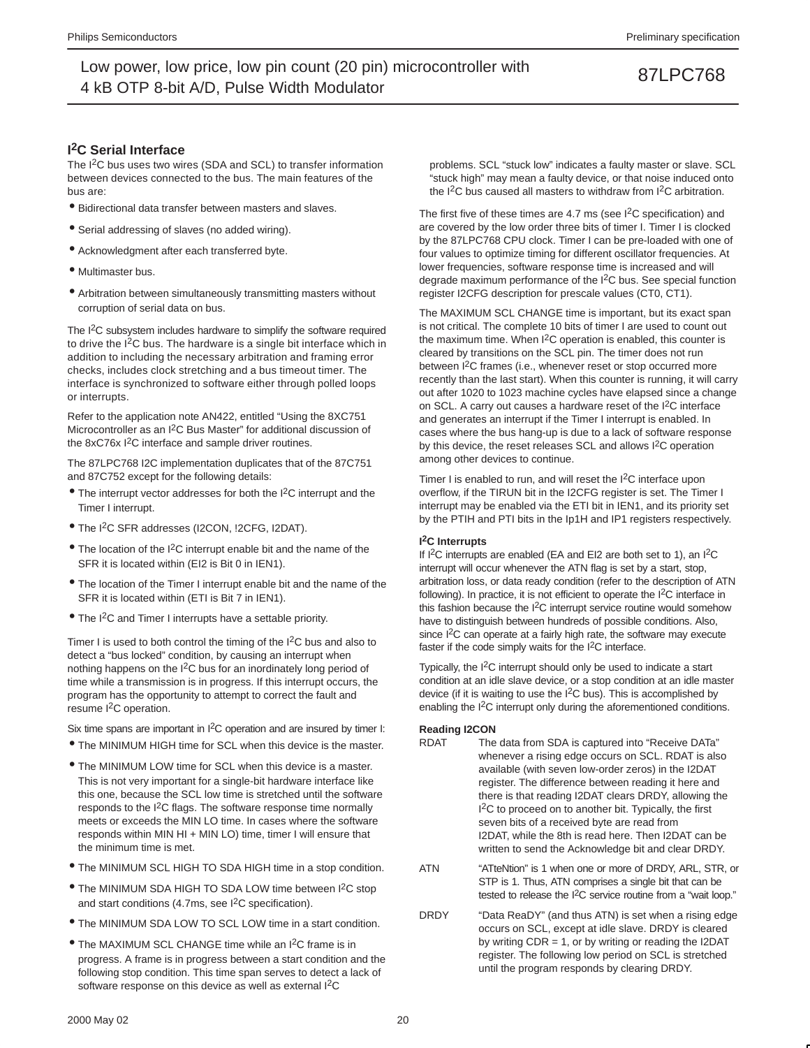## $I^2C$ Serial Interface

The $I^2C$ bus uses two wires (SDA and SCL) to transfer information between devices connected to the bus. The main features of the bus are:

- Bidirectional data transfer between masters and slaves.
- Serial addressing of slaves (no added wiring).
- Acknowledgment after each transferred byte.
- Multimaster bus.
- Arbitration between simultaneously transmitting masters without corruption of serial data on bus.

The $I^2C$ subsystem includes hardware to simplify the software required to drive the $I^2C$ bus. The hardware is a single bit interface which in addition to including the necessary arbitration and framing error checks, includes clock stretching and a bus timeout timer. The interface is synchronized to software either through polled loops or interrupts.

Refer to the application note AN422, entitled "Using the 8XC751 Microcontroller as an $I^2C$ Bus Master" for additional discussion of the 8xC76x $I^2C$ interface and sample driver routines.

The 87LPC768 I2C implementation duplicates that of the 87C751 and 87C752 except for the following details:

- The interrupt vector addresses for both the $I^2C$ interrupt and the Timer I interrupt.
- The $I^2C$ SFR addresses (I2CON, !2CFG, I2DAT).
- The location of the $I^2C$ interrupt enable bit and the name of the SFR it is located within (EI2 is Bit 0 in IEN1).
- The location of the Timer I interrupt enable bit and the name of the SFR it is located within (ETI is Bit 7 in IEN1).
- The $I^2C$ and Timer I interrupts have a settable priority.

Timer I is used to both control the timing of the $I^2C$ bus and also to detect a "bus locked" condition, by causing an interrupt when nothing happens on the $I^2C$ bus for an inordinately long period of time while a transmission is in progress. If this interrupt occurs, the program has the opportunity to attempt to correct the fault and resume $I^2C$ operation.

Six time spans are important in $I^2C$ operation and are insured by timer I:

- The MINIMUM HIGH time for SCL when this device is the master.
- The MINIMUM LOW time for SCL when this device is a master. This is not very important for a single-bit hardware interface like this one, because the SCL low time is stretched until the software responds to the $I^2C$ flags. The software response time normally meets or exceeds the MIN LO time. In cases where the software responds within MIN HI + MIN LO) time, timer I will ensure that the minimum time is met.
- The MINIMUM SCL HIGH TO SDA HIGH time in a stop condition.
- The MINIMUM SDA HIGH TO SDA LOW time between $I^2C$ stop and start conditions (4.7ms, see $I^2C$ specification).
- The MINIMUM SDA LOW TO SCL LOW time in a start condition.
- The MAXIMUM SCL CHANGE time while an $I^2C$ frame is in progress. A frame is in progress between a start condition and the following stop condition. This time span serves to detect a lack of software response on this device as well as external $I^2C$ problems. SCL "stuck low" indicates a faulty master or slave. SCL "stuck high" may mean a faulty device, or that noise induced onto the $I^2C$ bus caused all masters to withdraw from $I^2C$ arbitration.

The first five of these times are 4.7 ms (see $I^2C$ specification) and are covered by the low order three bits of timer I. Timer I is clocked by the 87LPC768 CPU clock. Timer I can be pre-loaded with one of four values to optimize timing for different oscillator frequencies. At lower frequencies, software response time is increased and will degrade maximum performance of the $I^2C$ bus. See special function register I2CFG description for prescale values (CT0, CT1).

The MAXIMUM SCL CHANGE time is important, but its exact span is not critical. The complete 10 bits of timer I are used to count out the maximum time. When $I^2C$ operation is enabled, this counter is cleared by transitions on the SCL pin. The timer does not run between $I^2C$ frames (i.e., whenever reset or stop occurred more recently than the last start). When this counter is running, it will carry out after 1020 to 1023 machine cycles have elapsed since a change on SCL. A carry out causes a hardware reset of the $I^2C$ interface and generates an interrupt if the Timer I interrupt is enabled. In cases where the bus hang-up is due to a lack of software response by this device, the reset releases SCL and allows $I^2C$ operation among other devices to continue.

Timer I is enabled to run, and will reset the $I^2C$ interface upon overflow, if the TIRUN bit in the I2CFG register is set. The Timer I interrupt may be enabled via the ETI bit in IEN1, and its priority set by the PTIH and PTI bits in the Ip1H and IP1 registers respectively.

### $I^2C$ Interrupts

If $I^2C$ interrupts are enabled (EA and EI2 are both set to 1), an $I^2C$ interrupt will occur whenever the ATN flag is set by a start, stop, arbitration loss, or data ready condition (refer to the description of ATN following). In practice, it is not efficient to operate the $I^2C$ interface in this fashion because the $I^2C$ interrupt service routine would somehow have to distinguish between hundreds of possible conditions. Also, since $I^2C$ can operate at a fairly high rate, the software may execute faster if the code simply waits for the $I^2C$ interface.

Typically, the $I^2C$ interrupt should only be used to indicate a start condition at an idle slave device, or a stop condition at an idle master device (if it is waiting to use the $I^2C$ bus). This is accomplished by enabling the $I^2C$ interrupt only during the aforementioned conditions.

### Reading I2CON

**RDAT** — The data from SDA is captured into "Receive DATa" whenever a rising edge occurs on SCL. RDAT is also available (with seven low-order zeros) in the I2DAT register. The difference between reading it here and there is that reading I2DAT clears DRDY, allowing the $I^2C$ to proceed on to another bit. Typically, the first seven bits of a received byte are read from I2DAT, while the 8th is read here. Then I2DAT can be written to send the Acknowledge bit and clear DRDY.

**ATN** — "ATteNtion" is 1 when one or more of DRDY, ARL, STR, or STP is 1. Thus, ATN comprises a single bit that can be tested to release the $I^2C$ service routine from a "wait loop."

**DRDY** — "Data ReaDY" (and thus ATN) is set when a rising edge occurs on SCL, except at idle slave. DRDY is cleared by writing CDR = 1, or by writing or reading the I2DAT register. The following low period on SCL is stretched until the program responds by clearing DRDY.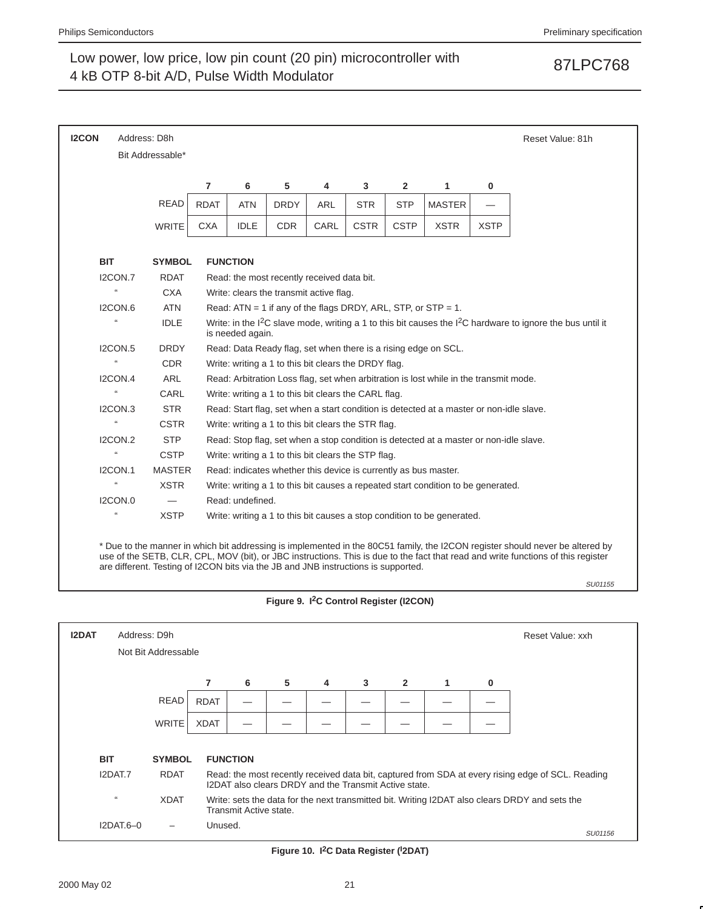**I2CON** Address: D8h Reset Value: 81h

Bit Addressable*

| | 7 | 6 | 5 | 4 | 3 | 2 | 1 | 0 |
|---|---|---|---|---|---|---|---|---|
| READ | RDAT | ATN | DRDY | ARL | STR | STP | MASTER | — |
| WRITE | CXA | IDLE | CDR | CARL | CSTR | CSTP | XSTR | XSTP |

| BIT | SYMBOL | FUNCTION |
|---|---|---|
| I2CON.7 | RDAT | Read: the most recently received data bit. |
| " | CXA | Write: clears the transmit active flag. |
| I2CON.6 | ATN | Read: ATN = 1 if any of the flags DRDY, ARL, STP, or STP = 1. |
| " | IDLE | Write: in the I²C slave mode, writing a 1 to this bit causes the I²C hardware to ignore the bus until it is needed again. |
| I2CON.5 | DRDY | Read: Data Ready flag, set when there is a rising edge on SCL. |
| " | CDR | Write: writing a 1 to this bit clears the DRDY flag. |
| I2CON.4 | ARL | Read: Arbitration Loss flag, set when arbitration is lost while in the transmit mode. |
| " | CARL | Write: writing a 1 to this bit clears the CARL flag. |
| I2CON.3 | STR | Read: Start flag, set when a start condition is detected at a master or non-idle slave. |
| " | CSTR | Write: writing a 1 to this bit clears the STR flag. |
| I2CON.2 | STP | Read: Stop flag, set when a stop condition is detected at a master or non-idle slave. |
| " | CSTP | Write: writing a 1 to this bit clears the STP flag. |
| I2CON.1 | MASTER | Read: indicates whether this device is currently as bus master. |
| " | XSTR | Write: writing a 1 to this bit causes a repeated start condition to be generated. |
| I2CON.0 | — | Read: undefined. |
| " | XSTP | Write: writing a 1 to this bit causes a stop condition to be generated. |

* Due to the manner in which bit addressing is implemented in the 80C51 family, the I2CON register should never be altered by use of the SETB, CLR, CPL, MOV (bit), or JBC instructions. This is due to the fact that read and write functions of this register are different. Testing of I2CON bits via the JB and JNB instructions is supported.

SU01155

**Figure 9. I²C Control Register (I2CON)**

**I2DAT** Address: D9h Reset Value: xxh

Not Bit Addressable

| | 7 | 6 | 5 | 4 | 3 | 2 | 1 | 0 |
|---|---|---|---|---|---|---|---|---|
| READ | RDAT | — | — | — | — | — | — | — |
| WRITE | XDAT | — | — | — | — | — | — | — |

| BIT | SYMBOL | FUNCTION |
|---|---|---|
| I2DAT.7 | RDAT | Read: the most recently received data bit, captured from SDA at every rising edge of SCL. Reading I2DAT also clears DRDY and the Transmit Active state. |
| " | XDAT | Write: sets the data for the next transmitted bit. Writing I2DAT also clears DRDY and sets the Transmit Active state. |
| I2DAT.6–0 | – | Unused. |

SU01156

**Figure 10. I²C Data Register (I2DAT)**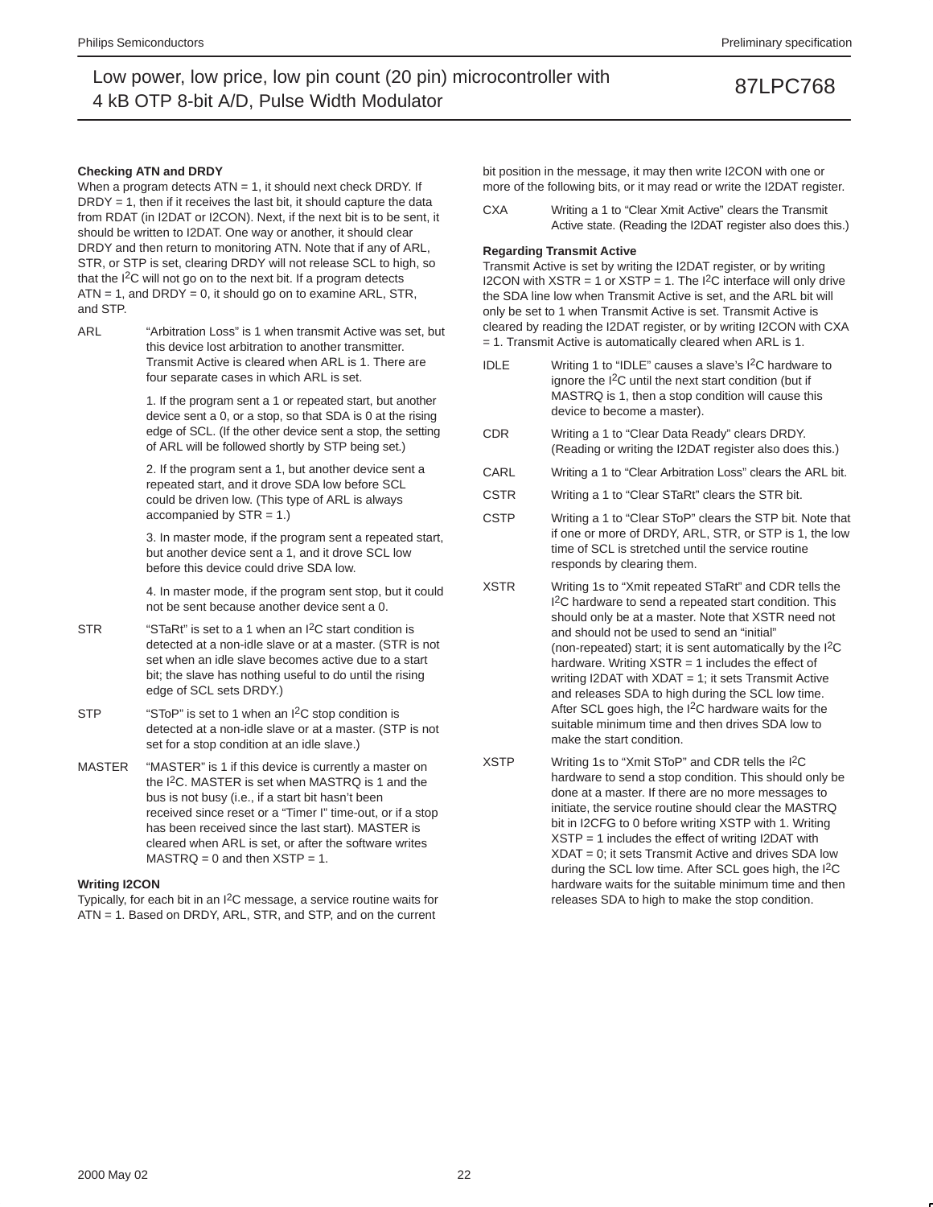#### Checking ATN and DRDY

When a program detects ATN = 1, it should next check DRDY. If DRDY = 1, then if it receives the last bit, it should capture the data from RDAT (in I2DAT or I2CON). Next, if the next bit is to be sent, it should be written to I2DAT. One way or another, it should clear DRDY and then return to monitoring ATN. Note that if any of ARL, STR, or STP is set, clearing DRDY will not release SCL to high, so that the I2C will not go on to the next bit. If a program detects ATN = 1, and DRDY = 0, it should go on to examine ARL, STR, and STP.

**ARL** "Arbitration Loss" is 1 when transmit Active was set, but this device lost arbitration to another transmitter. Transmit Active is cleared when ARL is 1. There are four separate cases in which ARL is set.

1. If the program sent a 1 or repeated start, but another device sent a 0, or a stop, so that SDA is 0 at the rising edge of SCL. (If the other device sent a stop, the setting of ARL will be followed shortly by STP being set.)

2. If the program sent a 1, but another device sent a repeated start, and it drove SDA low before SCL could be driven low. (This type of ARL is always accompanied by STR = 1.)

3. In master mode, if the program sent a repeated start, but another device sent a 1, and it drove SCL low before this device could drive SDA low.

4. In master mode, if the program sent stop, but it could not be sent because another device sent a 0.

**STR** "STaRt" is set to a 1 when an I2C start condition is detected at a non-idle slave or at a master. (STR is not set when an idle slave becomes active due to a start bit; the slave has nothing useful to do until the rising edge of SCL sets DRDY.)

**STP** "SToP" is set to 1 when an I2C stop condition is detected at a non-idle slave or at a master. (STP is not set for a stop condition at an idle slave.)

**MASTER** "MASTER" is 1 if this device is currently a master on the I2C. MASTER is set when MASTRQ is 1 and the bus is not busy (i.e., if a start bit hasn't been received since reset or a "Timer I" time-out, or if a stop has been received since the last start). MASTER is cleared when ARL is set, or after the software writes MASTRQ = 0 and then XSTP = 1.

#### Writing I2CON

Typically, for each bit in an I2C message, a service routine waits for ATN = 1. Based on DRDY, ARL, STR, and STP, and on the current bit position in the message, it may then write I2CON with one or more of the following bits, or it may read or write the I2DAT register.

**CXA** Writing a 1 to "Clear Xmit Active" clears the Transmit Active state. (Reading the I2DAT register also does this.)

#### Regarding Transmit Active

Transmit Active is set by writing the I2DAT register, or by writing I2CON with XSTR = 1 or XSTP = 1. The I2C interface will only drive the SDA line low when Transmit Active is set, and the ARL bit will only be set to 1 when Transmit Active is set. Transmit Active is cleared by reading the I2DAT register, or by writing I2CON with CXA = 1. Transmit Active is automatically cleared when ARL is 1.

**IDLE** Writing 1 to "IDLE" causes a slave's I2C hardware to ignore the I2C until the next start condition (but if MASTRQ is 1, then a stop condition will cause this device to become a master).

**CDR** Writing a 1 to "Clear Data Ready" clears DRDY. (Reading or writing the I2DAT register also does this.)

**CARL** Writing a 1 to "Clear Arbitration Loss" clears the ARL bit.

**CSTR** Writing a 1 to "Clear STaRt" clears the STR bit.

**CSTP** Writing a 1 to "Clear SToP" clears the STP bit. Note that if one or more of DRDY, ARL, STR, or STP is 1, the low time of SCL is stretched until the service routine responds by clearing them.

**XSTR** Writing 1s to "Xmit repeated STaRt" and CDR tells the I2C hardware to send a repeated start condition. This should only be at a master. Note that XSTR need not and should not be used to send an "initial" (non-repeated) start; it is sent automatically by the I2C hardware. Writing XSTR = 1 includes the effect of writing I2DAT with XDAT = 1; it sets Transmit Active and releases SDA to high during the SCL low time. After SCL goes high, the I2C hardware waits for the suitable minimum time and then drives SDA low to make the start condition.

**XSTP** Writing 1s to "Xmit SToP" and CDR tells the I2C hardware to send a stop condition. This should only be done at a master. If there are no more messages to initiate, the service routine should clear the MASTRQ bit in I2CFG to 0 before writing XSTP with 1. Writing XSTP = 1 includes the effect of writing I2DAT with XDAT = 0; it sets Transmit Active and drives SDA low during the SCL low time. After SCL goes high, the I2C hardware waits for the suitable minimum time and then releases SDA to high to make the stop condition.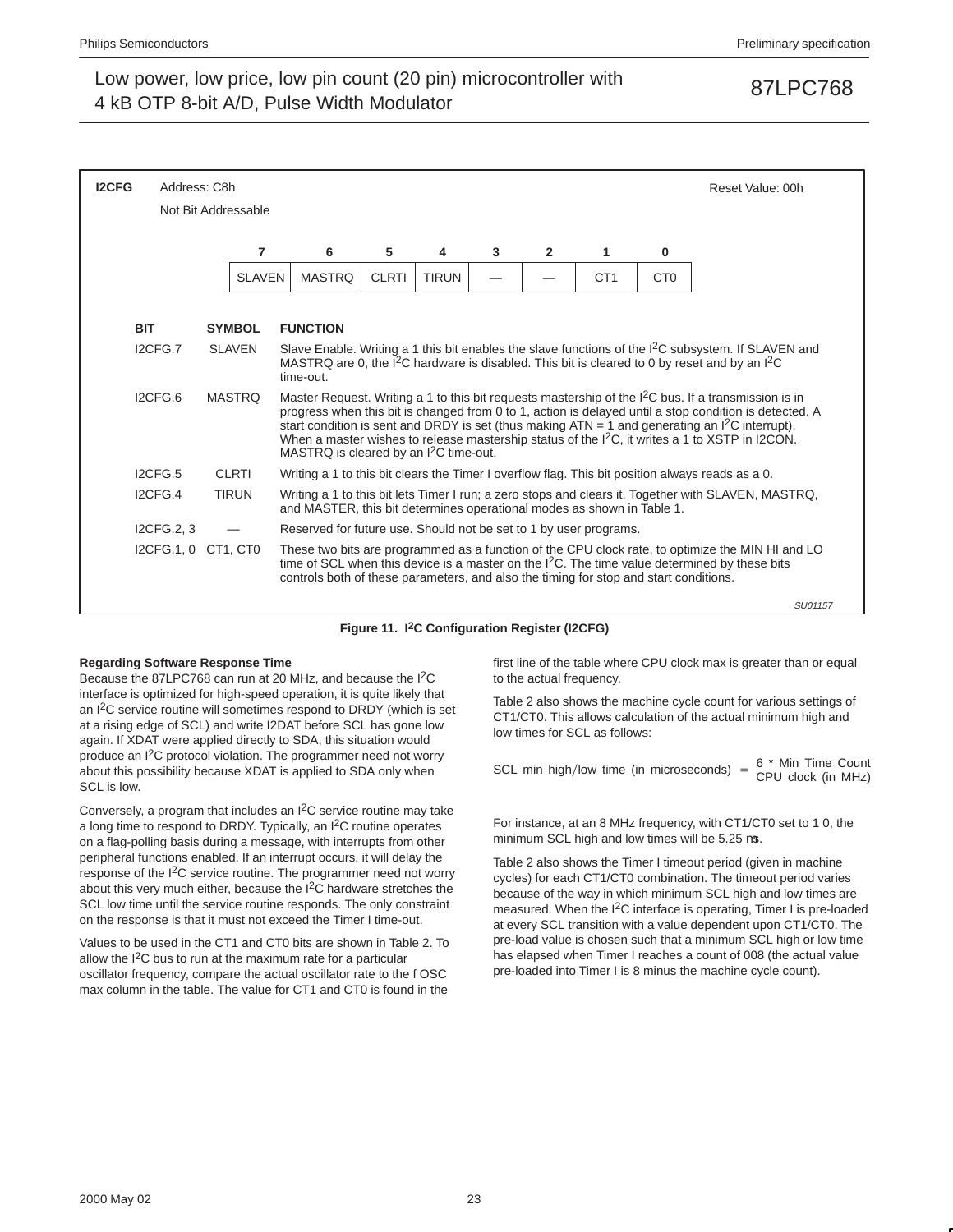**I2CFG** Address: C8h Reset Value: 00h

Not Bit Addressable

| 7 | 6 | 5 | 4 | 3 | 2 | 1 | 0 |
|---|---|---|---|---|---|---|---|
| SLAVEN | MASTRQ | CLRTI | TIRUN | — | — | CT1 | CT0 |

| BIT | SYMBOL | FUNCTION |
|---|---|---|
| I2CFG.7 | SLAVEN | Slave Enable. Writing a 1 this bit enables the slave functions of the I²C subsystem. If SLAVEN and MASTRQ are 0, the I²C hardware is disabled. This bit is cleared to 0 by reset and by an I²C time-out. |
| I2CFG.6 | MASTRQ | Master Request. Writing a 1 to this bit requests mastership of the I²C bus. If a transmission is in progress when this bit is changed from 0 to 1, action is delayed until a stop condition is detected. A start condition is sent and DRDY is set (thus making ATN = 1 and generating an I²C interrupt). When a master wishes to release mastership status of the I²C, it writes a 1 to XSTP in I2CON. MASTRQ is cleared by an I²C time-out. |
| I2CFG.5 | CLRTI | Writing a 1 to this bit clears the Timer I overflow flag. This bit position always reads as a 0. |
| I2CFG.4 | TIRUN | Writing a 1 to this bit lets Timer I run; a zero stops and clears it. Together with SLAVEN, MASTRQ, and MASTER, this bit determines operational modes as shown in Table 1. |
| I2CFG.2, 3 | — | Reserved for future use. Should not be set to 1 by user programs. |
| I2CFG.1, 0 | CT1, CT0 | These two bits are programmed as a function of the CPU clock rate, to optimize the MIN HI and LO time of SCL when this device is a master on the I²C. The time value determined by these bits controls both of these parameters, and also the timing for stop and start conditions. |

SU01157

**Figure 11. I²C Configuration Register (I2CFG)**

### Regarding Software Response Time

Because the 87LPC768 can run at 20 MHz, and because the I²C interface is optimized for high-speed operation, it is quite likely that an I²C service routine will sometimes respond to DRDY (which is set at a rising edge of SCL) and write I2DAT before SCL has gone low again. If XDAT were applied directly to SDA, this situation would produce an I²C protocol violation. The programmer need not worry about this possibility because XDAT is applied to SDA only when SCL is low.

Conversely, a program that includes an I²C service routine may take a long time to respond to DRDY. Typically, an I²C routine operates on a flag-polling basis during a message, with interrupts from other peripheral functions enabled. If an interrupt occurs, it will delay the response of the I²C service routine. The programmer need not worry about this very much either, because the I²C hardware stretches the SCL low time until the service routine responds. The only constraint on the response is that it must not exceed the Timer I time-out.

Values to be used in the CT1 and CT0 bits are shown in Table 2. To allow the I²C bus to run at the maximum rate for a particular oscillator frequency, compare the actual oscillator rate to the f OSC max column in the table. The value for CT1 and CT0 is found in the first line of the table where CPU clock max is greater than or equal to the actual frequency.

Table 2 also shows the machine cycle count for various settings of CT1/CT0. This allows calculation of the actual minimum high and low times for SCL as follows:

$$\text{SCL min high/low time (in microseconds)} = \frac{6 * \text{Min Time Count}}{\text{CPU clock (in MHz)}}$$

For instance, at an 8 MHz frequency, with CT1/CT0 set to 1 0, the minimum SCL high and low times will be 5.25 μs.

Table 2 also shows the Timer I timeout period (given in machine cycles) for each CT1/CT0 combination. The timeout period varies because of the way in which minimum SCL high and low times are measured. When the I²C interface is operating, Timer I is pre-loaded at every SCL transition with a value dependent upon CT1/CT0. The pre-load value is chosen such that a minimum SCL high or low time has elapsed when Timer I reaches a count of 008 (the actual value pre-loaded into Timer I is 8 minus the machine cycle count).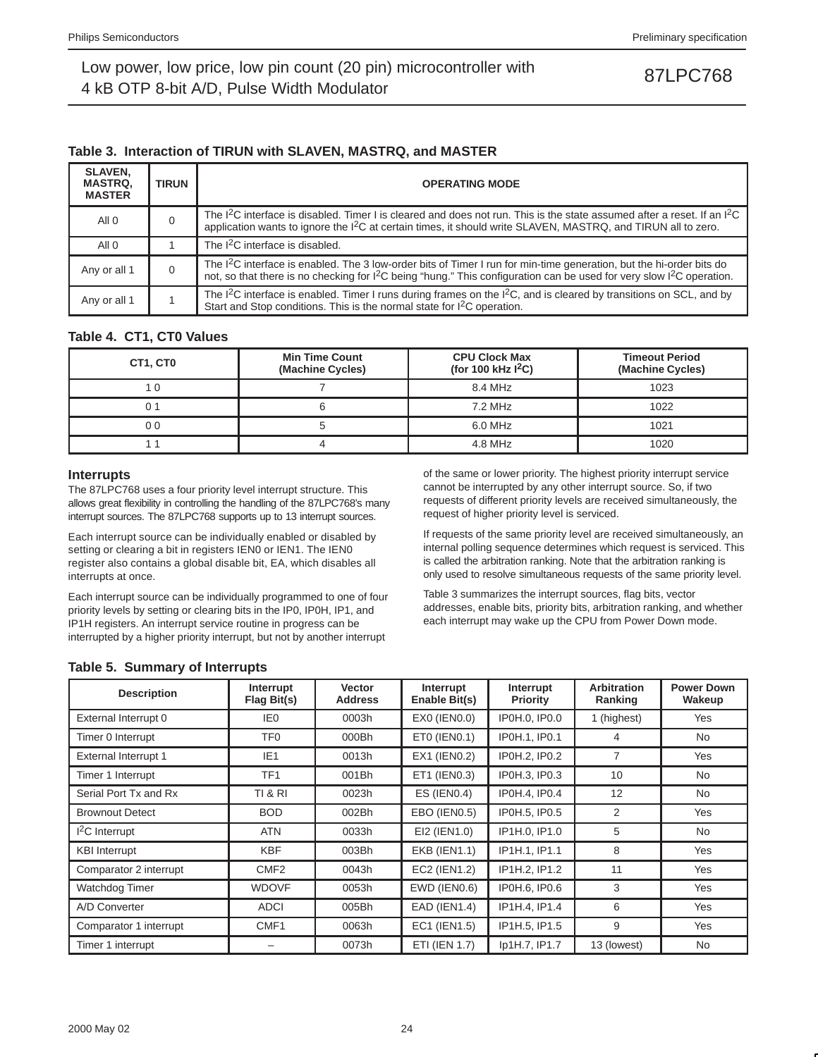**Table 3. Interaction of TIRUN with SLAVEN, MASTRQ, and MASTER**

| SLAVEN, MASTRQ, MASTER | TIRUN | OPERATING MODE |
|---|---|---|
| All 0 | 0 | The I$^2$C interface is disabled. Timer I is cleared and does not run. This is the state assumed after a reset. If an I$^2$C application wants to ignore the I$^2$C at certain times, it should write SLAVEN, MASTRQ, and TIRUN all to zero. |
| All 0 | 1 | The I$^2$C interface is disabled. |
| Any or all 1 | 0 | The I$^2$C interface is enabled. The 3 low-order bits of Timer I run for min-time generation, but the hi-order bits do not, so that there is no checking for I$^2$C being "hung." This configuration can be used for very slow I$^2$C operation. |
| Any or all 1 | 1 | The I$^2$C interface is enabled. Timer I runs during frames on the I$^2$C, and is cleared by transitions on SCL, and by Start and Stop conditions. This is the normal state for I$^2$C operation. |

**Table 4. CT1, CT0 Values**

| CT1, CT0 | Min Time Count (Machine Cycles) | CPU Clock Max (for 100 kHz I$^2$C) | Timeout Period (Machine Cycles) |
|---|---|---|---|
| 1 0 | 7 | 8.4 MHz | 1023 |
| 0 1 | 6 | 7.2 MHz | 1022 |
| 0 0 | 5 | 6.0 MHz | 1021 |
| 1 1 | 4 | 4.8 MHz | 1020 |

### Interrupts

The 87LPC768 uses a four priority level interrupt structure. This allows great flexibility in controlling the handling of the 87LPC768's many interrupt sources. The 87LPC768 supports up to 13 interrupt sources.

Each interrupt source can be individually enabled or disabled by setting or clearing a bit in registers IEN0 or IEN1. The IEN0 register also contains a global disable bit, EA, which disables all interrupts at once.

Each interrupt source can be individually programmed to one of four priority levels by setting or clearing bits in the IP0, IP0H, IP1, and IP1H registers. An interrupt service routine in progress can be interrupted by a higher priority interrupt, but not by another interrupt of the same or lower priority. The highest priority interrupt service cannot be interrupted by any other interrupt source. So, if two requests of different priority levels are received simultaneously, the request of higher priority level is serviced.

If requests of the same priority level are received simultaneously, an internal polling sequence determines which request is serviced. This is called the arbitration ranking. Note that the arbitration ranking is only used to resolve simultaneous requests of the same priority level.

Table 3 summarizes the interrupt sources, flag bits, vector addresses, enable bits, priority bits, arbitration ranking, and whether each interrupt may wake up the CPU from Power Down mode.

**Table 5. Summary of Interrupts**

| Description | Interrupt Flag Bit(s) | Vector Address | Interrupt Enable Bit(s) | Interrupt Priority | Arbitration Ranking | Power Down Wakeup |
|---|---|---|---|---|---|---|
| External Interrupt 0 | IE0 | 0003h | EX0 (IEN0.0) | IP0H.0, IP0.0 | 1 (highest) | Yes |
| Timer 0 Interrupt | TF0 | 000Bh | ET0 (IEN0.1) | IP0H.1, IP0.1 | 4 | No |
| External Interrupt 1 | IE1 | 0013h | EX1 (IEN0.2) | IP0H.2, IP0.2 | 7 | Yes |
| Timer 1 Interrupt | TF1 | 001Bh | ET1 (IEN0.3) | IP0H.3, IP0.3 | 10 | No |
| Serial Port Tx and Rx | TI & RI | 0023h | ES (IEN0.4) | IP0H.4, IP0.4 | 12 | No |
| Brownout Detect | BOD | 002Bh | EBO (IEN0.5) | IP0H.5, IP0.5 | 2 | Yes |
| I$^2$C Interrupt | ATN | 0033h | EI2 (IEN1.0) | IP1H.0, IP1.0 | 5 | No |
| KBI Interrupt | KBF | 003Bh | EKB (IEN1.1) | IP1H.1, IP1.1 | 8 | Yes |
| Comparator 2 interrupt | CMF2 | 0043h | EC2 (IEN1.2) | IP1H.2, IP1.2 | 11 | Yes |
| Watchdog Timer | WDOVF | 0053h | EWD (IEN0.6) | IP0H.6, IP0.6 | 3 | Yes |
| A/D Converter | ADCI | 005Bh | EAD (IEN1.4) | IP1H.4, IP1.4 | 6 | Yes |
| Comparator 1 interrupt | CMF1 | 0063h | EC1 (IEN1.5) | IP1H.5, IP1.5 | 9 | Yes |
| Timer 1 interrupt | – | 0073h | ETI (IEN 1.7) | Ip1H.7, IP1.7 | 13 (lowest) | No |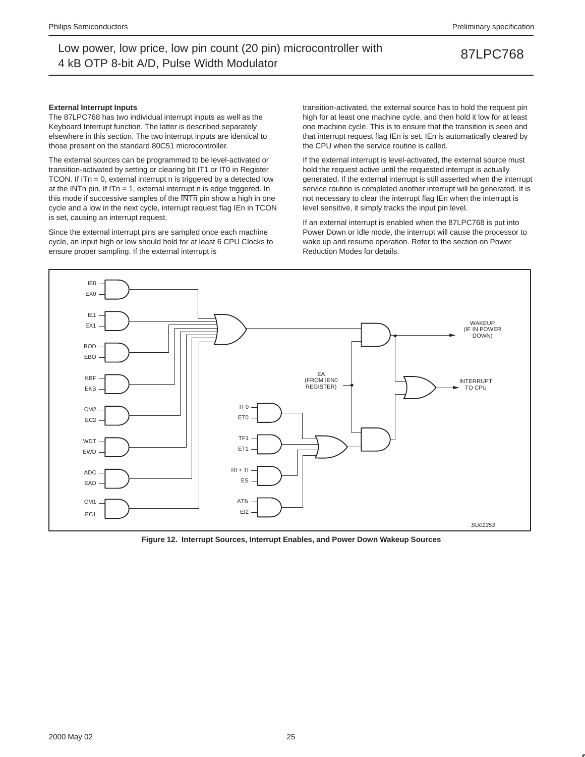**External Interrupt Inputs**

The 87LPC768 has two individual interrupt inputs as well as the Keyboard Interrupt function. The latter is described separately elsewhere in this section. The two interrupt inputs are identical to those present on the standard 80C51 microcontroller.

The external sources can be programmed to be level-activated or transition-activated by setting or clearing bit IT1 or IT0 in Register TCON. If ITn = 0, external interrupt n is triggered by a detected low at the $\overline{\text{INTn}}$ pin. If ITn = 1, external interrupt n is edge triggered. In this mode if successive samples of the $\overline{\text{INTn}}$ pin show a high in one cycle and a low in the next cycle, interrupt request flag IEn in TCON is set, causing an interrupt request.

Since the external interrupt pins are sampled once each machine cycle, an input high or low should hold for at least 6 CPU Clocks to ensure proper sampling. If the external interrupt is transition-activated, the external source has to hold the request pin high for at least one machine cycle, and then hold it low for at least one machine cycle. This is to ensure that the transition is seen and that interrupt request flag IEn is set. IEn is automatically cleared by the CPU when the service routine is called.

If the external interrupt is level-activated, the external source must hold the request active until the requested interrupt is actually generated. If the external interrupt is still asserted when the interrupt service routine is completed another interrupt will be generated. It is not necessary to clear the interrupt flag IEn when the interrupt is level sensitive, it simply tracks the input pin level.

If an external interrupt is enabled when the 87LPC768 is put into Power Down or Idle mode, the interrupt will cause the processor to wake up and resume operation. Refer to the section on Power Reduction Modes for details.

**Figure 12. Interrupt Sources, Interrupt Enables, and Power Down Wakeup Sources**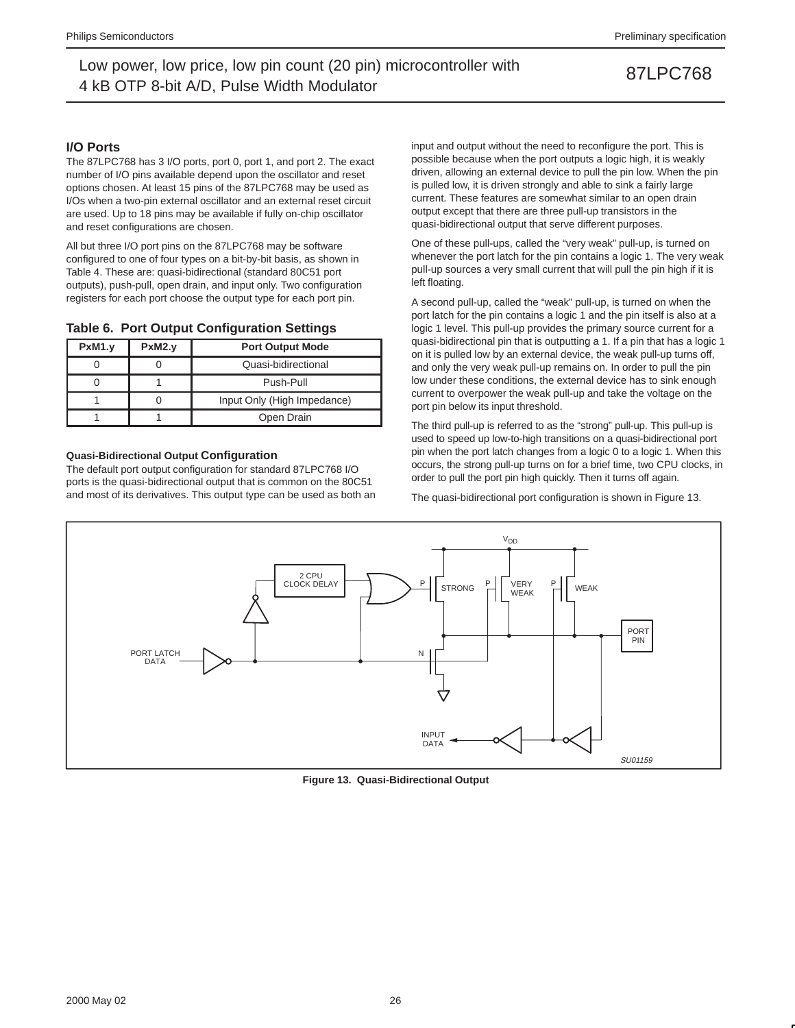## I/O Ports

The 87LPC768 has 3 I/O ports, port 0, port 1, and port 2. The exact number of I/O pins available depend upon the oscillator and reset options chosen. At least 15 pins of the 87LPC768 may be used as I/Os when a two-pin external oscillator and an external reset circuit are used. Up to 18 pins may be available if fully on-chip oscillator and reset configurations are chosen.

All but three I/O port pins on the 87LPC768 may be software configured to one of four types on a bit-by-bit basis, as shown in Table 4. These are: quasi-bidirectional (standard 80C51 port outputs), push-pull, open drain, and input only. Two configuration registers for each port choose the output type for each port pin.

### Table 6. Port Output Configuration Settings

| PxM1.y | PxM2.y | Port Output Mode |
|---|---|---|
| 0 | 0 | Quasi-bidirectional |
| 0 | 1 | Push-Pull |
| 1 | 0 | Input Only (High Impedance) |
| 1 | 1 | Open Drain |

#### Quasi-Bidirectional Output Configuration

The default port output configuration for standard 87LPC768 I/O ports is the quasi-bidirectional output that is common on the 80C51 and most of its derivatives. This output type can be used as both an input and output without the need to reconfigure the port. This is possible because when the port outputs a logic high, it is weakly driven, allowing an external device to pull the pin low. When the pin is pulled low, it is driven strongly and able to sink a fairly large current. These features are somewhat similar to an open drain output except that there are three pull-up transistors in the quasi-bidirectional output that serve different purposes.

One of these pull-ups, called the “very weak” pull-up, is turned on whenever the port latch for the pin contains a logic 1. The very weak pull-up sources a very small current that will pull the pin high if it is left floating.

A second pull-up, called the “weak” pull-up, is turned on when the port latch for the pin contains a logic 1 and the pin itself is also at a logic 1 level. This pull-up provides the primary source current for a quasi-bidirectional pin that is outputting a 1. If a pin that has a logic 1 on it is pulled low by an external device, the weak pull-up turns off, and only the very weak pull-up remains on. In order to pull the pin low under these conditions, the external device has to sink enough current to overpower the weak pull-up and take the voltage on the port pin below its input threshold.

The third pull-up is referred to as the “strong” pull-up. This pull-up is used to speed up low-to-high transitions on a quasi-bidirectional port pin when the port latch changes from a logic 0 to a logic 1. When this occurs, the strong pull-up turns on for a brief time, two CPU clocks, in order to pull the port pin high quickly. Then it turns off again.

The quasi-bidirectional port configuration is shown in Figure 13.

Figure 13. Quasi-Bidirectional Output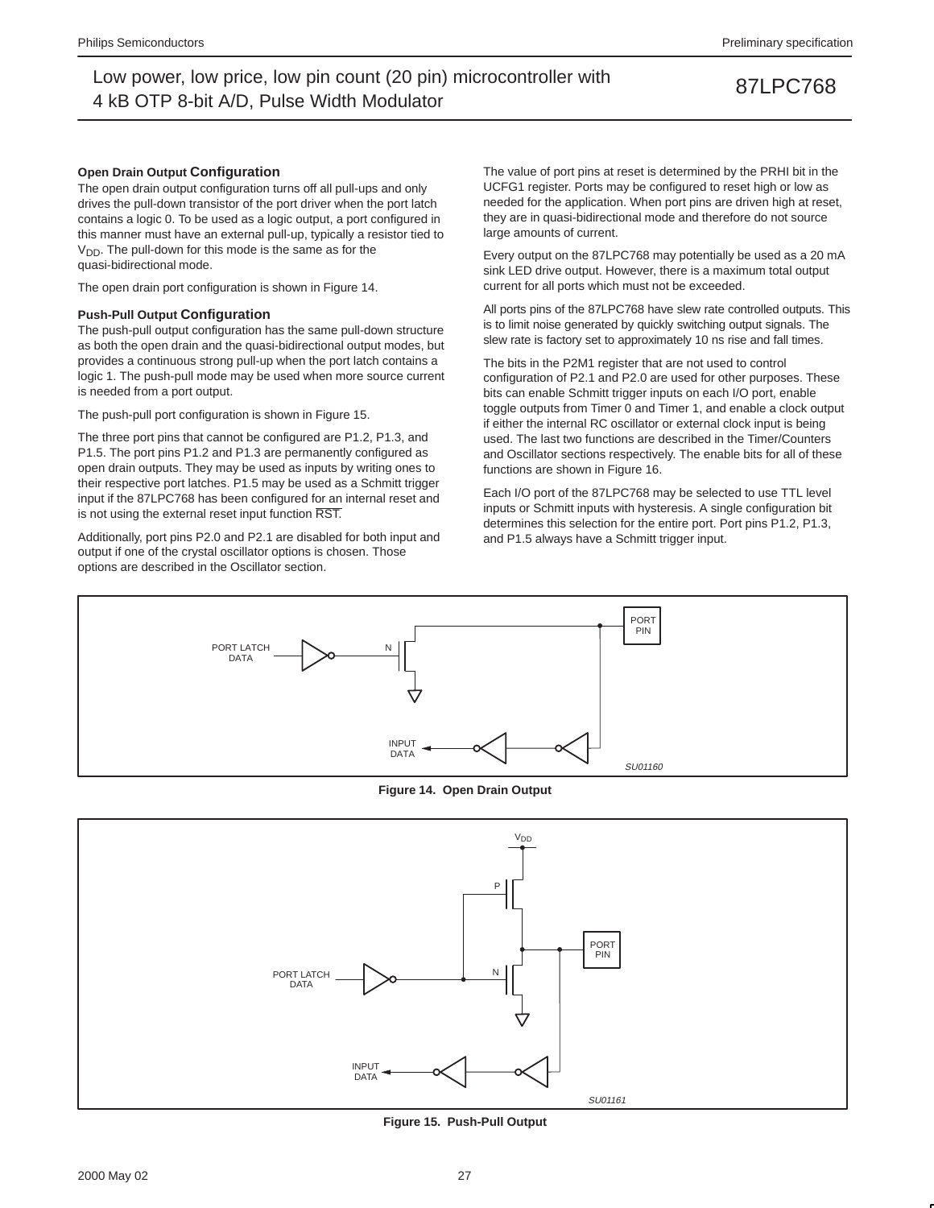#### Open Drain Output Configuration

The open drain output configuration turns off all pull-ups and only drives the pull-down transistor of the port driver when the port latch contains a logic 0. To be used as a logic output, a port configured in this manner must have an external pull-up, typically a resistor tied to $V_{DD}$. The pull-down for this mode is the same as for the quasi-bidirectional mode.

The open drain port configuration is shown in Figure 14.

#### Push-Pull Output Configuration

The push-pull output configuration has the same pull-down structure as both the open drain and the quasi-bidirectional output modes, but provides a continuous strong pull-up when the port latch contains a logic 1. The push-pull mode may be used when more source current is needed from a port output.

The push-pull port configuration is shown in Figure 15.

The three port pins that cannot be configured are P1.2, P1.3, and P1.5. The port pins P1.2 and P1.3 are permanently configured as open drain outputs. They may be used as inputs by writing ones to their respective port latches. P1.5 may be used as a Schmitt trigger input if the 87LPC768 has been configured for an internal reset and is not using the external reset input function $\overline{\text{RST}}$.

Additionally, port pins P2.0 and P2.1 are disabled for both input and output if one of the crystal oscillator options is chosen. Those options are described in the Oscillator section.

The value of port pins at reset is determined by the PRHI bit in the UCFG1 register. Ports may be configured to reset high or low as needed for the application. When port pins are driven high at reset, they are in quasi-bidirectional mode and therefore do not source large amounts of current.

Every output on the 87LPC768 may potentially be used as a 20 mA sink LED drive output. However, there is a maximum total output current for all ports which must not be exceeded.

All ports pins of the 87LPC768 have slew rate controlled outputs. This is to limit noise generated by quickly switching output signals. The slew rate is factory set to approximately 10 ns rise and fall times.

The bits in the P2M1 register that are not used to control configuration of P2.1 and P2.0 are used for other purposes. These bits can enable Schmitt trigger inputs on each I/O port, enable toggle outputs from Timer 0 and Timer 1, and enable a clock output if either the internal RC oscillator or external clock input is being used. The last two functions are described in the Timer/Counters and Oscillator sections respectively. The enable bits for all of these functions are shown in Figure 16.

Each I/O port of the 87LPC768 may be selected to use TTL level inputs or Schmitt inputs with hysteresis. A single configuration bit determines this selection for the entire port. Port pins P1.2, P1.3, and P1.5 always have a Schmitt trigger input.

PORT LATCH DATA | N | PORT PIN | INPUT DATA | SU01160

**Figure 14. Open Drain Output**

$V_{DD}$ | P | N | PORT LATCH DATA | PORT PIN | INPUT DATA | SU01161

**Figure 15. Push-Pull Output**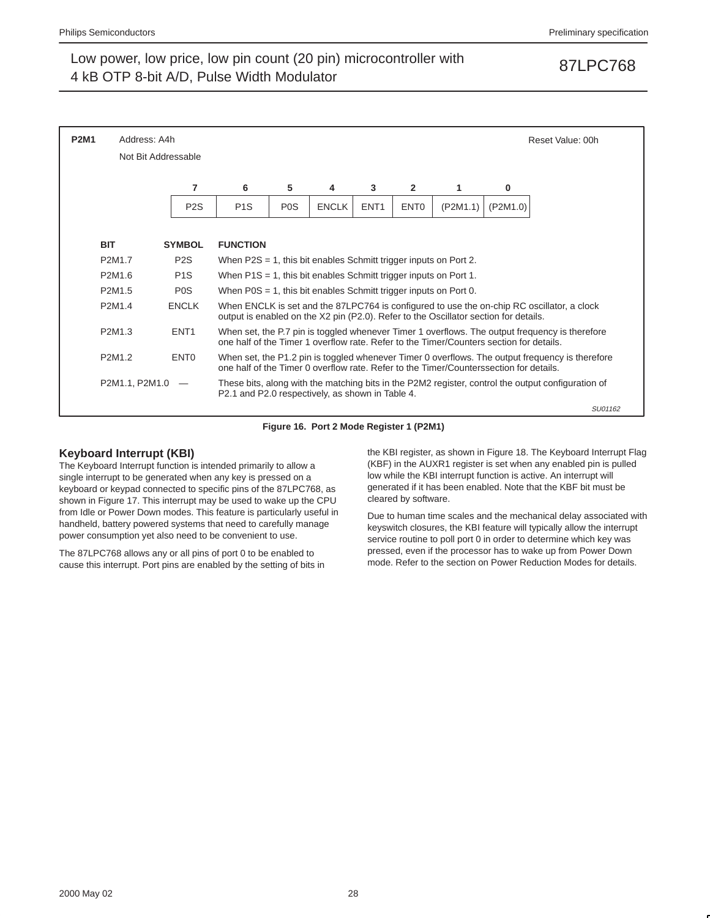**P2M1** Address: A4h Reset Value: 00h

Not Bit Addressable

| 7 | 6 | 5 | 4 | 3 | 2 | 1 | 0 |
|---|---|---|---|---|---|---|---|
| P2S | P1S | P0S | ENCLK | ENT1 | ENT0 | (P2M1.1) | (P2M1.0) |

| BIT | SYMBOL | FUNCTION |
|---|---|---|
| P2M1.7 | P2S | When P2S = 1, this bit enables Schmitt trigger inputs on Port 2. |
| P2M1.6 | P1S | When P1S = 1, this bit enables Schmitt trigger inputs on Port 1. |
| P2M1.5 | P0S | When P0S = 1, this bit enables Schmitt trigger inputs on Port 0. |
| P2M1.4 | ENCLK | When ENCLK is set and the 87LPC764 is configured to use the on-chip RC oscillator, a clock output is enabled on the X2 pin (P2.0). Refer to the Oscillator section for details. |
| P2M1.3 | ENT1 | When set, the P.7 pin is toggled whenever Timer 1 overflows. The output frequency is therefore one half of the Timer 1 overflow rate. Refer to the Timer/Counters section for details. |
| P2M1.2 | ENT0 | When set, the P1.2 pin is toggled whenever Timer 0 overflows. The output frequency is therefore one half of the Timer 0 overflow rate. Refer to the Timer/Counterssection for details. |
| P2M1.1, P2M1.0 | — | These bits, along with the matching bits in the P2M2 register, control the output configuration of P2.1 and P2.0 respectively, as shown in Table 4. |

SU01162

**Figure 16. Port 2 Mode Register 1 (P2M1)**

## Keyboard Interrupt (KBI)

The Keyboard Interrupt function is intended primarily to allow a single interrupt to be generated when any key is pressed on a keyboard or keypad connected to specific pins of the 87LPC768, as shown in Figure 17. This interrupt may be used to wake up the CPU from Idle or Power Down modes. This feature is particularly useful in handheld, battery powered systems that need to carefully manage power consumption yet also need to be convenient to use.

The 87LPC768 allows any or all pins of port 0 to be enabled to cause this interrupt. Port pins are enabled by the setting of bits in the KBI register, as shown in Figure 18. The Keyboard Interrupt Flag (KBF) in the AUXR1 register is set when any enabled pin is pulled low while the KBI interrupt function is active. An interrupt will generated if it has been enabled. Note that the KBF bit must be cleared by software.

Due to human time scales and the mechanical delay associated with keyswitch closures, the KBI feature will typically allow the interrupt service routine to poll port 0 in order to determine which key was pressed, even if the processor has to wake up from Power Down mode. Refer to the section on Power Reduction Modes for details.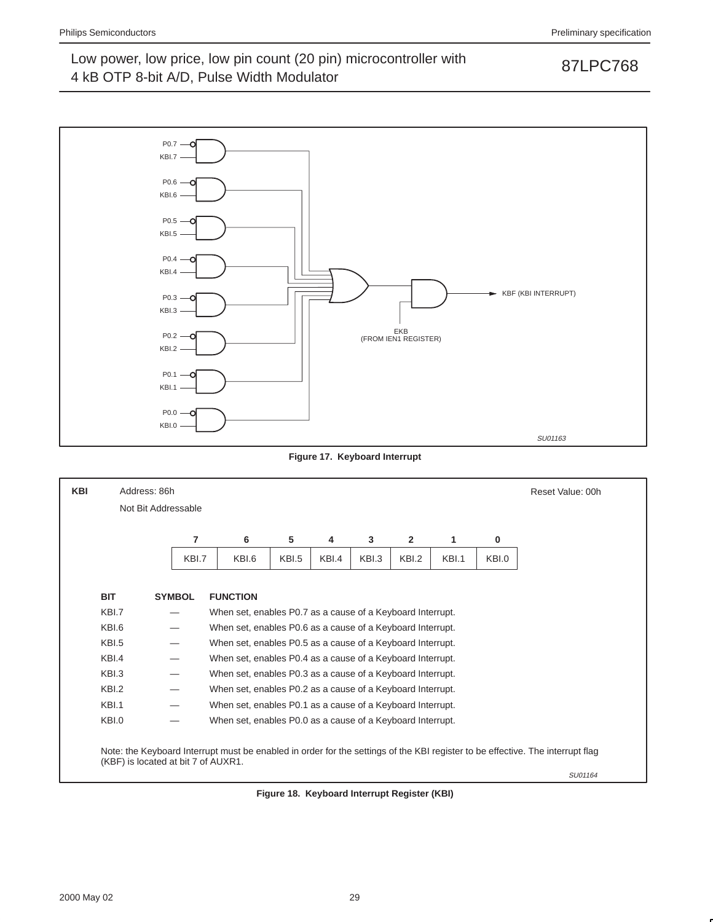Figure 17. Keyboard Interrupt

**KBI** Address: 86h — Reset Value: 00h

Not Bit Addressable

| 7 | 6 | 5 | 4 | 3 | 2 | 1 | 0 |
|---|---|---|---|---|---|---|---|
| KBI.7 | KBI.6 | KBI.5 | KBI.4 | KBI.3 | KBI.2 | KBI.1 | KBI.0 |

| BIT | SYMBOL | FUNCTION |
|---|---|---|
| KBI.7 | — | When set, enables P0.7 as a cause of a Keyboard Interrupt. |
| KBI.6 | — | When set, enables P0.6 as a cause of a Keyboard Interrupt. |
| KBI.5 | — | When set, enables P0.5 as a cause of a Keyboard Interrupt. |
| KBI.4 | — | When set, enables P0.4 as a cause of a Keyboard Interrupt. |
| KBI.3 | — | When set, enables P0.3 as a cause of a Keyboard Interrupt. |
| KBI.2 | — | When set, enables P0.2 as a cause of a Keyboard Interrupt. |
| KBI.1 | — | When set, enables P0.1 as a cause of a Keyboard Interrupt. |
| KBI.0 | — | When set, enables P0.0 as a cause of a Keyboard Interrupt. |

Note: the Keyboard Interrupt must be enabled in order for the settings of the KBI register to be effective. The interrupt flag (KBF) is located at bit 7 of AUXR1.

SU01164

Figure 18. Keyboard Interrupt Register (KBI)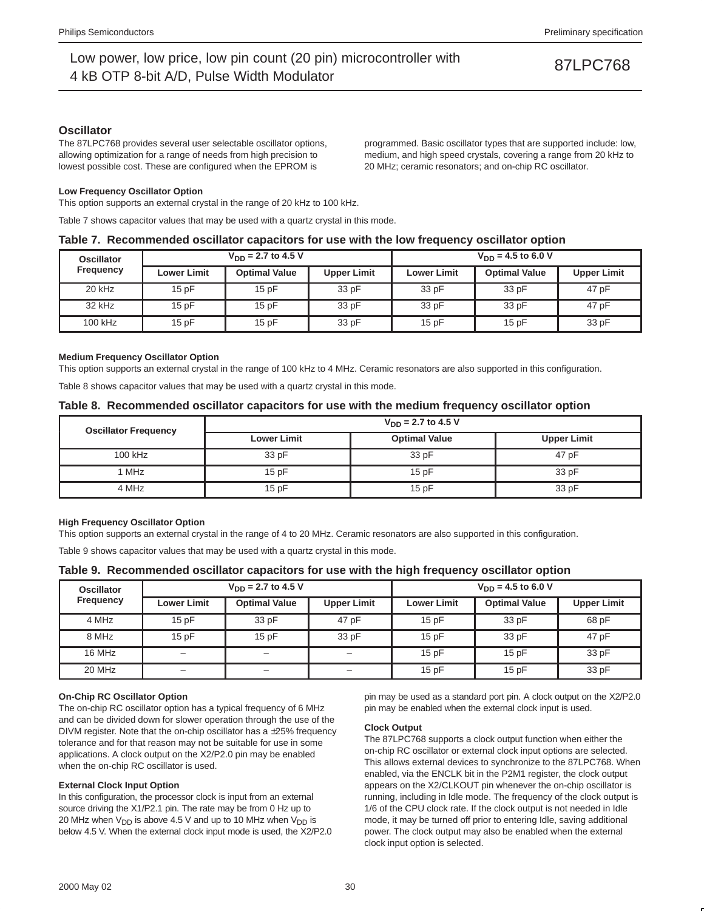## Oscillator

The 87LPC768 provides several user selectable oscillator options, allowing optimization for a range of needs from high precision to lowest possible cost. These are configured when the EPROM is programmed. Basic oscillator types that are supported include: low, medium, and high speed crystals, covering a range from 20 kHz to 20 MHz; ceramic resonators; and on-chip RC oscillator.

### Low Frequency Oscillator Option

This option supports an external crystal in the range of 20 kHz to 100 kHz.

Table 7 shows capacitor values that may be used with a quartz crystal in this mode.

**Table 7. Recommended oscillator capacitors for use with the low frequency oscillator option**

| Oscillator Frequency | $V_{DD}$ = 2.7 to 4.5 V | | | $V_{DD}$ = 4.5 to 6.0 V | | |
|---|---|---|---|---|---|---|
| | Lower Limit | Optimal Value | Upper Limit | Lower Limit | Optimal Value | Upper Limit |
| 20 kHz | 15 pF | 15 pF | 33 pF | 33 pF | 33 pF | 47 pF |
| 32 kHz | 15 pF | 15 pF | 33 pF | 33 pF | 33 pF | 47 pF |
| 100 kHz | 15 pF | 15 pF | 33 pF | 15 pF | 15 pF | 33 pF |

### Medium Frequency Oscillator Option

This option supports an external crystal in the range of 100 kHz to 4 MHz. Ceramic resonators are also supported in this configuration.

Table 8 shows capacitor values that may be used with a quartz crystal in this mode.

**Table 8. Recommended oscillator capacitors for use with the medium frequency oscillator option**

| Oscillator Frequency | $V_{DD}$ = 2.7 to 4.5 V | | |
|---|---|---|---|
| | Lower Limit | Optimal Value | Upper Limit |
| 100 kHz | 33 pF | 33 pF | 47 pF |
| 1 MHz | 15 pF | 15 pF | 33 pF |
| 4 MHz | 15 pF | 15 pF | 33 pF |

### High Frequency Oscillator Option

This option supports an external crystal in the range of 4 to 20 MHz. Ceramic resonators are also supported in this configuration.

Table 9 shows capacitor values that may be used with a quartz crystal in this mode.

**Table 9. Recommended oscillator capacitors for use with the high frequency oscillator option**

| Oscillator Frequency | $V_{DD}$ = 2.7 to 4.5 V | | | $V_{DD}$ = 4.5 to 6.0 V | | |
|---|---|---|---|---|---|---|
| | Lower Limit | Optimal Value | Upper Limit | Lower Limit | Optimal Value | Upper Limit |
| 4 MHz | 15 pF | 33 pF | 47 pF | 15 pF | 33 pF | 68 pF |
| 8 MHz | 15 pF | 15 pF | 33 pF | 15 pF | 33 pF | 47 pF |
| 16 MHz | – | – | – | 15 pF | 15 pF | 33 pF |
| 20 MHz | – | – | – | 15 pF | 15 pF | 33 pF |

### On-Chip RC Oscillator Option

The on-chip RC oscillator option has a typical frequency of 6 MHz and can be divided down for slower operation through the use of the DIVM register. Note that the on-chip oscillator has a ±25% frequency tolerance and for that reason may not be suitable for use in some applications. A clock output on the X2/P2.0 pin may be enabled when the on-chip RC oscillator is used.

### External Clock Input Option

In this configuration, the processor clock is input from an external source driving the X1/P2.1 pin. The rate may be from 0 Hz up to 20 MHz when $V_{DD}$ is above 4.5 V and up to 10 MHz when $V_{DD}$ is below 4.5 V. When the external clock input mode is used, the X2/P2.0 pin may be used as a standard port pin. A clock output on the X2/P2.0 pin may be enabled when the external clock input is used.

### Clock Output

The 87LPC768 supports a clock output function when either the on-chip RC oscillator or external clock input options are selected. This allows external devices to synchronize to the 87LPC768. When enabled, via the ENCLK bit in the P2M1 register, the clock output appears on the X2/CLKOUT pin whenever the on-chip oscillator is running, including in Idle mode. The frequency of the clock output is 1/6 of the CPU clock rate. If the clock output is not needed in Idle mode, it may be turned off prior to entering Idle, saving additional power. The clock output may also be enabled when the external clock input option is selected.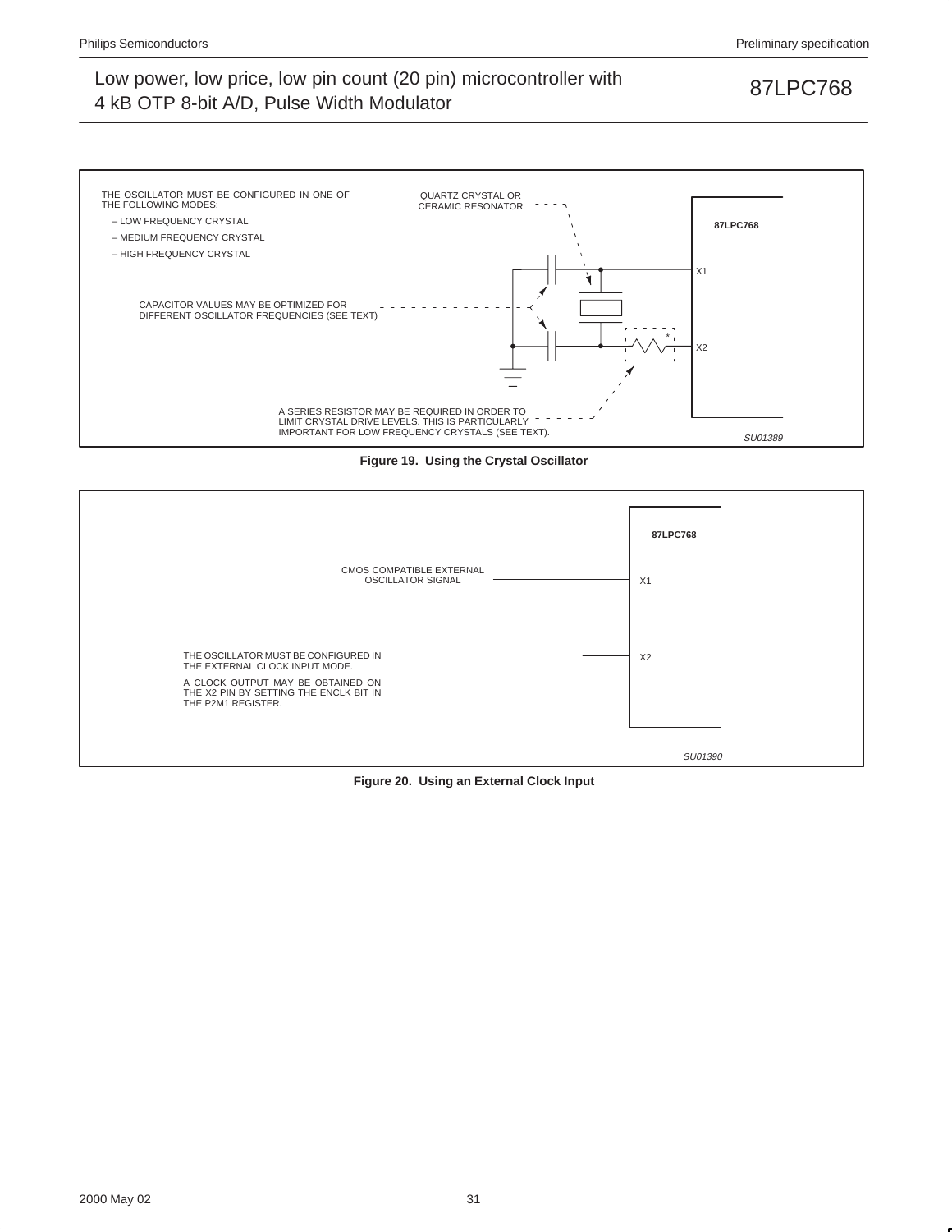THE OSCILLATOR MUST BE CONFIGURED IN ONE OF THE FOLLOWING MODES:

– LOW FREQUENCY CRYSTAL

– MEDIUM FREQUENCY CRYSTAL

– HIGH FREQUENCY CRYSTAL

QUARTZ CRYSTAL OR CERAMIC RESONATOR

87LPC768

X1

X2

CAPACITOR VALUES MAY BE OPTIMIZED FOR DIFFERENT OSCILLATOR FREQUENCIES (SEE TEXT)

A SERIES RESISTOR MAY BE REQUIRED IN ORDER TO LIMIT CRYSTAL DRIVE LEVELS. THIS IS PARTICULARLY IMPORTANT FOR LOW FREQUENCY CRYSTALS (SEE TEXT).

*SU01389*

**Figure 19. Using the Crystal Oscillator**

87LPC768

CMOS COMPATIBLE EXTERNAL OSCILLATOR SIGNAL

X1

X2

THE OSCILLATOR MUST BE CONFIGURED IN THE EXTERNAL CLOCK INPUT MODE.

A CLOCK OUTPUT MAY BE OBTAINED ON THE X2 PIN BY SETTING THE ENCLK BIT IN THE P2M1 REGISTER.

*SU01390*

**Figure 20. Using an External Clock Input**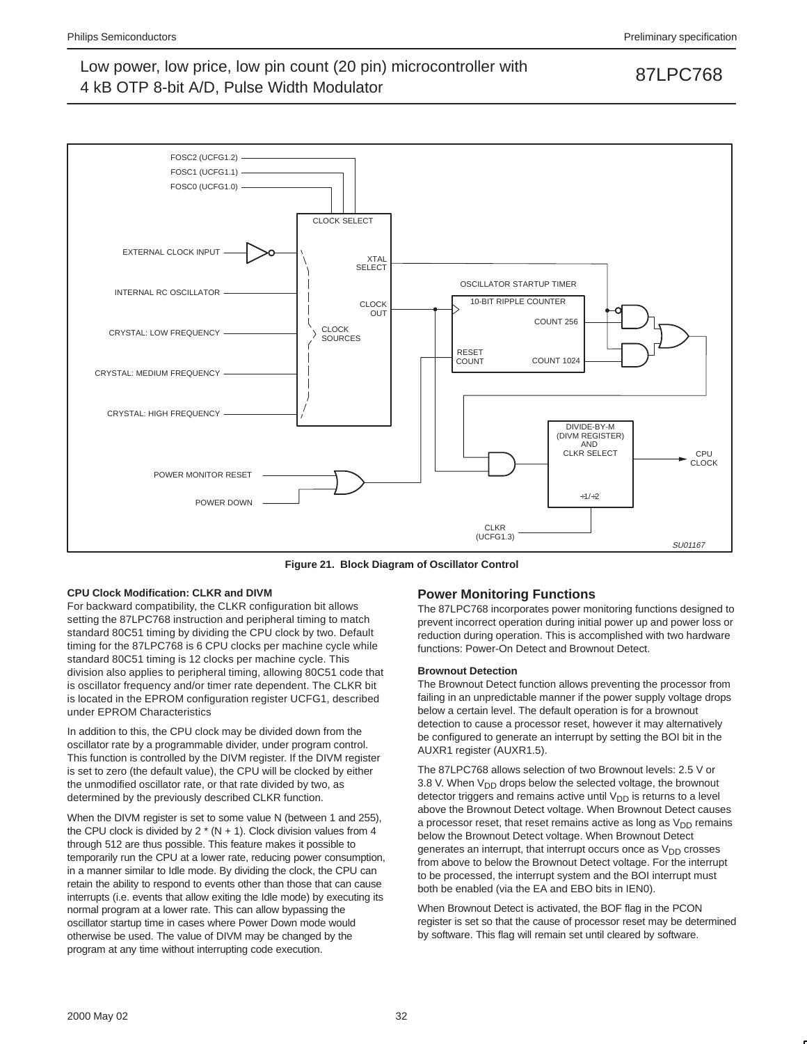Figure 21. Block Diagram of Oscillator Control

### CPU Clock Modification: CLKR and DIVM

For backward compatibility, the CLKR configuration bit allows setting the 87LPC768 instruction and peripheral timing to match standard 80C51 timing by dividing the CPU clock by two. Default timing for the 87LPC768 is 6 CPU clocks per machine cycle while standard 80C51 timing is 12 clocks per machine cycle. This division also applies to peripheral timing, allowing 80C51 code that is oscillator frequency and/or timer rate dependent. The CLKR bit is located in the EPROM configuration register UCFG1, described under EPROM Characteristics

In addition to this, the CPU clock may be divided down from the oscillator rate by a programmable divider, under program control. This function is controlled by the DIVM register. If the DIVM register is set to zero (the default value), the CPU will be clocked by either the unmodified oscillator rate, or that rate divided by two, as determined by the previously described CLKR function.

When the DIVM register is set to some value N (between 1 and 255), the CPU clock is divided by 2 * (N + 1). Clock division values from 4 through 512 are thus possible. This feature makes it possible to temporarily run the CPU at a lower rate, reducing power consumption, in a manner similar to Idle mode. By dividing the clock, the CPU can retain the ability to respond to events other than those that can cause interrupts (i.e. events that allow exiting the Idle mode) by executing its normal program at a lower rate. This can allow bypassing the oscillator startup time in cases where Power Down mode would otherwise be used. The value of DIVM may be changed by the program at any time without interrupting code execution.

## Power Monitoring Functions

The 87LPC768 incorporates power monitoring functions designed to prevent incorrect operation during initial power up and power loss or reduction during operation. This is accomplished with two hardware functions: Power-On Detect and Brownout Detect.

### Brownout Detection

The Brownout Detect function allows preventing the processor from failing in an unpredictable manner if the power supply voltage drops below a certain level. The default operation is for a brownout detection to cause a processor reset, however it may alternatively be configured to generate an interrupt by setting the BOI bit in the AUXR1 register (AUXR1.5).

The 87LPC768 allows selection of two Brownout levels: 2.5 V or 3.8 V. When $V_{DD}$ drops below the selected voltage, the brownout detector triggers and remains active until $V_{DD}$ is returns to a level above the Brownout Detect voltage. When Brownout Detect causes a processor reset, that reset remains active as long as $V_{DD}$ remains below the Brownout Detect voltage. When Brownout Detect generates an interrupt, that interrupt occurs once as $V_{DD}$ crosses from above to below the Brownout Detect voltage. For the interrupt to be processed, the interrupt system and the BOI interrupt must both be enabled (via the EA and EBO bits in IEN0).

When Brownout Detect is activated, the BOF flag in the PCON register is set so that the cause of processor reset may be determined by software. This flag will remain set until cleared by software.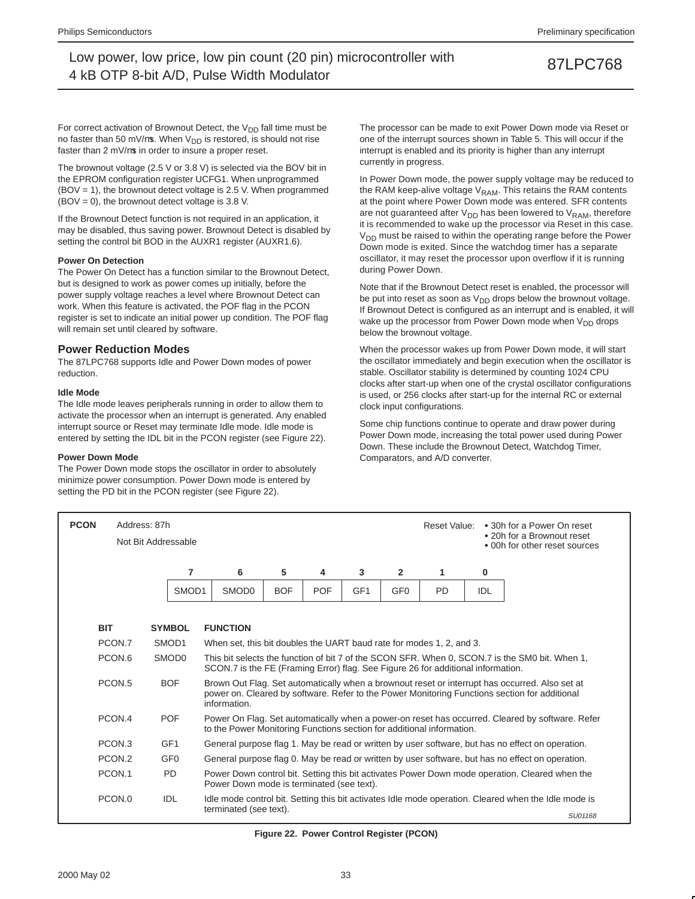For correct activation of Brownout Detect, the $V_{DD}$ fall time must be no faster than 50 mV/μs. When $V_{DD}$ is restored, is should not rise faster than 2 mV/μs in order to insure a proper reset.

The brownout voltage (2.5 V or 3.8 V) is selected via the BOV bit in the EPROM configuration register UCFG1. When unprogrammed (BOV = 1), the brownout detect voltage is 2.5 V. When programmed (BOV = 0), the brownout detect voltage is 3.8 V.

If the Brownout Detect function is not required in an application, it may be disabled, thus saving power. Brownout Detect is disabled by setting the control bit BOD in the AUXR1 register (AUXR1.6).

#### Power On Detection

The Power On Detect has a function similar to the Brownout Detect, but is designed to work as power comes up initially, before the power supply voltage reaches a level where Brownout Detect can work. When this feature is activated, the POF flag in the PCON register is set to indicate an initial power up condition. The POF flag will remain set until cleared by software.

### Power Reduction Modes

The 87LPC768 supports Idle and Power Down modes of power reduction.

#### Idle Mode

The Idle mode leaves peripherals running in order to allow them to activate the processor when an interrupt is generated. Any enabled interrupt source or Reset may terminate Idle mode. Idle mode is entered by setting the IDL bit in the PCON register (see Figure 22).

#### Power Down Mode

The Power Down mode stops the oscillator in order to absolutely minimize power consumption. Power Down mode is entered by setting the PD bit in the PCON register (see Figure 22).

The processor can be made to exit Power Down mode via Reset or one of the interrupt sources shown in Table 5. This will occur if the interrupt is enabled and its priority is higher than any interrupt currently in progress.

In Power Down mode, the power supply voltage may be reduced to the RAM keep-alive voltage $V_{RAM}$. This retains the RAM contents at the point where Power Down mode was entered. SFR contents are not guaranteed after $V_{DD}$ has been lowered to $V_{RAM}$, therefore it is recommended to wake up the processor via Reset in this case. $V_{DD}$ must be raised to within the operating range before the Power Down mode is exited. Since the watchdog timer has a separate oscillator, it may reset the processor upon overflow if it is running during Power Down.

Note that if the Brownout Detect reset is enabled, the processor will be put into reset as soon as $V_{DD}$ drops below the brownout voltage. If Brownout Detect is configured as an interrupt and is enabled, it will wake up the processor from Power Down mode when $V_{DD}$ drops below the brownout voltage.

When the processor wakes up from Power Down mode, it will start the oscillator immediately and begin execution when the oscillator is stable. Oscillator stability is determined by counting 1024 CPU clocks after start-up when one of the crystal oscillator configurations is used, or 256 clocks after start-up for the internal RC or external clock input configurations.

Some chip functions continue to operate and draw power during Power Down mode, increasing the total power used during Power Down. These include the Brownout Detect, Watchdog Timer, Comparators, and A/D converter.

**PCON** Address: 87h
Not Bit Addressable

Reset Value:
- 30h for a Power On reset
- 20h for a Brownout reset
- 00h for other reset sources

| 7 | 6 | 5 | 4 | 3 | 2 | 1 | 0 |
|---|---|---|---|---|---|---|---|
| SMOD1 | SMOD0 | BOF | POF | GF1 | GF0 | PD | IDL |

| BIT | SYMBOL | FUNCTION |
|---|---|---|
| PCON.7 | SMOD1 | When set, this bit doubles the UART baud rate for modes 1, 2, and 3. |
| PCON.6 | SMOD0 | This bit selects the function of bit 7 of the SCON SFR. When 0, SCON.7 is the SM0 bit. When 1, SCON.7 is the FE (Framing Error) flag. See Figure 26 for additional information. |
| PCON.5 | BOF | Brown Out Flag. Set automatically when a brownout reset or interrupt has occurred. Also set at power on. Cleared by software. Refer to the Power Monitoring Functions section for additional information. |
| PCON.4 | POF | Power On Flag. Set automatically when a power-on reset has occurred. Cleared by software. Refer to the Power Monitoring Functions section for additional information. |
| PCON.3 | GF1 | General purpose flag 1. May be read or written by user software, but has no effect on operation. |
| PCON.2 | GF0 | General purpose flag 0. May be read or written by user software, but has no effect on operation. |
| PCON.1 | PD | Power Down control bit. Setting this bit activates Power Down mode operation. Cleared when the Power Down mode is terminated (see text). |
| PCON.0 | IDL | Idle mode control bit. Setting this bit activates Idle mode operation. Cleared when the Idle mode is terminated (see text). |

SU01168

**Figure 22. Power Control Register (PCON)**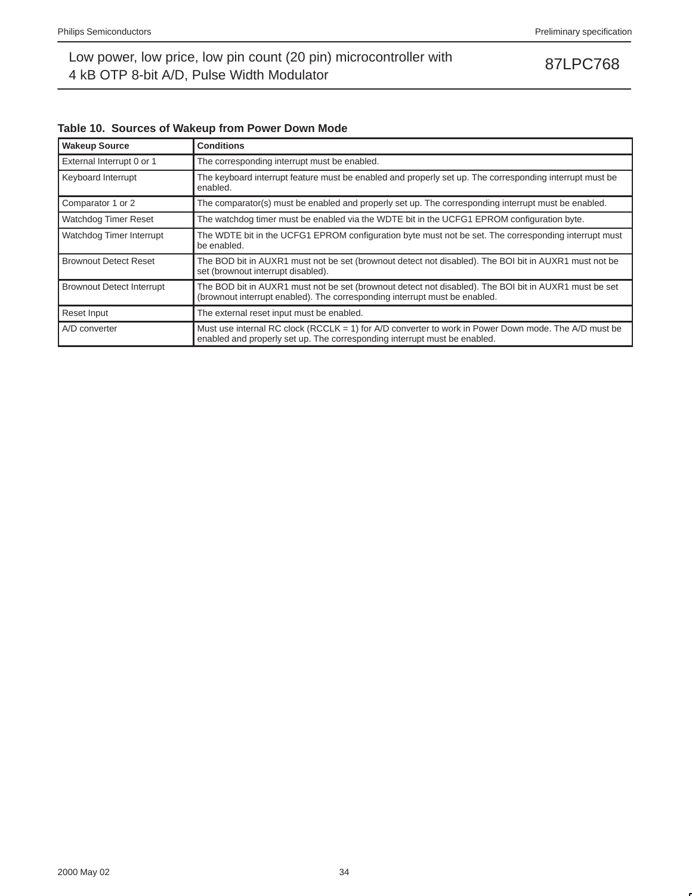**Table 10. Sources of Wakeup from Power Down Mode**

| Wakeup Source | Conditions |
|---|---|
| External Interrupt 0 or 1 | The corresponding interrupt must be enabled. |
| Keyboard Interrupt | The keyboard interrupt feature must be enabled and properly set up. The corresponding interrupt must be enabled. |
| Comparator 1 or 2 | The comparator(s) must be enabled and properly set up. The corresponding interrupt must be enabled. |
| Watchdog Timer Reset | The watchdog timer must be enabled via the WDTE bit in the UCFG1 EPROM configuration byte. |
| Watchdog Timer Interrupt | The WDTE bit in the UCFG1 EPROM configuration byte must not be set. The corresponding interrupt must be enabled. |
| Brownout Detect Reset | The BOD bit in AUXR1 must not be set (brownout detect not disabled). The BOI bit in AUXR1 must not be set (brownout interrupt disabled). |
| Brownout Detect Interrupt | The BOD bit in AUXR1 must not be set (brownout detect not disabled). The BOI bit in AUXR1 must be set (brownout interrupt enabled). The corresponding interrupt must be enabled. |
| Reset Input | The external reset input must be enabled. |
| A/D converter | Must use internal RC clock (RCCLK = 1) for A/D converter to work in Power Down mode. The A/D must be enabled and properly set up. The corresponding interrupt must be enabled. |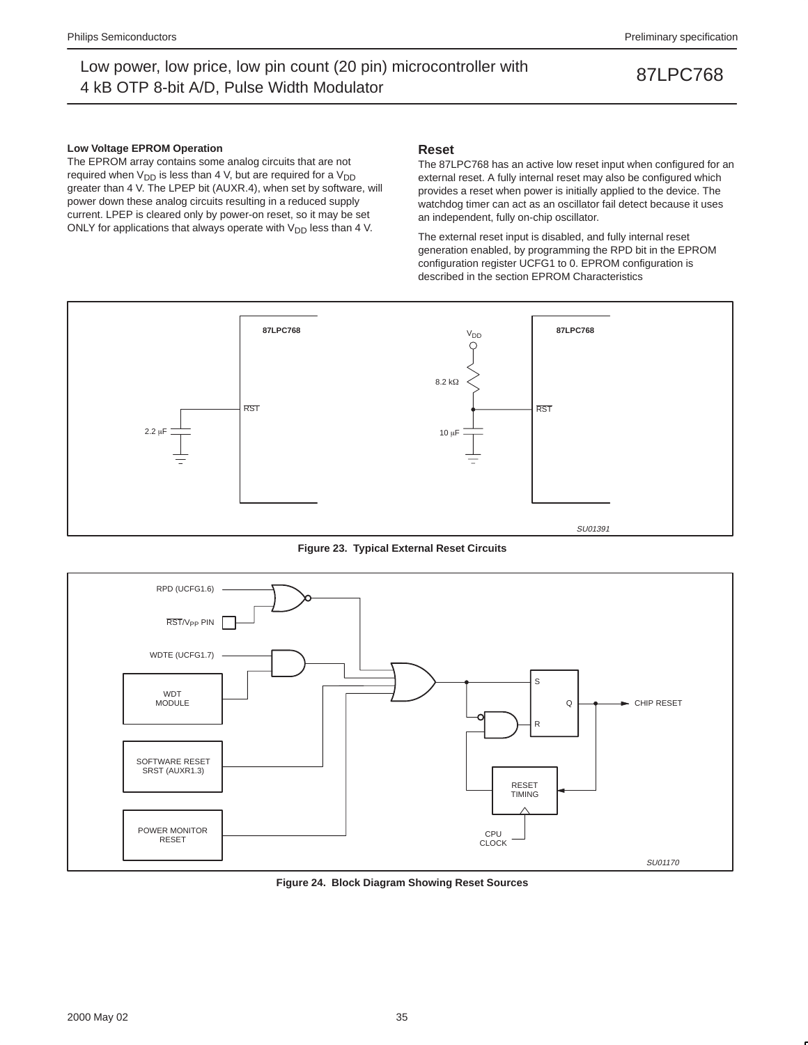#### Low Voltage EPROM Operation

The EPROM array contains some analog circuits that are not required when $V_{DD}$ is less than 4 V, but are required for a $V_{DD}$ greater than 4 V. The LPEP bit (AUXR.4), when set by software, will power down these analog circuits resulting in a reduced supply current. LPEP is cleared only by power-on reset, so it may be set ONLY for applications that always operate with $V_{DD}$ less than 4 V.

## Reset

The 87LPC768 has an active low reset input when configured for an external reset. A fully internal reset may also be configured which provides a reset when power is initially applied to the device. The watchdog timer can act as an oscillator fail detect because it uses an independent, fully on-chip oscillator.

The external reset input is disabled, and fully internal reset generation enabled, by programming the RPD bit in the EPROM configuration register UCFG1 to 0. EPROM configuration is described in the section EPROM Characteristics

**Figure 23. Typical External Reset Circuits**

**Figure 24. Block Diagram Showing Reset Sources**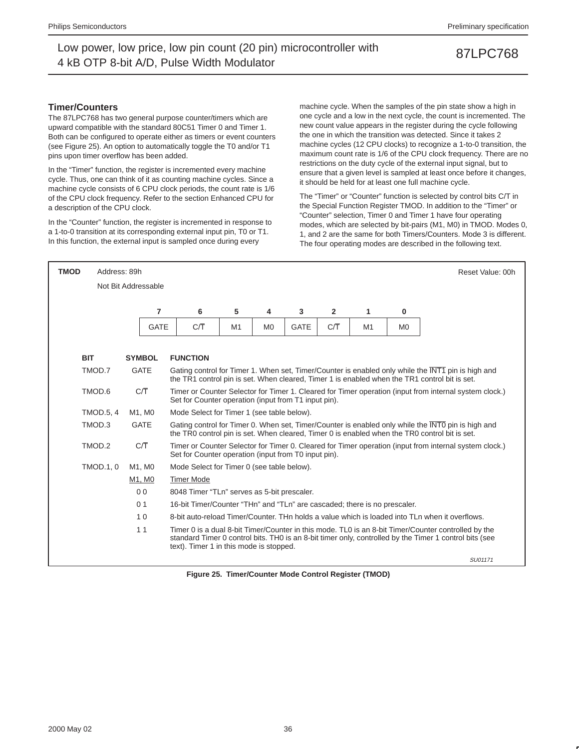## Timer/Counters

The 87LPC768 has two general purpose counter/timers which are upward compatible with the standard 80C51 Timer 0 and Timer 1. Both can be configured to operate either as timers or event counters (see Figure 25). An option to automatically toggle the T0 and/or T1 pins upon timer overflow has been added.

In the "Timer" function, the register is incremented every machine cycle. Thus, one can think of it as counting machine cycles. Since a machine cycle consists of 6 CPU clock periods, the count rate is 1/6 of the CPU clock frequency. Refer to the section Enhanced CPU for a description of the CPU clock.

In the "Counter" function, the register is incremented in response to a 1-to-0 transition at its corresponding external input pin, T0 or T1. In this function, the external input is sampled once during every machine cycle. When the samples of the pin state show a high in one cycle and a low in the next cycle, the count is incremented. The new count value appears in the register during the cycle following the one in which the transition was detected. Since it takes 2 machine cycles (12 CPU clocks) to recognize a 1-to-0 transition, the maximum count rate is 1/6 of the CPU clock frequency. There are no restrictions on the duty cycle of the external input signal, but to ensure that a given level is sampled at least once before it changes, it should be held for at least one full machine cycle.

The "Timer" or "Counter" function is selected by control bits C/T in the Special Function Register TMOD. In addition to the "Timer" or "Counter" selection, Timer 0 and Timer 1 have four operating modes, which are selected by bit-pairs (M1, M0) in TMOD. Modes 0, 1, and 2 are the same for both Timers/Counters. Mode 3 is different. The four operating modes are described in the following text.

**TMOD** Address: 89h — Not Bit Addressable — Reset Value: 00h

| 7 | 6 | 5 | 4 | 3 | 2 | 1 | 0 |
|---|---|---|---|---|---|---|---|
| GATE | C/T | M1 | M0 | GATE | C/T | M1 | M0 |

| BIT | SYMBOL | FUNCTION |
|---|---|---|
| TMOD.7 | GATE | Gating control for Timer 1. When set, Timer/Counter is enabled only while the INT1 pin is high and the TR1 control pin is set. When cleared, Timer 1 is enabled when the TR1 control bit is set. |
| TMOD.6 | C/T | Timer or Counter Selector for Timer 1. Cleared for Timer operation (input from internal system clock.) Set for Counter operation (input from T1 input pin). |
| TMOD.5, 4 | M1, M0 | Mode Select for Timer 1 (see table below). |
| TMOD.3 | GATE | Gating control for Timer 0. When set, Timer/Counter is enabled only while the INT0 pin is high and the TR0 control pin is set. When cleared, Timer 0 is enabled when the TR0 control bit is set. |
| TMOD.2 | C/T | Timer or Counter Selector for Timer 0. Cleared for Timer operation (input from internal system clock.) Set for Counter operation (input from T0 input pin). |
| TMOD.1, 0 | M1, M0 | Mode Select for Timer 0 (see table below). |

| M1, M0 | Timer Mode |
|---|---|
| 0 0 | 8048 Timer "TLn" serves as 5-bit prescaler. |
| 0 1 | 16-bit Timer/Counter "THn" and "TLn" are cascaded; there is no prescaler. |
| 1 0 | 8-bit auto-reload Timer/Counter. THn holds a value which is loaded into TLn when it overflows. |
| 1 1 | Timer 0 is a dual 8-bit Timer/Counter in this mode. TL0 is an 8-bit Timer/Counter controlled by the standard Timer 0 control bits. TH0 is an 8-bit timer only, controlled by the Timer 1 control bits (see text). Timer 1 in this mode is stopped. |

SU01171

**Figure 25. Timer/Counter Mode Control Register (TMOD)**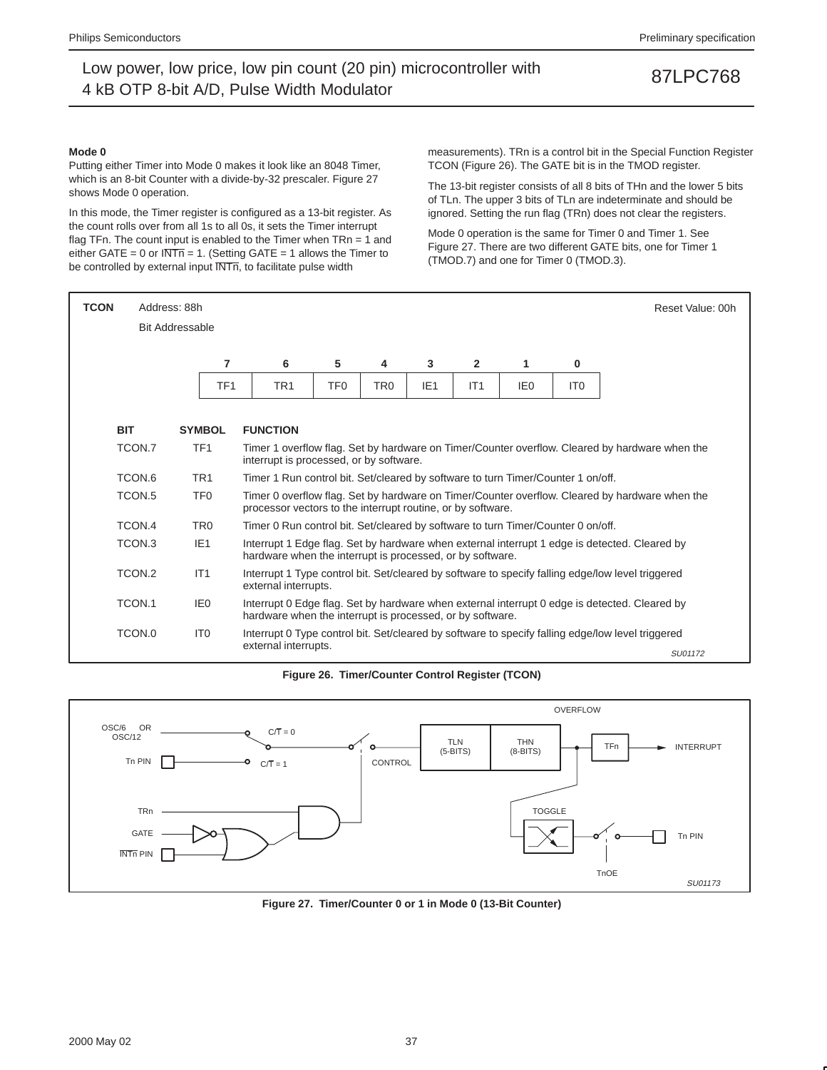### Mode 0

Putting either Timer into Mode 0 makes it look like an 8048 Timer, which is an 8-bit Counter with a divide-by-32 prescaler. Figure 27 shows Mode 0 operation.

In this mode, the Timer register is configured as a 13-bit register. As the count rolls over from all 1s to all 0s, it sets the Timer interrupt flag TFn. The count input is enabled to the Timer when TRn = 1 and either GATE = 0 or $\overline{\text{INTn}}$ = 1. (Setting GATE = 1 allows the Timer to be controlled by external input $\overline{\text{INTn}}$, to facilitate pulse width measurements). TRn is a control bit in the Special Function Register TCON (Figure 26). The GATE bit is in the TMOD register.

The 13-bit register consists of all 8 bits of THn and the lower 5 bits of TLn. The upper 3 bits of TLn are indeterminate and should be ignored. Setting the run flag (TRn) does not clear the registers.

Mode 0 operation is the same for Timer 0 and Timer 1. See Figure 27. There are two different GATE bits, one for Timer 1 (TMOD.7) and one for Timer 0 (TMOD.3).

**TCON** Address: 88h — Bit Addressable — Reset Value: 00h

| 7 | 6 | 5 | 4 | 3 | 2 | 1 | 0 |
|---|---|---|---|---|---|---|---|
| TF1 | TR1 | TF0 | TR0 | IE1 | IT1 | IE0 | IT0 |

| BIT | SYMBOL | FUNCTION |
|---|---|---|
| TCON.7 | TF1 | Timer 1 overflow flag. Set by hardware on Timer/Counter overflow. Cleared by hardware when the interrupt is processed, or by software. |
| TCON.6 | TR1 | Timer 1 Run control bit. Set/cleared by software to turn Timer/Counter 1 on/off. |
| TCON.5 | TF0 | Timer 0 overflow flag. Set by hardware on Timer/Counter overflow. Cleared by hardware when the processor vectors to the interrupt routine, or by software. |
| TCON.4 | TR0 | Timer 0 Run control bit. Set/cleared by software to turn Timer/Counter 0 on/off. |
| TCON.3 | IE1 | Interrupt 1 Edge flag. Set by hardware when external interrupt 1 edge is detected. Cleared by hardware when the interrupt is processed, or by software. |
| TCON.2 | IT1 | Interrupt 1 Type control bit. Set/cleared by software to specify falling edge/low level triggered external interrupts. |
| TCON.1 | IE0 | Interrupt 0 Edge flag. Set by hardware when external interrupt 0 edge is detected. Cleared by hardware when the interrupt is processed, or by software. |
| TCON.0 | IT0 | Interrupt 0 Type control bit. Set/cleared by software to specify falling edge/low level triggered external interrupts. |

SU01172

**Figure 26. Timer/Counter Control Register (TCON)**

SU01173

**Figure 27. Timer/Counter 0 or 1 in Mode 0 (13-Bit Counter)**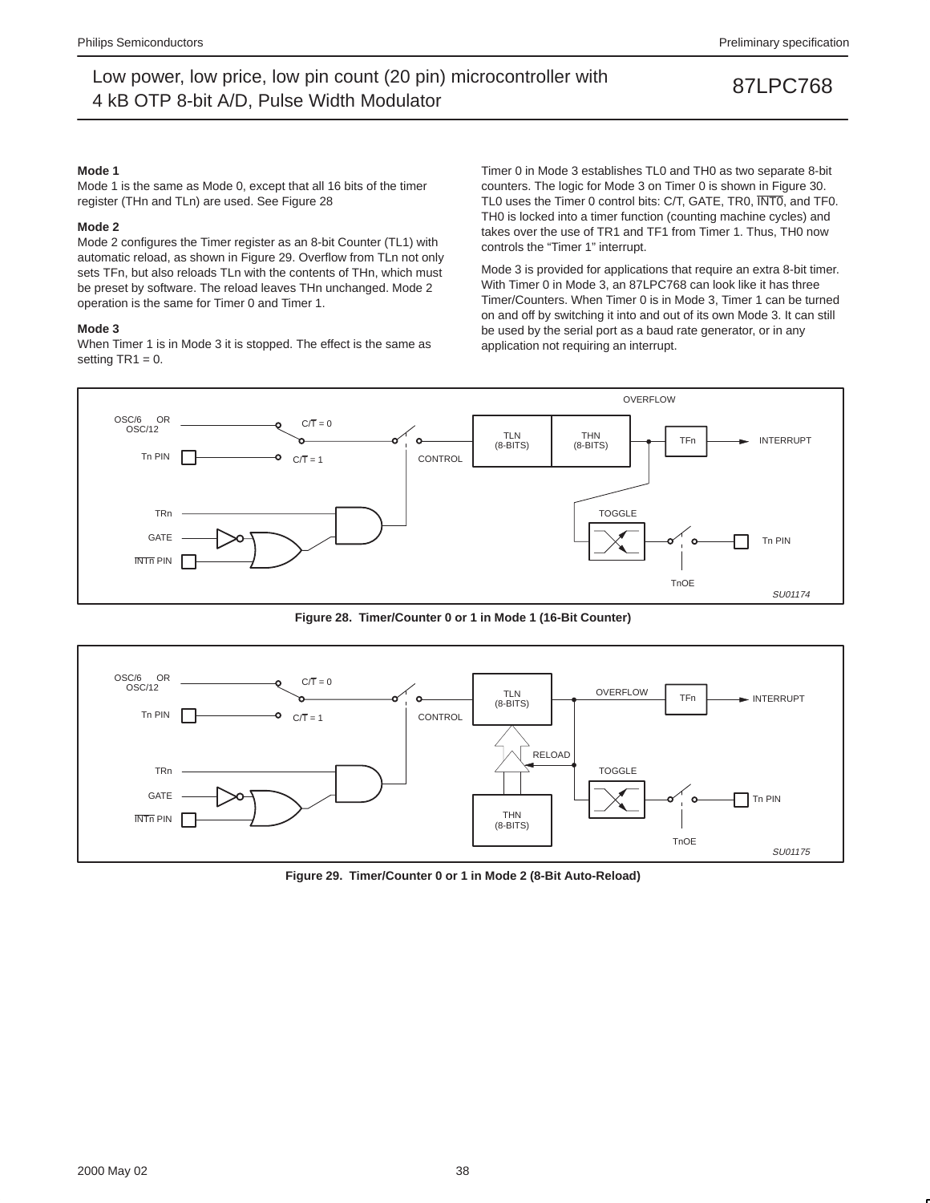#### Mode 1

Mode 1 is the same as Mode 0, except that all 16 bits of the timer register (THn and TLn) are used. See Figure 28

#### Mode 2

Mode 2 configures the Timer register as an 8-bit Counter (TL1) with automatic reload, as shown in Figure 29. Overflow from TLn not only sets TFn, but also reloads TLn with the contents of THn, which must be preset by software. The reload leaves THn unchanged. Mode 2 operation is the same for Timer 0 and Timer 1.

#### Mode 3

When Timer 1 is in Mode 3 it is stopped. The effect is the same as setting TR1 = 0.

Timer 0 in Mode 3 establishes TL0 and TH0 as two separate 8-bit counters. The logic for Mode 3 on Timer 0 is shown in Figure 30. TL0 uses the Timer 0 control bits: C/T, GATE, TR0, $\overline{INT0}$, and TF0. TH0 is locked into a timer function (counting machine cycles) and takes over the use of TR1 and TF1 from Timer 1. Thus, TH0 now controls the "Timer 1" interrupt.

Mode 3 is provided for applications that require an extra 8-bit timer. With Timer 0 in Mode 3, an 87LPC768 can look like it has three Timer/Counters. When Timer 0 is in Mode 3, Timer 1 can be turned on and off by switching it into and out of its own Mode 3. It can still be used by the serial port as a baud rate generator, or in any application not requiring an interrupt.

**Figure 28. Timer/Counter 0 or 1 in Mode 1 (16-Bit Counter)**

**Figure 29. Timer/Counter 0 or 1 in Mode 2 (8-Bit Auto-Reload)**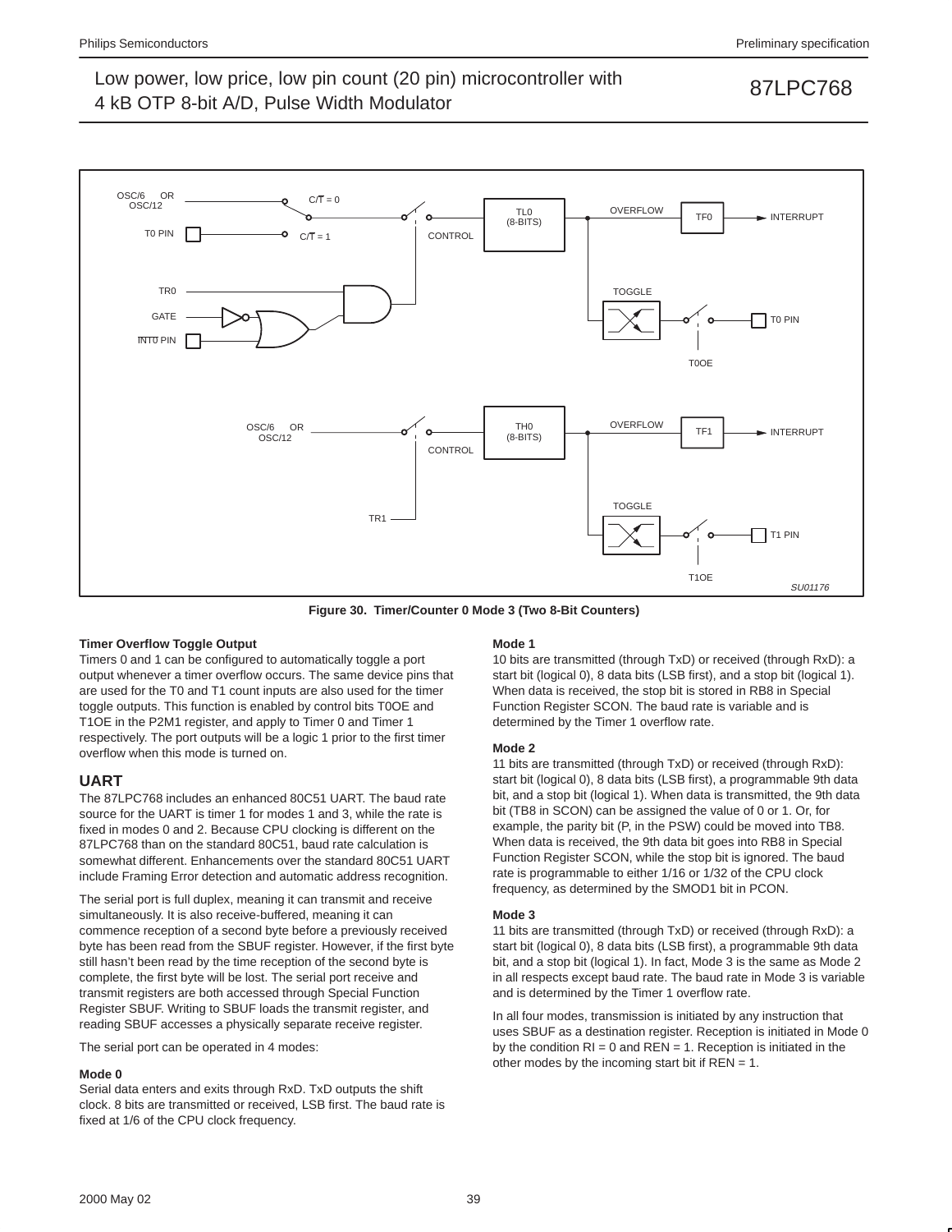**Figure 30. Timer/Counter 0 Mode 3 (Two 8-Bit Counters)**

### Timer Overflow Toggle Output

Timers 0 and 1 can be configured to automatically toggle a port output whenever a timer overflow occurs. The same device pins that are used for the T0 and T1 count inputs are also used for the timer toggle outputs. This function is enabled by control bits T0OE and T1OE in the P2M1 register, and apply to Timer 0 and Timer 1 respectively. The port outputs will be a logic 1 prior to the first timer overflow when this mode is turned on.

## UART

The 87LPC768 includes an enhanced 80C51 UART. The baud rate source for the UART is timer 1 for modes 1 and 3, while the rate is fixed in modes 0 and 2. Because CPU clocking is different on the 87LPC768 than on the standard 80C51, baud rate calculation is somewhat different. Enhancements over the standard 80C51 UART include Framing Error detection and automatic address recognition.

The serial port is full duplex, meaning it can transmit and receive simultaneously. It is also receive-buffered, meaning it can commence reception of a second byte before a previously received byte has been read from the SBUF register. However, if the first byte still hasn't been read by the time reception of the second byte is complete, the first byte will be lost. The serial port receive and transmit registers are both accessed through Special Function Register SBUF. Writing to SBUF loads the transmit register, and reading SBUF accesses a physically separate receive register.

The serial port can be operated in 4 modes:

### Mode 0

Serial data enters and exits through RxD. TxD outputs the shift clock. 8 bits are transmitted or received, LSB first. The baud rate is fixed at 1/6 of the CPU clock frequency.

### Mode 1

10 bits are transmitted (through TxD) or received (through RxD): a start bit (logical 0), 8 data bits (LSB first), and a stop bit (logical 1). When data is received, the stop bit is stored in RB8 in Special Function Register SCON. The baud rate is variable and is determined by the Timer 1 overflow rate.

### Mode 2

11 bits are transmitted (through TxD) or received (through RxD): start bit (logical 0), 8 data bits (LSB first), a programmable 9th data bit, and a stop bit (logical 1). When data is transmitted, the 9th data bit (TB8 in SCON) can be assigned the value of 0 or 1. Or, for example, the parity bit (P, in the PSW) could be moved into TB8. When data is received, the 9th data bit goes into RB8 in Special Function Register SCON, while the stop bit is ignored. The baud rate is programmable to either 1/16 or 1/32 of the CPU clock frequency, as determined by the SMOD1 bit in PCON.

### Mode 3

11 bits are transmitted (through TxD) or received (through RxD): a start bit (logical 0), 8 data bits (LSB first), a programmable 9th data bit, and a stop bit (logical 1). In fact, Mode 3 is the same as Mode 2 in all respects except baud rate. The baud rate in Mode 3 is variable and is determined by the Timer 1 overflow rate.

In all four modes, transmission is initiated by any instruction that uses SBUF as a destination register. Reception is initiated in Mode 0 by the condition RI = 0 and REN = 1. Reception is initiated in the other modes by the incoming start bit if REN = 1.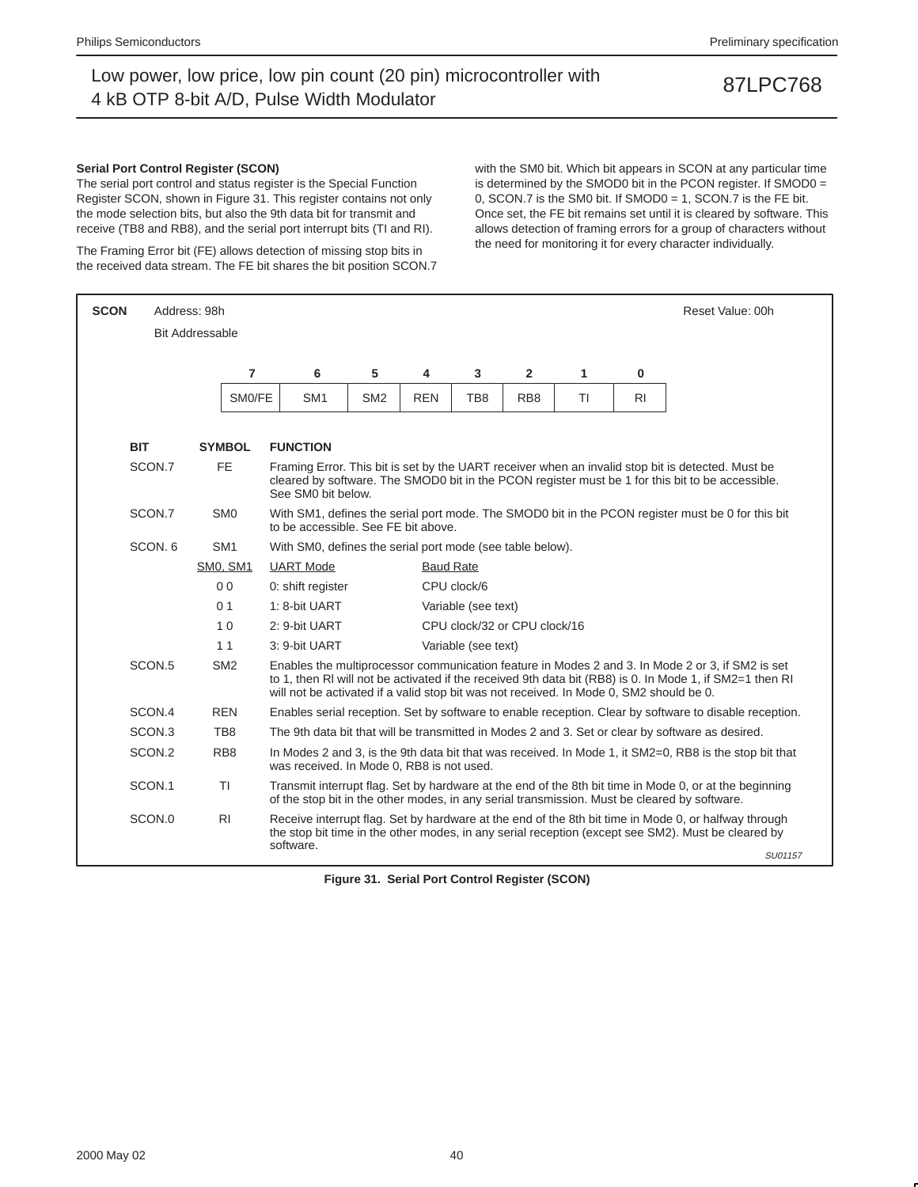### Serial Port Control Register (SCON)

The serial port control and status register is the Special Function Register SCON, shown in Figure 31. This register contains not only the mode selection bits, but also the 9th data bit for transmit and receive (TB8 and RB8), and the serial port interrupt bits (TI and RI).

The Framing Error bit (FE) allows detection of missing stop bits in the received data stream. The FE bit shares the bit position SCON.7 with the SM0 bit. Which bit appears in SCON at any particular time is determined by the SMOD0 bit in the PCON register. If SMOD0 = 0, SCON.7 is the SM0 bit. If SMOD0 = 1, SCON.7 is the FE bit. Once set, the FE bit remains set until it is cleared by software. This allows detection of framing errors for a group of characters without the need for monitoring it for every character individually.

**SCON** Address: 98h — Bit Addressable — Reset Value: 00h

| 7 | 6 | 5 | 4 | 3 | 2 | 1 | 0 |
|---|---|---|---|---|---|---|---|
| SM0/FE | SM1 | SM2 | REN | TB8 | RB8 | TI | RI |

| BIT | SYMBOL | FUNCTION |
|---|---|---|
| SCON.7 | FE | Framing Error. This bit is set by the UART receiver when an invalid stop bit is detected. Must be cleared by software. The SMOD0 bit in the PCON register must be 1 for this bit to be accessible. See SM0 bit below. |
| SCON.7 | SM0 | With SM1, defines the serial port mode. The SMOD0 bit in the PCON register must be 0 for this bit to be accessible. See FE bit above. |
| SCON. 6 | SM1 | With SM0, defines the serial port mode (see table below). |

| SM0, SM1 | UART Mode | Baud Rate |
|---|---|---|
| 0 0 | 0: shift register | CPU clock/6 |
| 0 1 | 1: 8-bit UART | Variable (see text) |
| 1 0 | 2: 9-bit UART | CPU clock/32 or CPU clock/16 |
| 1 1 | 3: 9-bit UART | Variable (see text) |

| BIT | SYMBOL | FUNCTION |
|---|---|---|
| SCON.5 | SM2 | Enables the multiprocessor communication feature in Modes 2 and 3. In Mode 2 or 3, if SM2 is set to 1, then RI will not be activated if the received 9th data bit (RB8) is 0. In Mode 1, if SM2=1 then RI will not be activated if a valid stop bit was not received. In Mode 0, SM2 should be 0. |
| SCON.4 | REN | Enables serial reception. Set by software to enable reception. Clear by software to disable reception. |
| SCON.3 | TB8 | The 9th data bit that will be transmitted in Modes 2 and 3. Set or clear by software as desired. |
| SCON.2 | RB8 | In Modes 2 and 3, is the 9th data bit that was received. In Mode 1, it SM2=0, RB8 is the stop bit that was received. In Mode 0, RB8 is not used. |
| SCON.1 | TI | Transmit interrupt flag. Set by hardware at the end of the 8th bit time in Mode 0, or at the beginning of the stop bit in the other modes, in any serial transmission. Must be cleared by software. |
| SCON.0 | RI | Receive interrupt flag. Set by hardware at the end of the 8th bit time in Mode 0, or halfway through the stop bit time in the other modes, in any serial reception (except see SM2). Must be cleared by software. |

SU01157

**Figure 31. Serial Port Control Register (SCON)**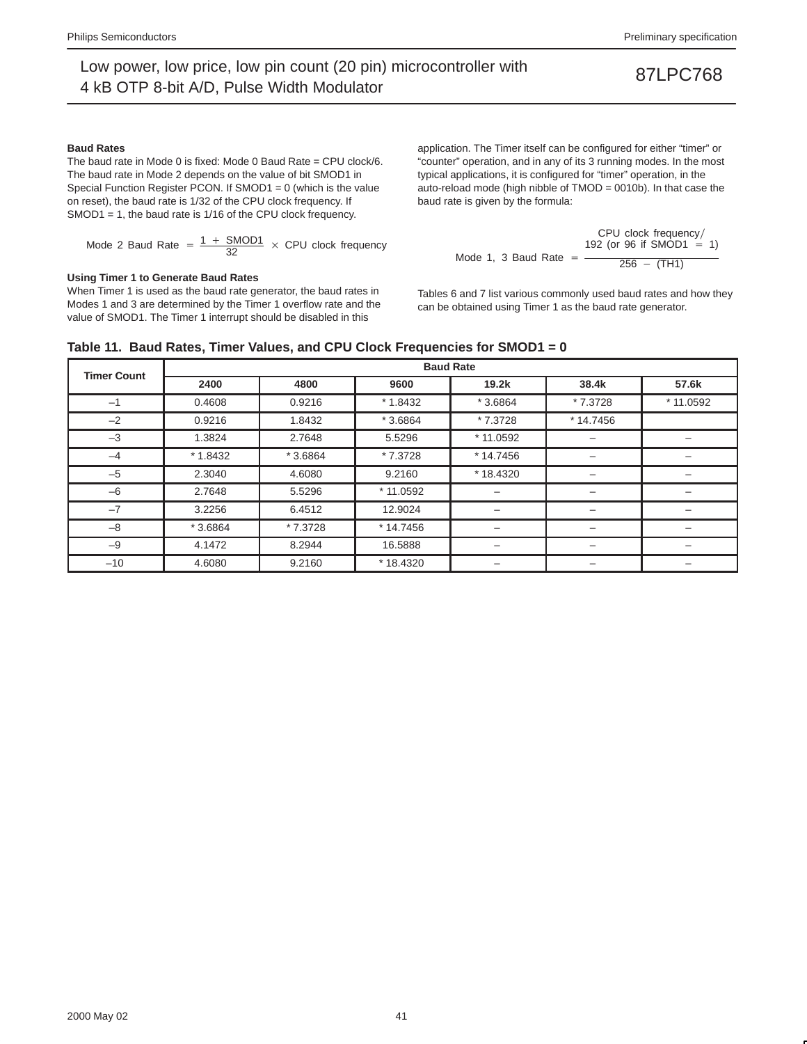**Baud Rates**

The baud rate in Mode 0 is fixed: Mode 0 Baud Rate = CPU clock/6. The baud rate in Mode 2 depends on the value of bit SMOD1 in Special Function Register PCON. If SMOD1 = 0 (which is the value on reset), the baud rate is 1/32 of the CPU clock frequency. If SMOD1 = 1, the baud rate is 1/16 of the CPU clock frequency.

$$\text{Mode 2 Baud Rate} = \frac{1 + \text{SMOD1}}{32} \times \text{CPU clock frequency}$$

**Using Timer 1 to Generate Baud Rates**

When Timer 1 is used as the baud rate generator, the baud rates in Modes 1 and 3 are determined by the Timer 1 overflow rate and the value of SMOD1. The Timer 1 interrupt should be disabled in this application. The Timer itself can be configured for either "timer" or "counter" operation, and in any of its 3 running modes. In the most typical applications, it is configured for "timer" operation, in the auto-reload mode (high nibble of TMOD = 0010b). In that case the baud rate is given by the formula:

$$\text{Mode 1, 3 Baud Rate} = \frac{\text{CPU clock frequency} / 192 \text{ (or 96 if SMOD1 = 1)}}{256 - \text{(TH1)}}$$

Tables 6 and 7 list various commonly used baud rates and how they can be obtained using Timer 1 as the baud rate generator.

**Table 11. Baud Rates, Timer Values, and CPU Clock Frequencies for SMOD1 = 0**

| Timer Count | Baud Rate | | | | | |
|---|---|---|---|---|---|---|
| | 2400 | 4800 | 9600 | 19.2k | 38.4k | 57.6k |
| –1 | 0.4608 | 0.9216 | * 1.8432 | * 3.6864 | * 7.3728 | * 11.0592 |
| –2 | 0.9216 | 1.8432 | * 3.6864 | * 7.3728 | * 14.7456 | |
| –3 | 1.3824 | 2.7648 | 5.5296 | * 11.0592 | – | – |
| –4 | * 1.8432 | * 3.6864 | * 7.3728 | * 14.7456 | – | – |
| –5 | 2.3040 | 4.6080 | 9.2160 | * 18.4320 | – | – |
| –6 | 2.7648 | 5.5296 | * 11.0592 | – | – | – |
| –7 | 3.2256 | 6.4512 | 12.9024 | – | – | – |
| –8 | * 3.6864 | * 7.3728 | * 14.7456 | – | – | – |
| –9 | 4.1472 | 8.2944 | 16.5888 | – | – | – |
| –10 | 4.6080 | 9.2160 | * 18.4320 | – | – | – |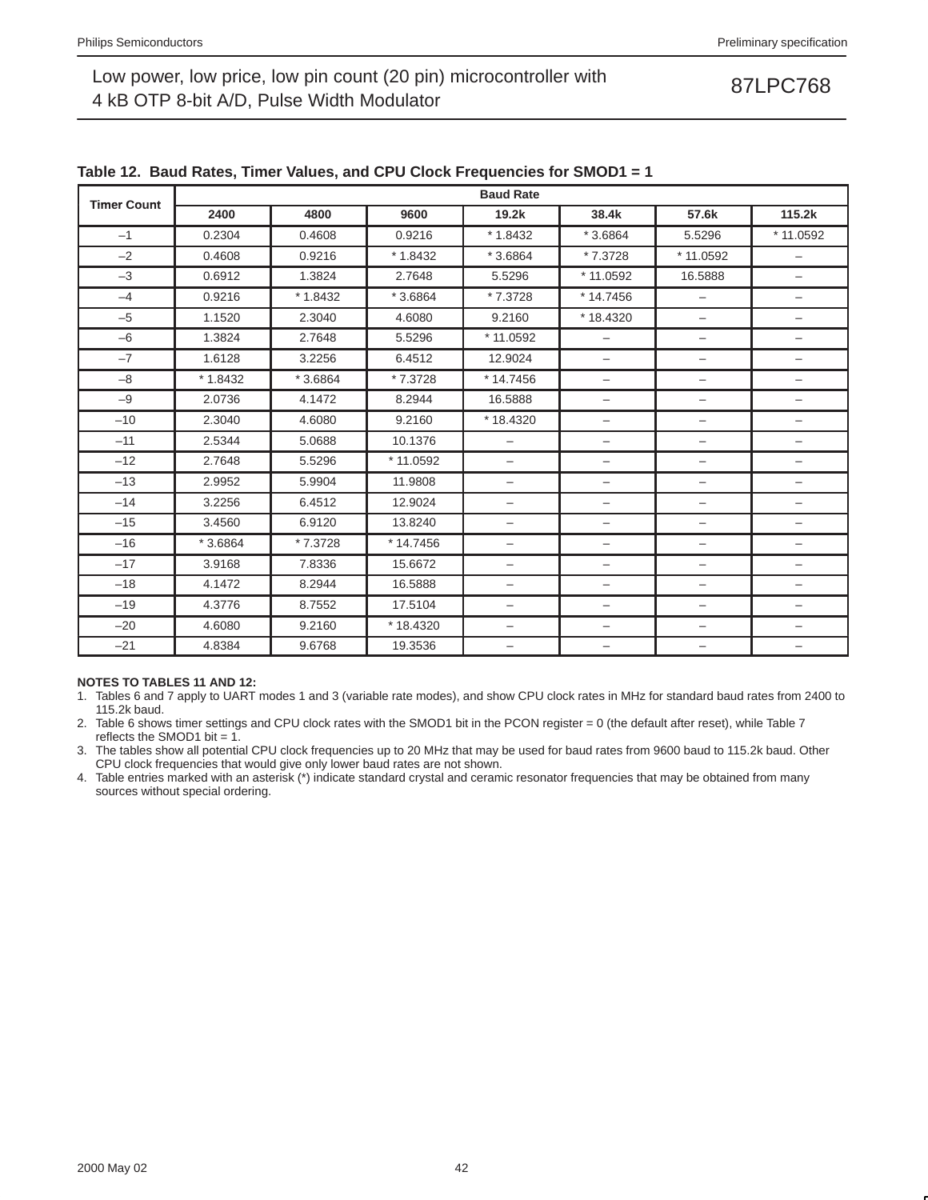**Table 12. Baud Rates, Timer Values, and CPU Clock Frequencies for SMOD1 = 1**

| Timer Count | Baud Rate | | | | | | |
|---|---|---|---|---|---|---|---|
| | 2400 | 4800 | 9600 | 19.2k | 38.4k | 57.6k | 115.2k |
| –1 | 0.2304 | 0.4608 | 0.9216 | * 1.8432 | * 3.6864 | 5.5296 | * 11.0592 |
| –2 | 0.4608 | 0.9216 | * 1.8432 | * 3.6864 | * 7.3728 | * 11.0592 | – |
| –3 | 0.6912 | 1.3824 | 2.7648 | 5.5296 | * 11.0592 | 16.5888 | – |
| –4 | 0.9216 | * 1.8432 | * 3.6864 | * 7.3728 | * 14.7456 | – | – |
| –5 | 1.1520 | 2.3040 | 4.6080 | 9.2160 | * 18.4320 | – | – |
| –6 | 1.3824 | 2.7648 | 5.5296 | * 11.0592 | – | – | – |
| –7 | 1.6128 | 3.2256 | 6.4512 | 12.9024 | – | – | – |
| –8 | * 1.8432 | * 3.6864 | * 7.3728 | * 14.7456 | – | – | – |
| –9 | 2.0736 | 4.1472 | 8.2944 | 16.5888 | – | – | – |
| –10 | 2.3040 | 4.6080 | 9.2160 | * 18.4320 | – | – | – |
| –11 | 2.5344 | 5.0688 | 10.1376 | – | – | – | – |
| –12 | 2.7648 | 5.5296 | * 11.0592 | – | – | – | – |
| –13 | 2.9952 | 5.9904 | 11.9808 | – | – | – | – |
| –14 | 3.2256 | 6.4512 | 12.9024 | – | – | – | – |
| –15 | 3.4560 | 6.9120 | 13.8240 | – | – | – | – |
| –16 | * 3.6864 | * 7.3728 | * 14.7456 | – | – | – | – |
| –17 | 3.9168 | 7.8336 | 15.6672 | – | – | – | – |
| –18 | 4.1472 | 8.2944 | 16.5888 | – | – | – | – |
| –19 | 4.3776 | 8.7552 | 17.5104 | – | – | – | – |
| –20 | 4.6080 | 9.2160 | * 18.4320 | – | – | – | – |
| –21 | 4.8384 | 9.6768 | 19.3536 | – | – | – | – |

**NOTES TO TABLES 11 AND 12:**

1. Tables 6 and 7 apply to UART modes 1 and 3 (variable rate modes), and show CPU clock rates in MHz for standard baud rates from 2400 to 115.2k baud.
2. Table 6 shows timer settings and CPU clock rates with the SMOD1 bit in the PCON register = 0 (the default after reset), while Table 7 reflects the SMOD1 bit = 1.
3. The tables show all potential CPU clock frequencies up to 20 MHz that may be used for baud rates from 9600 baud to 115.2k baud. Other CPU clock frequencies that would give only lower baud rates are not shown.
4. Table entries marked with an asterisk (*) indicate standard crystal and ceramic resonator frequencies that may be obtained from many sources without special ordering.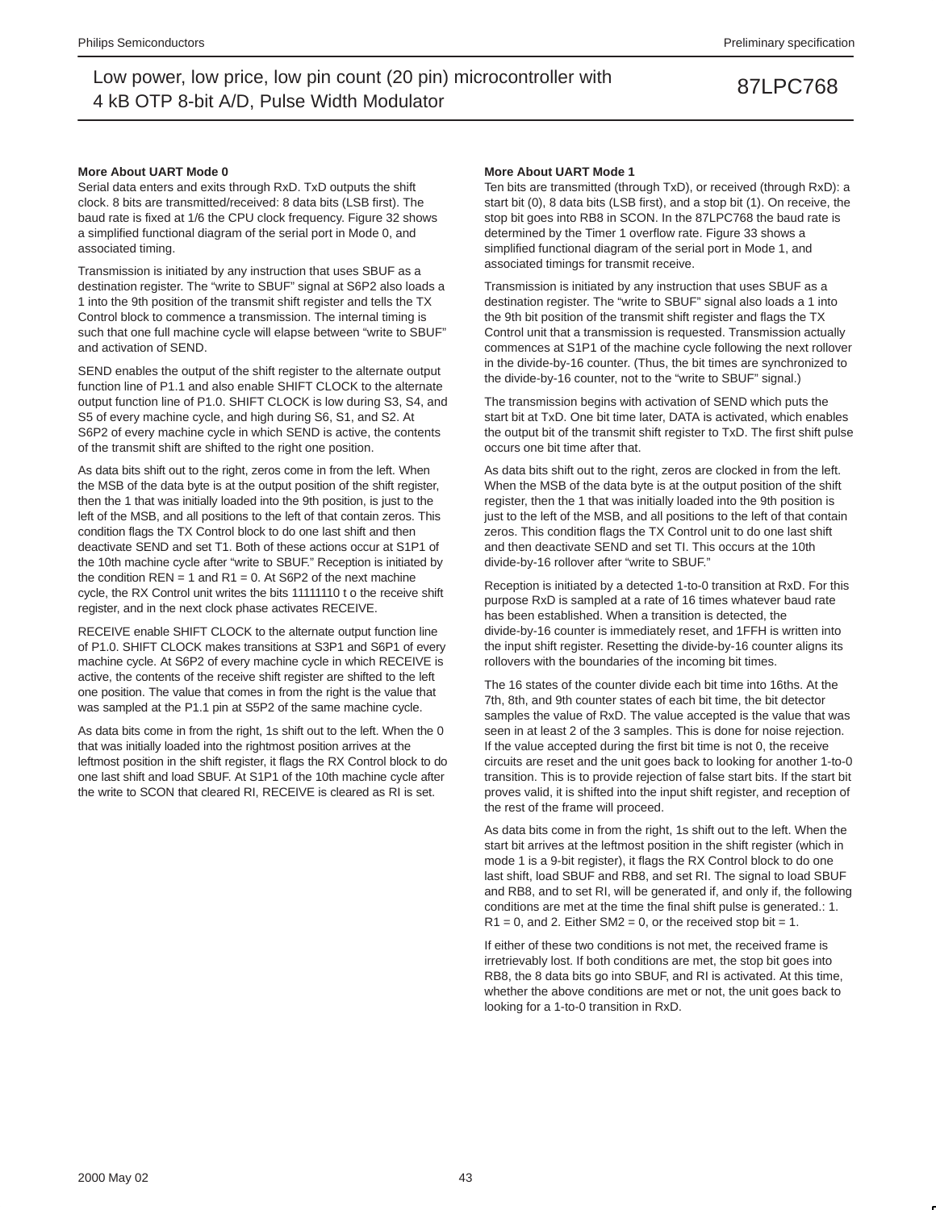### More About UART Mode 0

Serial data enters and exits through RxD. TxD outputs the shift clock. 8 bits are transmitted/received: 8 data bits (LSB first). The baud rate is fixed at 1/6 the CPU clock frequency. Figure 32 shows a simplified functional diagram of the serial port in Mode 0, and associated timing.

Transmission is initiated by any instruction that uses SBUF as a destination register. The “write to SBUF” signal at S6P2 also loads a 1 into the 9th position of the transmit shift register and tells the TX Control block to commence a transmission. The internal timing is such that one full machine cycle will elapse between “write to SBUF” and activation of SEND.

SEND enables the output of the shift register to the alternate output function line of P1.1 and also enable SHIFT CLOCK to the alternate output function line of P1.0. SHIFT CLOCK is low during S3, S4, and S5 of every machine cycle, and high during S6, S1, and S2. At S6P2 of every machine cycle in which SEND is active, the contents of the transmit shift are shifted to the right one position.

As data bits shift out to the right, zeros come in from the left. When the MSB of the data byte is at the output position of the shift register, then the 1 that was initially loaded into the 9th position, is just to the left of the MSB, and all positions to the left of that contain zeros. This condition flags the TX Control block to do one last shift and then deactivate SEND and set T1. Both of these actions occur at S1P1 of the 10th machine cycle after “write to SBUF.” Reception is initiated by the condition REN = 1 and R1 = 0. At S6P2 of the next machine cycle, the RX Control unit writes the bits 11111110 t o the receive shift register, and in the next clock phase activates RECEIVE.

RECEIVE enable SHIFT CLOCK to the alternate output function line of P1.0. SHIFT CLOCK makes transitions at S3P1 and S6P1 of every machine cycle. At S6P2 of every machine cycle in which RECEIVE is active, the contents of the receive shift register are shifted to the left one position. The value that comes in from the right is the value that was sampled at the P1.1 pin at S5P2 of the same machine cycle.

As data bits come in from the right, 1s shift out to the left. When the 0 that was initially loaded into the rightmost position arrives at the leftmost position in the shift register, it flags the RX Control block to do one last shift and load SBUF. At S1P1 of the 10th machine cycle after the write to SCON that cleared RI, RECEIVE is cleared as RI is set.

### More About UART Mode 1

Ten bits are transmitted (through TxD), or received (through RxD): a start bit (0), 8 data bits (LSB first), and a stop bit (1). On receive, the stop bit goes into RB8 in SCON. In the 87LPC768 the baud rate is determined by the Timer 1 overflow rate. Figure 33 shows a simplified functional diagram of the serial port in Mode 1, and associated timings for transmit receive.

Transmission is initiated by any instruction that uses SBUF as a destination register. The “write to SBUF” signal also loads a 1 into the 9th bit position of the transmit shift register and flags the TX Control unit that a transmission is requested. Transmission actually commences at S1P1 of the machine cycle following the next rollover in the divide-by-16 counter. (Thus, the bit times are synchronized to the divide-by-16 counter, not to the “write to SBUF” signal.)

The transmission begins with activation of SEND which puts the start bit at TxD. One bit time later, DATA is activated, which enables the output bit of the transmit shift register to TxD. The first shift pulse occurs one bit time after that.

As data bits shift out to the right, zeros are clocked in from the left. When the MSB of the data byte is at the output position of the shift register, then the 1 that was initially loaded into the 9th position is just to the left of the MSB, and all positions to the left of that contain zeros. This condition flags the TX Control unit to do one last shift and then deactivate SEND and set TI. This occurs at the 10th divide-by-16 rollover after “write to SBUF.”

Reception is initiated by a detected 1-to-0 transition at RxD. For this purpose RxD is sampled at a rate of 16 times whatever baud rate has been established. When a transition is detected, the divide-by-16 counter is immediately reset, and 1FFH is written into the input shift register. Resetting the divide-by-16 counter aligns its rollovers with the boundaries of the incoming bit times.

The 16 states of the counter divide each bit time into 16ths. At the 7th, 8th, and 9th counter states of each bit time, the bit detector samples the value of RxD. The value accepted is the value that was seen in at least 2 of the 3 samples. This is done for noise rejection. If the value accepted during the first bit time is not 0, the receive circuits are reset and the unit goes back to looking for another 1-to-0 transition. This is to provide rejection of false start bits. If the start bit proves valid, it is shifted into the input shift register, and reception of the rest of the frame will proceed.

As data bits come in from the right, 1s shift out to the left. When the start bit arrives at the leftmost position in the shift register (which in mode 1 is a 9-bit register), it flags the RX Control block to do one last shift, load SBUF and RB8, and set RI. The signal to load SBUF and RB8, and to set RI, will be generated if, and only if, the following conditions are met at the time the final shift pulse is generated.: 1. R1 = 0, and 2. Either SM2 = 0, or the received stop bit = 1.

If either of these two conditions is not met, the received frame is irretrievably lost. If both conditions are met, the stop bit goes into RB8, the 8 data bits go into SBUF, and RI is activated. At this time, whether the above conditions are met or not, the unit goes back to looking for a 1-to-0 transition in RxD.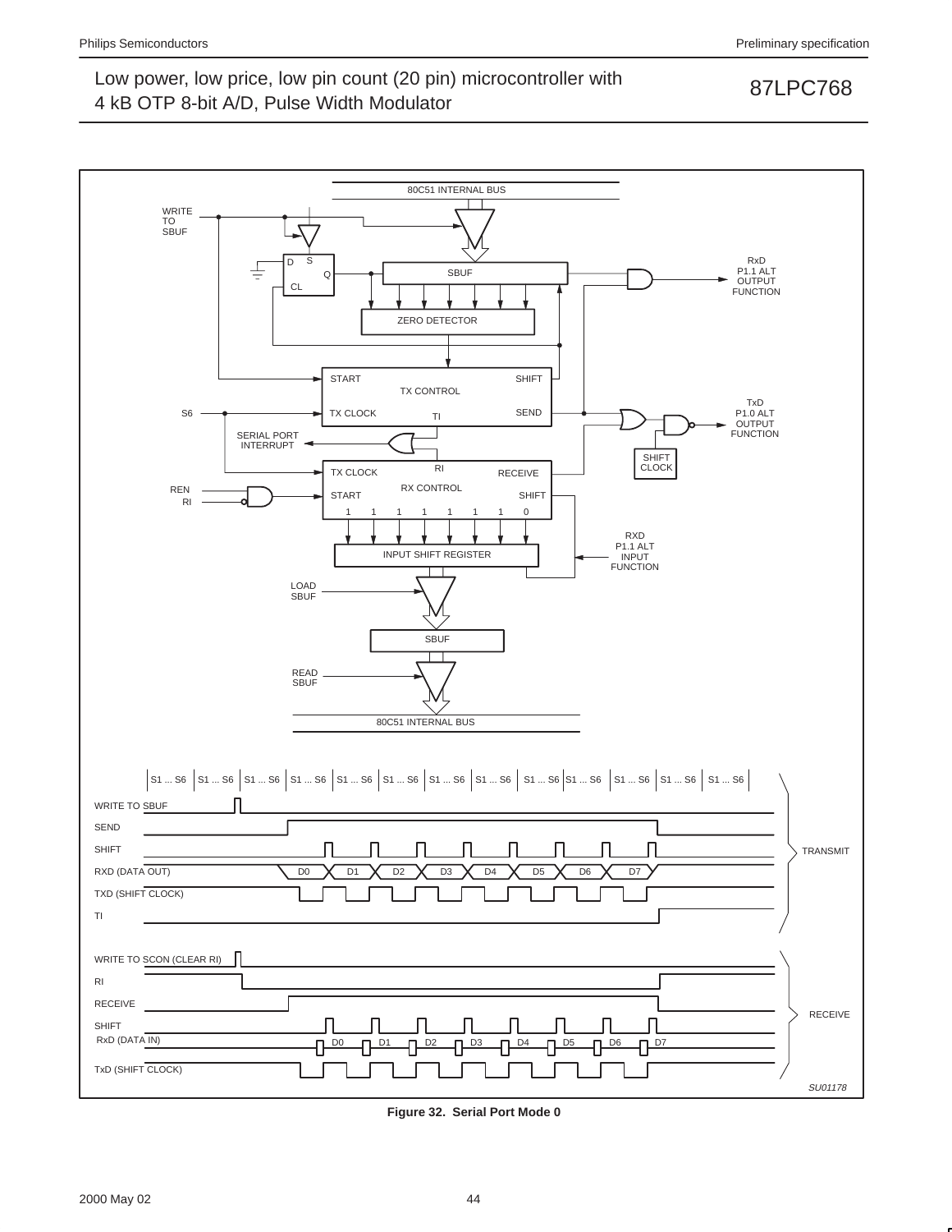Figure 32.  Serial Port Mode 0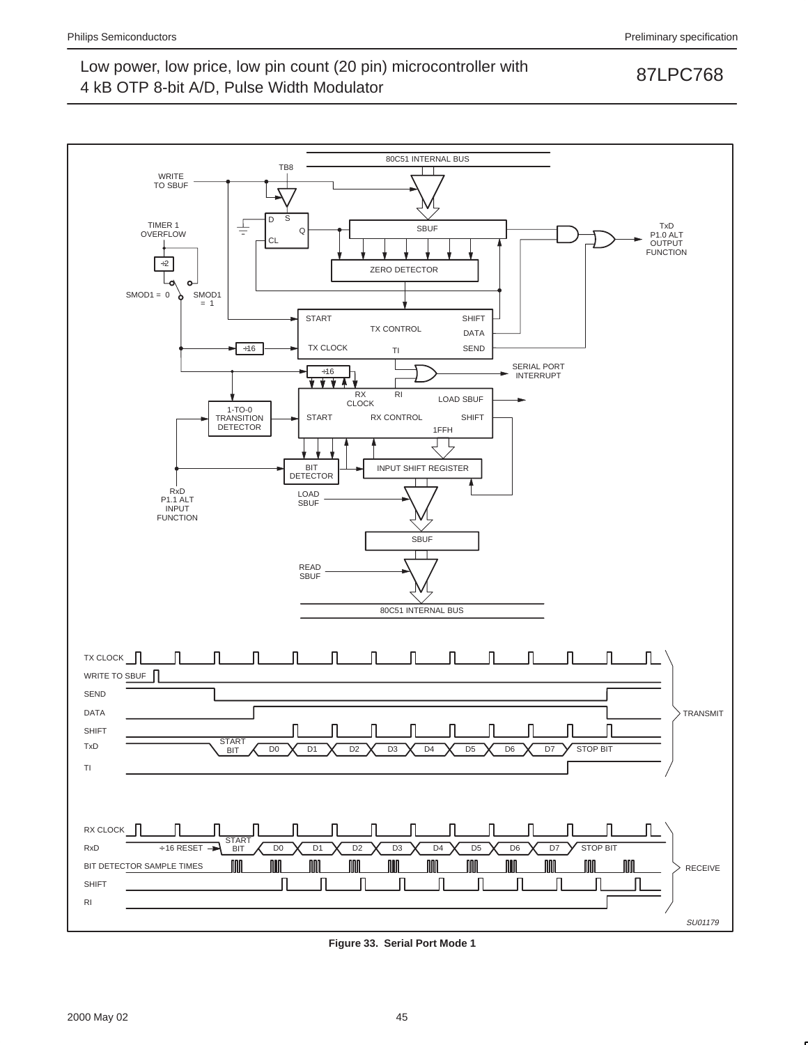Figure 33. Serial Port Mode 1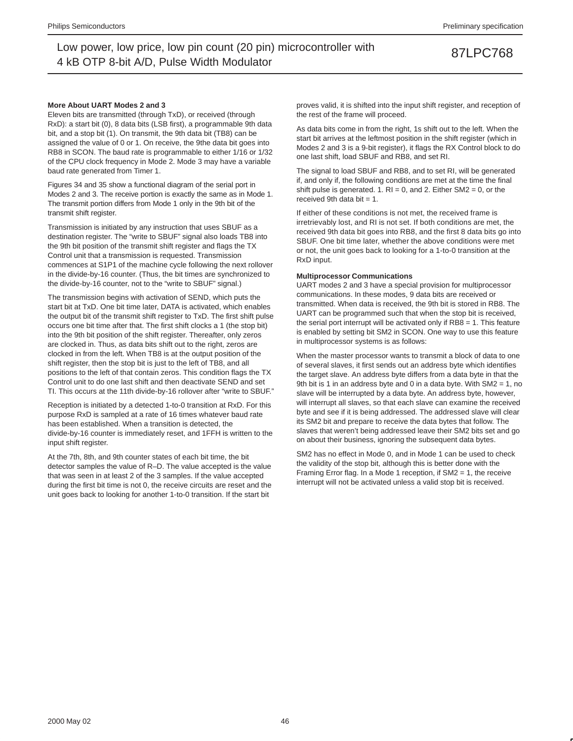### More About UART Modes 2 and 3

Eleven bits are transmitted (through TxD), or received (through RxD): a start bit (0), 8 data bits (LSB first), a programmable 9th data bit, and a stop bit (1). On transmit, the 9th data bit (TB8) can be assigned the value of 0 or 1. On receive, the 9the data bit goes into RB8 in SCON. The baud rate is programmable to either 1/16 or 1/32 of the CPU clock frequency in Mode 2. Mode 3 may have a variable baud rate generated from Timer 1.

Figures 34 and 35 show a functional diagram of the serial port in Modes 2 and 3. The receive portion is exactly the same as in Mode 1. The transmit portion differs from Mode 1 only in the 9th bit of the transmit shift register.

Transmission is initiated by any instruction that uses SBUF as a destination register. The "write to SBUF" signal also loads TB8 into the 9th bit position of the transmit shift register and flags the TX Control unit that a transmission is requested. Transmission commences at S1P1 of the machine cycle following the next rollover in the divide-by-16 counter. (Thus, the bit times are synchronized to the divide-by-16 counter, not to the "write to SBUF" signal.)

The transmission begins with activation of SEND, which puts the start bit at TxD. One bit time later, DATA is activated, which enables the output bit of the transmit shift register to TxD. The first shift pulse occurs one bit time after that. The first shift clocks a 1 (the stop bit) into the 9th bit position of the shift register. Thereafter, only zeros are clocked in. Thus, as data bits shift out to the right, zeros are clocked in from the left. When TB8 is at the output position of the shift register, then the stop bit is just to the left of TB8, and all positions to the left of that contain zeros. This condition flags the TX Control unit to do one last shift and then deactivate SEND and set TI. This occurs at the 11th divide-by-16 rollover after "write to SBUF."

Reception is initiated by a detected 1-to-0 transition at RxD. For this purpose RxD is sampled at a rate of 16 times whatever baud rate has been established. When a transition is detected, the divide-by-16 counter is immediately reset, and 1FFH is written to the input shift register.

At the 7th, 8th, and 9th counter states of each bit time, the bit detector samples the value of R–D. The value accepted is the value that was seen in at least 2 of the 3 samples. If the value accepted during the first bit time is not 0, the receive circuits are reset and the unit goes back to looking for another 1-to-0 transition. If the start bit proves valid, it is shifted into the input shift register, and reception of the rest of the frame will proceed.

As data bits come in from the right, 1s shift out to the left. When the start bit arrives at the leftmost position in the shift register (which in Modes 2 and 3 is a 9-bit register), it flags the RX Control block to do one last shift, load SBUF and RB8, and set RI.

The signal to load SBUF and RB8, and to set RI, will be generated if, and only if, the following conditions are met at the time the final shift pulse is generated. 1. RI = 0, and 2. Either SM2 = 0, or the received 9th data bit = 1.

If either of these conditions is not met, the received frame is irretrievably lost, and RI is not set. If both conditions are met, the received 9th data bit goes into RB8, and the first 8 data bits go into SBUF. One bit time later, whether the above conditions were met or not, the unit goes back to looking for a 1-to-0 transition at the RxD input.

### Multiprocessor Communications

UART modes 2 and 3 have a special provision for multiprocessor communications. In these modes, 9 data bits are received or transmitted. When data is received, the 9th bit is stored in RB8. The UART can be programmed such that when the stop bit is received, the serial port interrupt will be activated only if RB8 = 1. This feature is enabled by setting bit SM2 in SCON. One way to use this feature in multiprocessor systems is as follows:

When the master processor wants to transmit a block of data to one of several slaves, it first sends out an address byte which identifies the target slave. An address byte differs from a data byte in that the 9th bit is 1 in an address byte and 0 in a data byte. With SM2 = 1, no slave will be interrupted by a data byte. An address byte, however, will interrupt all slaves, so that each slave can examine the received byte and see if it is being addressed. The addressed slave will clear its SM2 bit and prepare to receive the data bytes that follow. The slaves that weren't being addressed leave their SM2 bits set and go on about their business, ignoring the subsequent data bytes.

SM2 has no effect in Mode 0, and in Mode 1 can be used to check the validity of the stop bit, although this is better done with the Framing Error flag. In a Mode 1 reception, if SM2 = 1, the receive interrupt will not be activated unless a valid stop bit is received.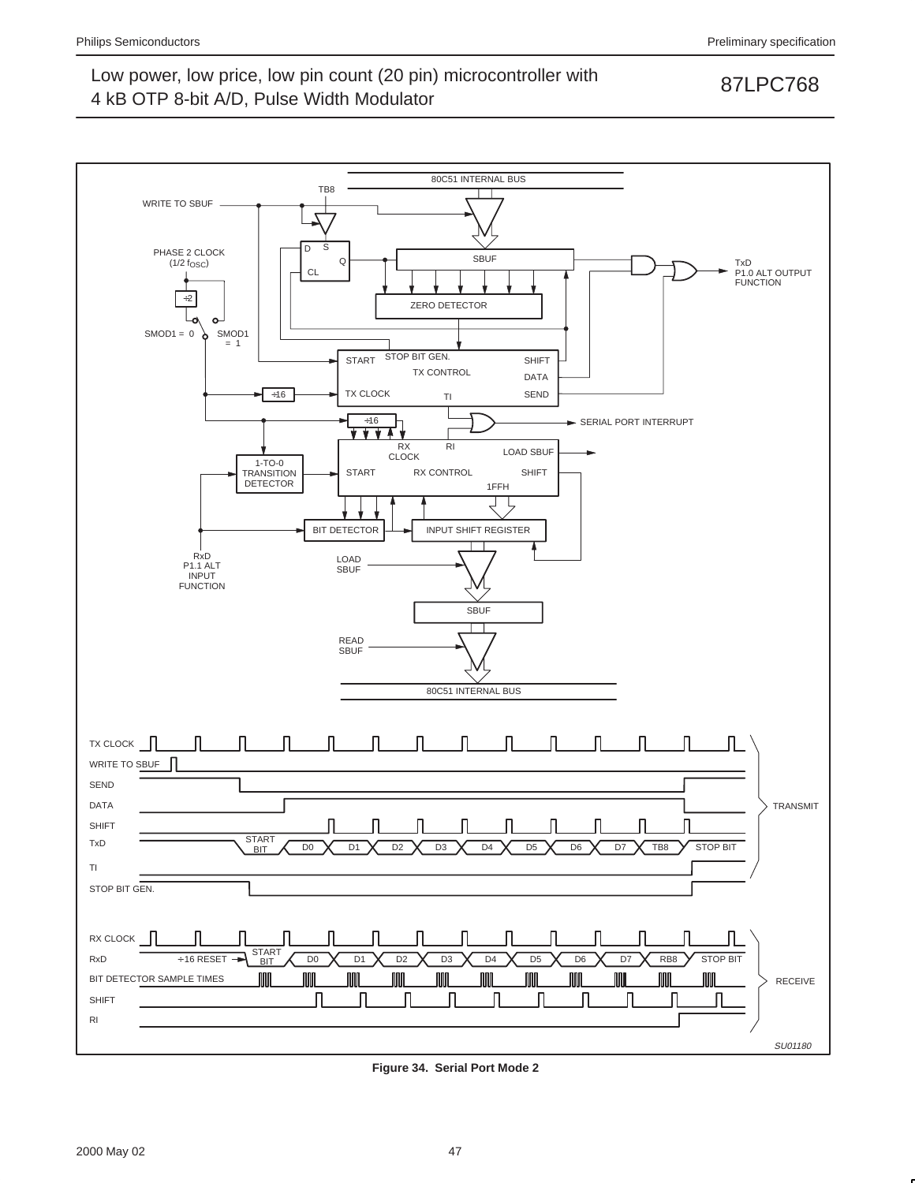Figure 34. Serial Port Mode 2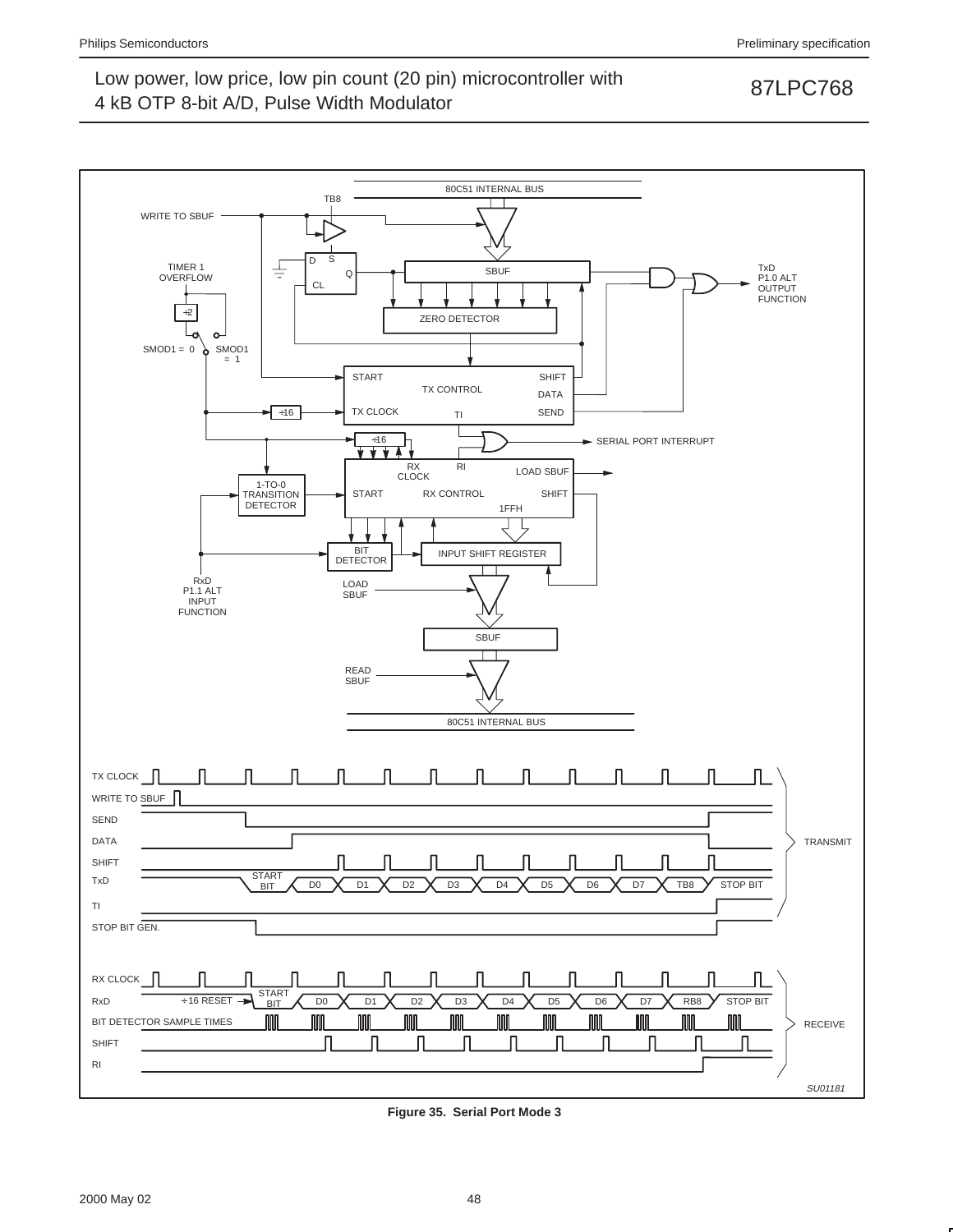Figure 35. Serial Port Mode 3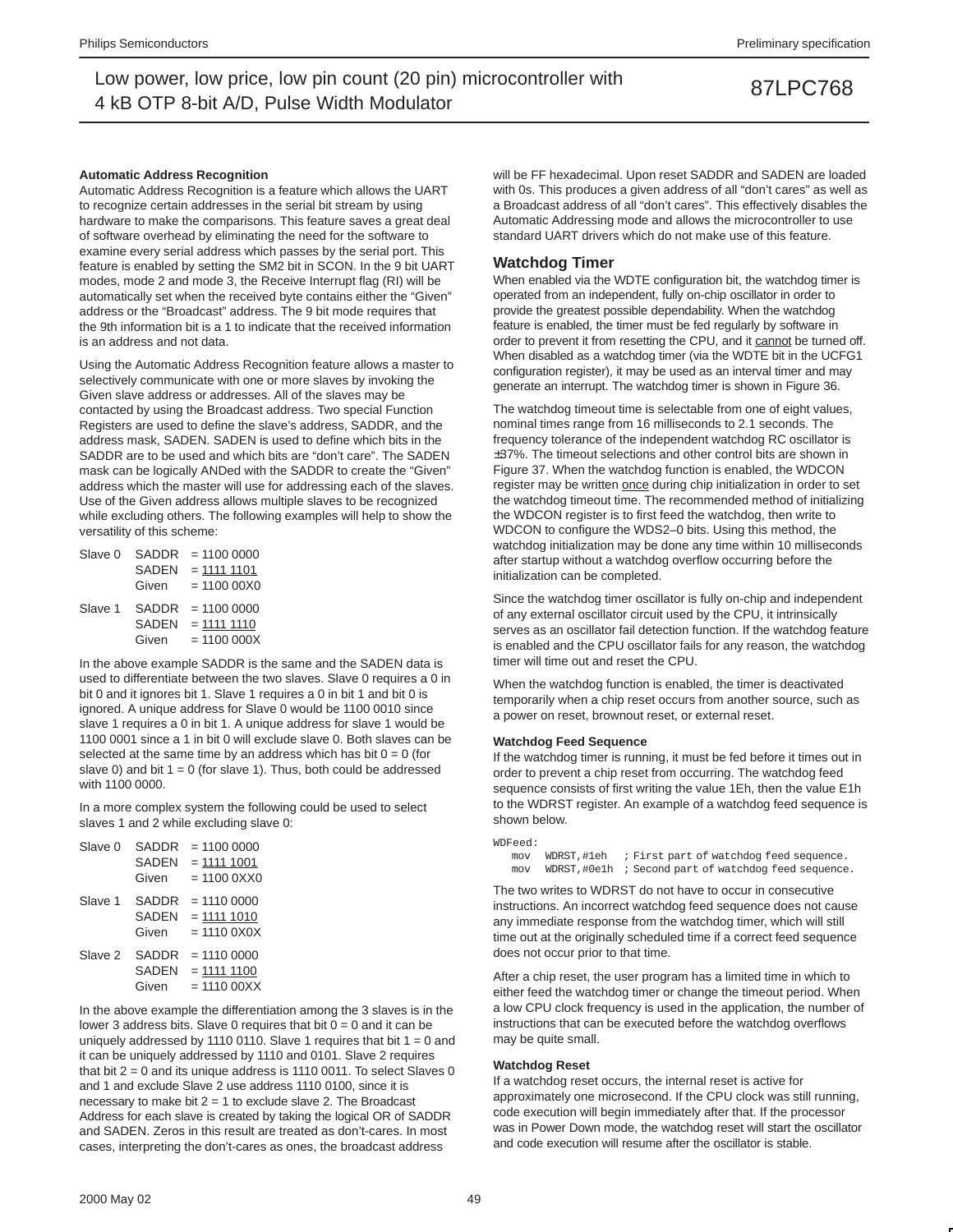### Automatic Address Recognition

Automatic Address Recognition is a feature which allows the UART to recognize certain addresses in the serial bit stream by using hardware to make the comparisons. This feature saves a great deal of software overhead by eliminating the need for the software to examine every serial address which passes by the serial port. This feature is enabled by setting the SM2 bit in SCON. In the 9 bit UART modes, mode 2 and mode 3, the Receive Interrupt flag (RI) will be automatically set when the received byte contains either the "Given" address or the "Broadcast" address. The 9 bit mode requires that the 9th information bit is a 1 to indicate that the received information is an address and not data.

Using the Automatic Address Recognition feature allows a master to selectively communicate with one or more slaves by invoking the Given slave address or addresses. All of the slaves may be contacted by using the Broadcast address. Two special Function Registers are used to define the slave's address, SADDR, and the address mask, SADEN. SADEN is used to define which bits in the SADDR are to be used and which bits are "don't care". The SADEN mask can be logically ANDed with the SADDR to create the "Given" address which the master will use for addressing each of the slaves. Use of the Given address allows multiple slaves to be recognized while excluding others. The following examples will help to show the versatility of this scheme:

```
Slave 0   SADDR  = 1100 0000
          SADEN  = 1111 1101
          Given  = 1100 00X0

Slave 1   SADDR  = 1100 0000
          SADEN  = 1111 1110
          Given  = 1100 000X
```

In the above example SADDR is the same and the SADEN data is used to differentiate between the two slaves. Slave 0 requires a 0 in bit 0 and it ignores bit 1. Slave 1 requires a 0 in bit 1 and bit 0 is ignored. A unique address for Slave 0 would be 1100 0010 since slave 1 requires a 0 in bit 1. A unique address for slave 1 would be 1100 0001 since a 1 in bit 0 will exclude slave 0. Both slaves can be selected at the same time by an address which has bit 0 = 0 (for slave 0) and bit 1 = 0 (for slave 1). Thus, both could be addressed with 1100 0000.

In a more complex system the following could be used to select slaves 1 and 2 while excluding slave 0:

```
Slave 0   SADDR  = 1100 0000
          SADEN  = 1111 1001
          Given  = 1100 0XX0

Slave 1   SADDR  = 1110 0000
          SADEN  = 1111 1010
          Given  = 1110 0X0X

Slave 2   SADDR  = 1110 0000
          SADEN  = 1111 1100
          Given  = 1110 00XX
```

In the above example the differentiation among the 3 slaves is in the lower 3 address bits. Slave 0 requires that bit 0 = 0 and it can be uniquely addressed by 1110 0110. Slave 1 requires that bit 1 = 0 and it can be uniquely addressed by 1110 and 0101. Slave 2 requires that bit 2 = 0 and its unique address is 1110 0011. To select Slaves 0 and 1 and exclude Slave 2 use address 1110 0100, since it is necessary to make bit 2 = 1 to exclude slave 2. The Broadcast Address for each slave is created by taking the logical OR of SADDR and SADEN. Zeros in this result are treated as don't-cares. In most cases, interpreting the don't-cares as ones, the broadcast address will be FF hexadecimal. Upon reset SADDR and SADEN are loaded with 0s. This produces a given address of all "don't cares" as well as a Broadcast address of all "don't cares". This effectively disables the Automatic Addressing mode and allows the microcontroller to use standard UART drivers which do not make use of this feature.

## Watchdog Timer

When enabled via the WDTE configuration bit, the watchdog timer is operated from an independent, fully on-chip oscillator in order to provide the greatest possible dependability. When the watchdog feature is enabled, the timer must be fed regularly by software in order to prevent it from resetting the CPU, and it cannot be turned off. When disabled as a watchdog timer (via the WDTE bit in the UCFG1 configuration register), it may be used as an interval timer and may generate an interrupt. The watchdog timer is shown in Figure 36.

The watchdog timeout time is selectable from one of eight values, nominal times range from 16 milliseconds to 2.1 seconds. The frequency tolerance of the independent watchdog RC oscillator is ±37%. The timeout selections and other control bits are shown in Figure 37. When the watchdog function is enabled, the WDCON register may be written once during chip initialization in order to set the watchdog timeout time. The recommended method of initializing the WDCON register is to first feed the watchdog, then write to WDCON to configure the WDS2–0 bits. Using this method, the watchdog initialization may be done any time within 10 milliseconds after startup without a watchdog overflow occurring before the initialization can be completed.

Since the watchdog timer oscillator is fully on-chip and independent of any external oscillator circuit used by the CPU, it intrinsically serves as an oscillator fail detection function. If the watchdog feature is enabled and the CPU oscillator fails for any reason, the watchdog timer will time out and reset the CPU.

When the watchdog function is enabled, the timer is deactivated temporarily when a chip reset occurs from another source, such as a power on reset, brownout reset, or external reset.

### Watchdog Feed Sequence

If the watchdog timer is running, it must be fed before it times out in order to prevent a chip reset from occurring. The watchdog feed sequence consists of first writing the value 1Eh, then the value E1h to the WDRST register. An example of a watchdog feed sequence is shown below.

```
WDFeed:
   mov   WDRST,#1eh   ; First part of watchdog feed sequence.
   mov   WDRST,#0e1h  ; Second part of watchdog feed sequence.
```

The two writes to WDRST do not have to occur in consecutive instructions. An incorrect watchdog feed sequence does not cause any immediate response from the watchdog timer, which will still time out at the originally scheduled time if a correct feed sequence does not occur prior to that time.

After a chip reset, the user program has a limited time in which to either feed the watchdog timer or change the timeout period. When a low CPU clock frequency is used in the application, the number of instructions that can be executed before the watchdog overflows may be quite small.

### Watchdog Reset

If a watchdog reset occurs, the internal reset is active for approximately one microsecond. If the CPU clock was still running, code execution will begin immediately after that. If the processor was in Power Down mode, the watchdog reset will start the oscillator and code execution will resume after the oscillator is stable.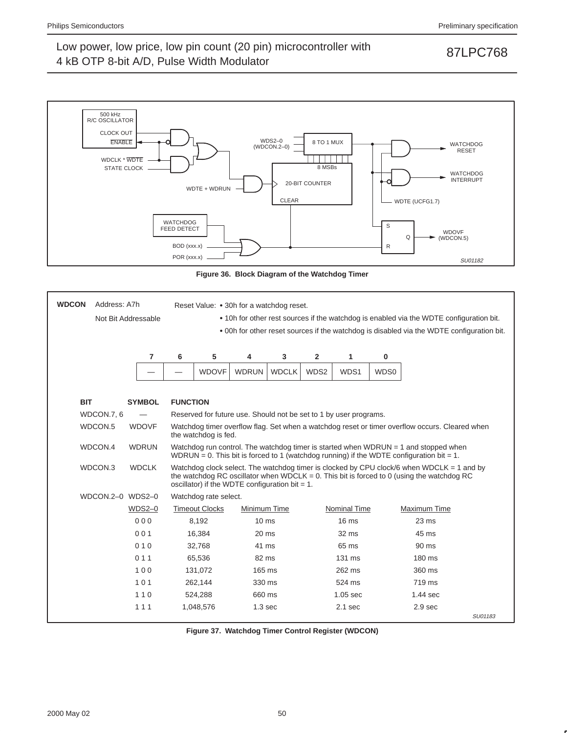SU01182

**Figure 36. Block Diagram of the Watchdog Timer**

| **WDCON** | Address: A7h | Reset Value: • 30h for a watchdog reset. |
|---|---|---|
| | Not Bit Addressable | • 10h for other rest sources if the watchdog is enabled via the WDTE configuration bit. |
| | | • 00h for other reset sources if the watchdog is disabled via the WDTE configuration bit. |

| 7 | 6 | 5 | 4 | 3 | 2 | 1 | 0 |
|---|---|---|---|---|---|---|---|
| — | — | WDOVF | WDRUN | WDCLK | WDS2 | WDS1 | WDS0 |

| BIT | SYMBOL | FUNCTION |
|---|---|---|
| WDCON.7, 6 | — | Reserved for future use. Should not be set to 1 by user programs. |
| WDCON.5 | WDOVF | Watchdog timer overflow flag. Set when a watchdog reset or timer overflow occurs. Cleared when the watchdog is fed. |
| WDCON.4 | WDRUN | Watchdog run control. The watchdog timer is started when WDRUN = 1 and stopped when WDRUN = 0. This bit is forced to 1 (watchdog running) if the WDTE configuration bit = 1. |
| WDCON.3 | WDCLK | Watchdog clock select. The watchdog timer is clocked by CPU clock/6 when WDCLK = 1 and by the watchdog RC oscillator when WDCLK = 0. This bit is forced to 0 (using the watchdog RC oscillator) if the WDTE configuration bit = 1. |
| WDCON.2–0 | WDS2–0 | Watchdog rate select. |

| WDS2–0 | Timeout Clocks | Minimum Time | Nominal Time | Maximum Time |
|---|---|---|---|---|
| 0 0 0 | 8,192 | 10 ms | 16 ms | 23 ms |
| 0 0 1 | 16,384 | 20 ms | 32 ms | 45 ms |
| 0 1 0 | 32,768 | 41 ms | 65 ms | 90 ms |
| 0 1 1 | 65,536 | 82 ms | 131 ms | 180 ms |
| 1 0 0 | 131,072 | 165 ms | 262 ms | 360 ms |
| 1 0 1 | 262,144 | 330 ms | 524 ms | 719 ms |
| 1 1 0 | 524,288 | 660 ms | 1.05 sec | 1.44 sec |
| 1 1 1 | 1,048,576 | 1.3 sec | 2.1 sec | 2.9 sec |

SU01183

**Figure 37. Watchdog Timer Control Register (WDCON)**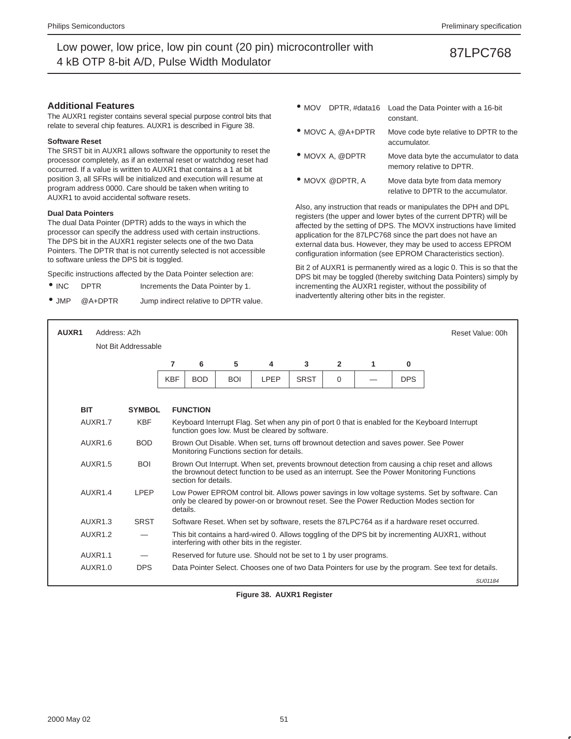## Additional Features

The AUXR1 register contains several special purpose control bits that relate to several chip features. AUXR1 is described in Figure 38.

### Software Reset

The SRST bit in AUXR1 allows software the opportunity to reset the processor completely, as if an external reset or watchdog reset had occurred. If a value is written to AUXR1 that contains a 1 at bit position 3, all SFRs will be initialized and execution will resume at program address 0000. Care should be taken when writing to AUXR1 to avoid accidental software resets.

### Dual Data Pointers

The dual Data Pointer (DPTR) adds to the ways in which the processor can specify the address used with certain instructions. The DPS bit in the AUXR1 register selects one of the two Data Pointers. The DPTR that is not currently selected is not accessible to software unless the DPS bit is toggled.

Specific instructions affected by the Data Pointer selection are:

- INC DPTR — Increments the Data Pointer by 1.
- JMP @A+DPTR — Jump indirect relative to DPTR value.
- MOV DPTR, #data16 — Load the Data Pointer with a 16-bit constant.
- MOVC A, @A+DPTR — Move code byte relative to DPTR to the accumulator.
- MOVX A, @DPTR — Move data byte the accumulator to data memory relative to DPTR.
- MOVX @DPTR, A — Move data byte from data memory relative to DPTR to the accumulator.

Also, any instruction that reads or manipulates the DPH and DPL registers (the upper and lower bytes of the current DPTR) will be affected by the setting of DPS. The MOVX instructions have limited application for the 87LPC768 since the part does not have an external data bus. However, they may be used to access EPROM configuration information (see EPROM Characteristics section).

Bit 2 of AUXR1 is permanently wired as a logic 0. This is so that the DPS bit may be toggled (thereby switching Data Pointers) simply by incrementing the AUXR1 register, without the possibility of inadvertently altering other bits in the register.

**AUXR1** Address: A2h — Not Bit Addressable — Reset Value: 00h

| 7 | 6 | 5 | 4 | 3 | 2 | 1 | 0 |
|---|---|---|---|---|---|---|---|
| KBF | BOD | BOI | LPEP | SRST | 0 | — | DPS |

| BIT | SYMBOL | FUNCTION |
|---|---|---|
| AUXR1.7 | KBF | Keyboard Interrupt Flag. Set when any pin of port 0 that is enabled for the Keyboard Interrupt function goes low. Must be cleared by software. |
| AUXR1.6 | BOD | Brown Out Disable. When set, turns off brownout detection and saves power. See Power Monitoring Functions section for details. |
| AUXR1.5 | BOI | Brown Out Interrupt. When set, prevents brownout detection from causing a chip reset and allows the brownout detect function to be used as an interrupt. See the Power Monitoring Functions section for details. |
| AUXR1.4 | LPEP | Low Power EPROM control bit. Allows power savings in low voltage systems. Set by software. Can only be cleared by power-on or brownout reset. See the Power Reduction Modes section for details. |
| AUXR1.3 | SRST | Software Reset. When set by software, resets the 87LPC764 as if a hardware reset occurred. |
| AUXR1.2 | — | This bit contains a hard-wired 0. Allows toggling of the DPS bit by incrementing AUXR1, without interfering with other bits in the register. |
| AUXR1.1 | — | Reserved for future use. Should not be set to 1 by user programs. |
| AUXR1.0 | DPS | Data Pointer Select. Chooses one of two Data Pointers for use by the program. See text for details. |

SU01184

**Figure 38. AUXR1 Register**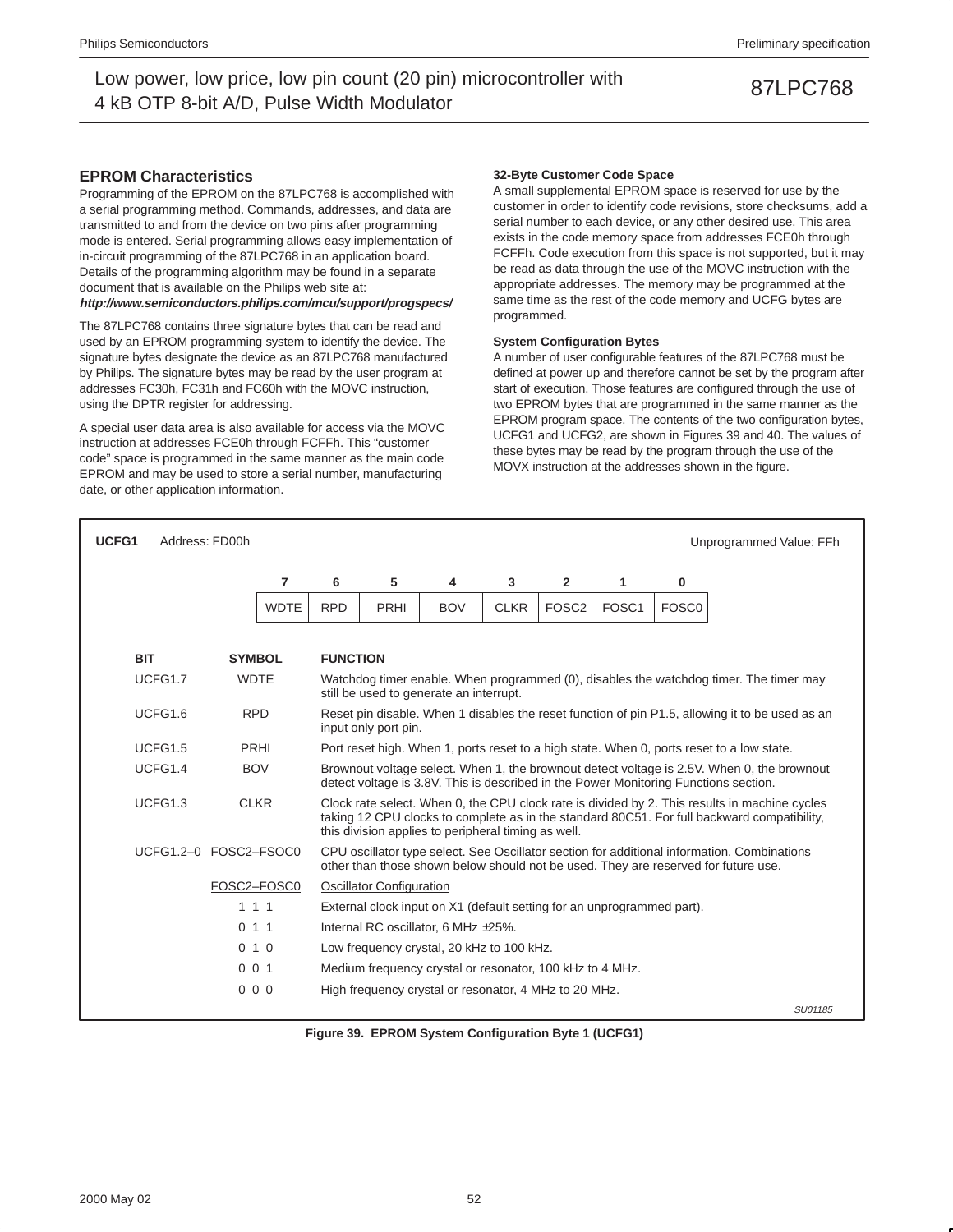## EPROM Characteristics

Programming of the EPROM on the 87LPC768 is accomplished with a serial programming method. Commands, addresses, and data are transmitted to and from the device on two pins after programming mode is entered. Serial programming allows easy implementation of in-circuit programming of the 87LPC768 in an application board. Details of the programming algorithm may be found in a separate document that is available on the Philips web site at:
***http://www.semiconductors.philips.com/mcu/support/progspecs/***

The 87LPC768 contains three signature bytes that can be read and used by an EPROM programming system to identify the device. The signature bytes designate the device as an 87LPC768 manufactured by Philips. The signature bytes may be read by the user program at addresses FC30h, FC31h and FC60h with the MOVC instruction, using the DPTR register for addressing.

A special user data area is also available for access via the MOVC instruction at addresses FCE0h through FCFFh. This “customer code” space is programmed in the same manner as the main code EPROM and may be used to store a serial number, manufacturing date, or other application information.

### 32-Byte Customer Code Space

A small supplemental EPROM space is reserved for use by the customer in order to identify code revisions, store checksums, add a serial number to each device, or any other desired use. This area exists in the code memory space from addresses FCE0h through FCFFh. Code execution from this space is not supported, but it may be read as data through the use of the MOVC instruction with the appropriate addresses. The memory may be programmed at the same time as the rest of the code memory and UCFG bytes are programmed.

### System Configuration Bytes

A number of user configurable features of the 87LPC768 must be defined at power up and therefore cannot be set by the program after start of execution. Those features are configured through the use of two EPROM bytes that are programmed in the same manner as the EPROM program space. The contents of the two configuration bytes, UCFG1 and UCFG2, are shown in Figures 39 and 40. The values of these bytes may be read by the program through the use of the MOVX instruction at the addresses shown in the figure.

**UCFG1** Address: FD00h Unprogrammed Value: FFh

| 7 | 6 | 5 | 4 | 3 | 2 | 1 | 0 |
|---|---|---|---|---|---|---|---|
| WDTE | RPD | PRHI | BOV | CLKR | FOSC2 | FOSC1 | FOSC0 |

| BIT | SYMBOL | FUNCTION |
|---|---|---|
| UCFG1.7 | WDTE | Watchdog timer enable. When programmed (0), disables the watchdog timer. The timer may still be used to generate an interrupt. |
| UCFG1.6 | RPD | Reset pin disable. When 1 disables the reset function of pin P1.5, allowing it to be used as an input only port pin. |
| UCFG1.5 | PRHI | Port reset high. When 1, ports reset to a high state. When 0, ports reset to a low state. |
| UCFG1.4 | BOV | Brownout voltage select. When 1, the brownout detect voltage is 2.5V. When 0, the brownout detect voltage is 3.8V. This is described in the Power Monitoring Functions section. |
| UCFG1.3 | CLKR | Clock rate select. When 0, the CPU clock rate is divided by 2. This results in machine cycles taking 12 CPU clocks to complete as in the standard 80C51. For full backward compatibility, this division applies to peripheral timing as well. |
| UCFG1.2–0 | FOSC2–FSOC0 | CPU oscillator type select. See Oscillator section for additional information. Combinations other than those shown below should not be used. They are reserved for future use. |

| FOSC2–FOSC0 | Oscillator Configuration |
|---|---|
| 1 1 1 | External clock input on X1 (default setting for an unprogrammed part). |
| 0 1 1 | Internal RC oscillator, 6 MHz ±25%. |
| 0 1 0 | Low frequency crystal, 20 kHz to 100 kHz. |
| 0 0 1 | Medium frequency crystal or resonator, 100 kHz to 4 MHz. |
| 0 0 0 | High frequency crystal or resonator, 4 MHz to 20 MHz. |

SU01185

**Figure 39. EPROM System Configuration Byte 1 (UCFG1)**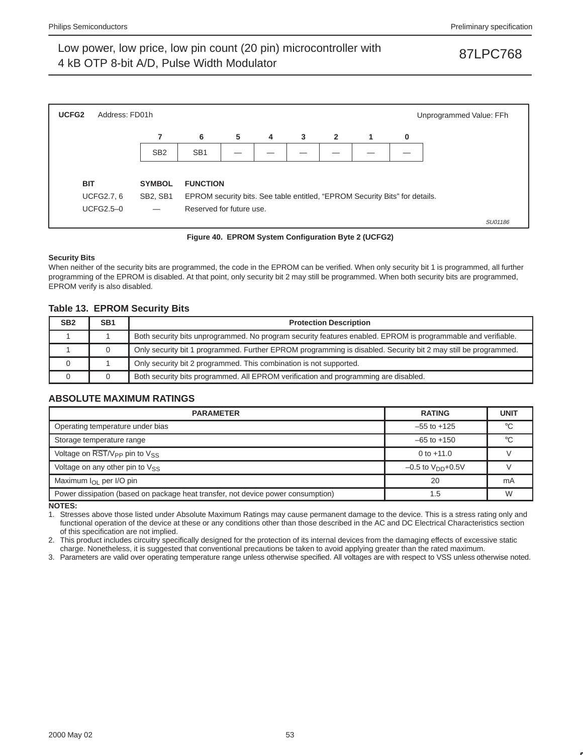**UCFG2** Address: FD01h Unprogrammed Value: FFh

| 7 | 6 | 5 | 4 | 3 | 2 | 1 | 0 |
|---|---|---|---|---|---|---|---|
| SB2 | SB1 | — | — | — | — | — | — |

| BIT | SYMBOL | FUNCTION |
|---|---|---|
| UCFG2.7, 6 | SB2, SB1 | EPROM security bits. See table entitled, “EPROM Security Bits” for details. |
| UCFG2.5–0 | — | Reserved for future use. |

SU01186

**Figure 40. EPROM System Configuration Byte 2 (UCFG2)**

**Security Bits**

When neither of the security bits are programmed, the code in the EPROM can be verified. When only security bit 1 is programmed, all further programming of the EPROM is disabled. At that point, only security bit 2 may still be programmed. When both security bits are programmed, EPROM verify is also disabled.

### Table 13. EPROM Security Bits

| SB2 | SB1 | Protection Description |
|---|---|---|
| 1 | 1 | Both security bits unprogrammed. No program security features enabled. EPROM is programmable and verifiable. |
| 1 | 0 | Only security bit 1 programmed. Further EPROM programming is disabled. Security bit 2 may still be programmed. |
| 0 | 1 | Only security bit 2 programmed. This combination is not supported. |
| 0 | 0 | Both security bits programmed. All EPROM verification and programming are disabled. |

## ABSOLUTE MAXIMUM RATINGS

| PARAMETER | RATING | UNIT |
|---|---|---|
| Operating temperature under bias | –55 to +125 | °C |
| Storage temperature range | –65 to +150 | °C |
| Voltage on $\overline{RST}/V_{PP}$ pin to $V_{SS}$ | 0 to +11.0 | V |
| Voltage on any other pin to $V_{SS}$ | –0.5 to $V_{DD}$+0.5V | V |
| Maximum $I_{OL}$ per I/O pin | 20 | mA |
| Power dissipation (based on package heat transfer, not device power consumption) | 1.5 | W |

**NOTES:**

1. Stresses above those listed under Absolute Maximum Ratings may cause permanent damage to the device. This is a stress rating only and functional operation of the device at these or any conditions other than those described in the AC and DC Electrical Characteristics section of this specification are not implied.
2. This product includes circuitry specifically designed for the protection of its internal devices from the damaging effects of excessive static charge. Nonetheless, it is suggested that conventional precautions be taken to avoid applying greater than the rated maximum.
3. Parameters are valid over operating temperature range unless otherwise specified. All voltages are with respect to VSS unless otherwise noted.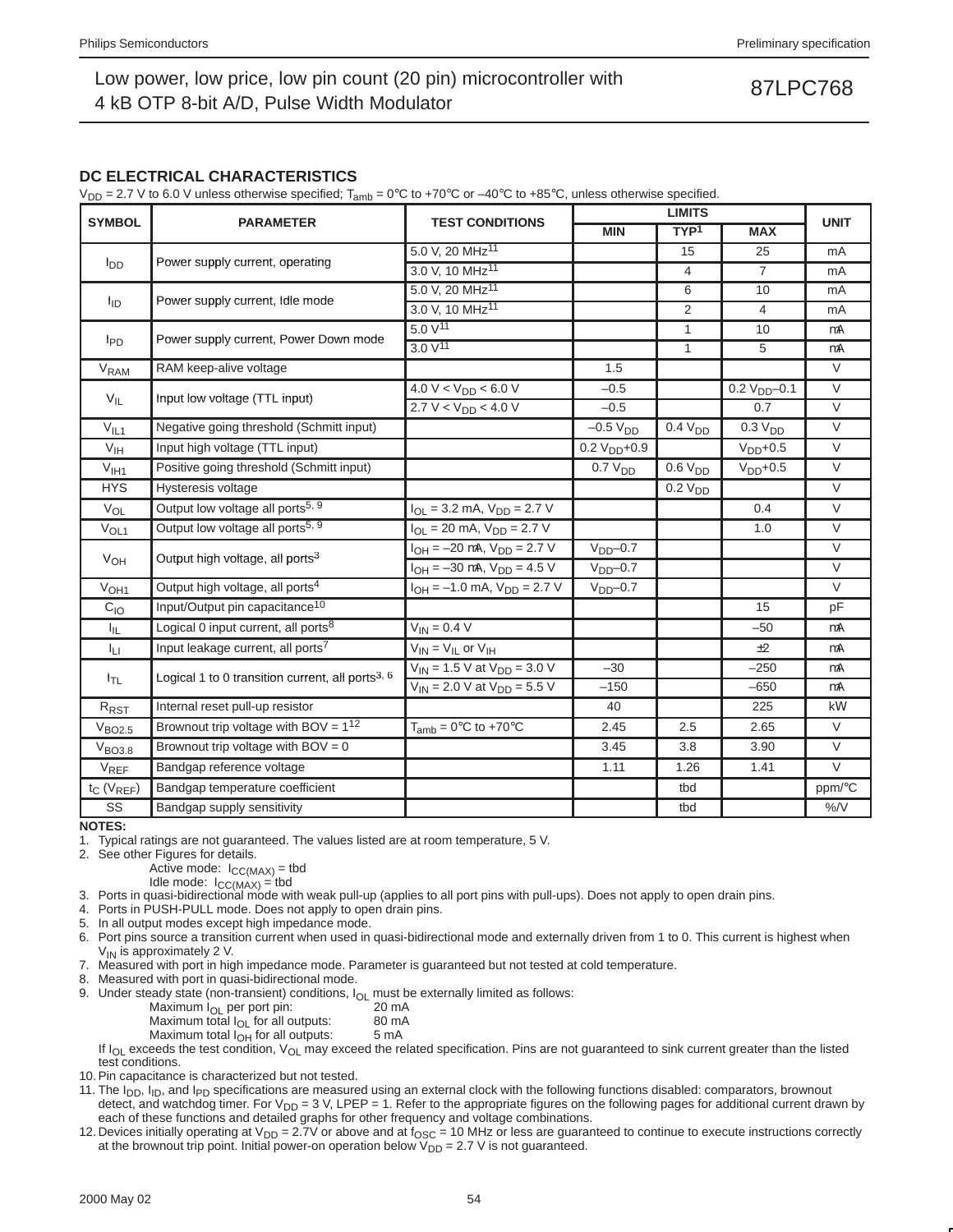## DC ELECTRICAL CHARACTERISTICS

$V_{DD}$ = 2.7 V to 6.0 V unless otherwise specified; $T_{amb}$ = 0°C to +70°C or –40°C to +85°C, unless otherwise specified.

| SYMBOL | PARAMETER | TEST CONDITIONS | LIMITS | | | UNIT |
|---|---|---|---|---|---|---|
| | | | MIN | TYP[1] | MAX | |
| $I_{DD}$ | Power supply current, operating | 5.0 V, 20 MHz[11] | | 15 | 25 | mA |
| | | 3.0 V, 10 MHz[11] | | 4 | 7 | mA |
| $I_{ID}$ | Power supply current, Idle mode | 5.0 V, 20 MHz[11] | | 6 | 10 | mA |
| | | 3.0 V, 10 MHz[11] | | 2 | 4 | mA |
| $I_{PD}$ | Power supply current, Power Down mode | 5.0 V[11] | | 1 | 10 | µA |
| | | 3.0 V[11] | | 1 | 5 | µA |
| $V_{RAM}$ | RAM keep-alive voltage | | 1.5 | | | V |
| $V_{IL}$ | Input low voltage (TTL input) | 4.0 V < $V_{DD}$ < 6.0 V | –0.5 | | 0.2 $V_{DD}$–0.1 | V |
| | | 2.7 V < $V_{DD}$ < 4.0 V | –0.5 | | 0.7 | V |
| $V_{IL1}$ | Negative going threshold (Schmitt input) | | –0.5 $V_{DD}$ | 0.4 $V_{DD}$ | 0.3 $V_{DD}$ | V |
| $V_{IH}$ | Input high voltage (TTL input) | | 0.2 $V_{DD}$+0.9 | | $V_{DD}$+0.5 | V |
| $V_{IH1}$ | Positive going threshold (Schmitt input) | | 0.7 $V_{DD}$ | 0.6 $V_{DD}$ | $V_{DD}$+0.5 | V |
| HYS | Hysteresis voltage | | | 0.2 $V_{DD}$ | | V |
| $V_{OL}$ | Output low voltage all ports[5, 9] | $I_{OL}$ = 3.2 mA, $V_{DD}$ = 2.7 V | | | 0.4 | V |
| $V_{OL1}$ | Output low voltage all ports[5, 9] | $I_{OL}$ = 20 mA, $V_{DD}$ = 2.7 V | | | 1.0 | V |
| $V_{OH}$ | Output high voltage, all ports[3] | $I_{OH}$ = –20 µA, $V_{DD}$ = 2.7 V | $V_{DD}$–0.7 | | | V |
| | | $I_{OH}$ = –30 µA, $V_{DD}$ = 4.5 V | $V_{DD}$–0.7 | | | V |
| $V_{OH1}$ | Output high voltage, all ports[4] | $I_{OH}$ = –1.0 mA, $V_{DD}$ = 2.7 V | $V_{DD}$–0.7 | | | V |
| $C_{IO}$ | Input/Output pin capacitance[10] | | | | 15 | pF |
| $I_{IL}$ | Logical 0 input current, all ports[8] | $V_{IN}$ = 0.4 V | | | –50 | µA |
| $I_{LI}$ | Input leakage current, all ports[7] | $V_{IN}$ = $V_{IL}$ or $V_{IH}$ | | | ±2 | µA |
| $I_{TL}$ | Logical 1 to 0 transition current, all ports[3, 6] | $V_{IN}$ = 1.5 V at $V_{DD}$ = 3.0 V | –30 | | –250 | µA |
| | | $V_{IN}$ = 2.0 V at $V_{DD}$ = 5.5 V | –150 | | –650 | µA |
| $R_{RST}$ | Internal reset pull-up resistor | | 40 | | 225 | kΩ |
| $V_{BO2.5}$ | Brownout trip voltage with BOV = 1[12] | $T_{amb}$ = 0°C to +70°C | 2.45 | 2.5 | 2.65 | V |
| $V_{BO3.8}$ | Brownout trip voltage with BOV = 0 | | 3.45 | 3.8 | 3.90 | V |
| $V_{REF}$ | Bandgap reference voltage | | 1.11 | 1.26 | 1.41 | V |
| $t_C$ ($V_{REF}$) | Bandgap temperature coefficient | | | tbd | | ppm/°C |
| SS | Bandgap supply sensitivity | | | tbd | | %/V |

**NOTES:**

1. Typical ratings are not guaranteed. The values listed are at room temperature, 5 V.
2. See other Figures for details.
   Active mode: $I_{CC(MAX)}$ = tbd
   Idle mode: $I_{CC(MAX)}$ = tbd
3. Ports in quasi-bidirectional mode with weak pull-up (applies to all port pins with pull-ups). Does not apply to open drain pins.
4. Ports in PUSH-PULL mode. Does not apply to open drain pins.
5. In all output modes except high impedance mode.
6. Port pins source a transition current when used in quasi-bidirectional mode and externally driven from 1 to 0. This current is highest when $V_{IN}$ is approximately 2 V.
7. Measured with port in high impedance mode. Parameter is guaranteed but not tested at cold temperature.
8. Measured with port in quasi-bidirectional mode.
9. Under steady state (non-transient) conditions, $I_{OL}$ must be externally limited as follows:
   Maximum $I_{OL}$ per port pin: 20 mA
   Maximum total $I_{OL}$ for all outputs: 80 mA
   Maximum total $I_{OH}$ for all outputs: 5 mA
   If $I_{OL}$ exceeds the test condition, $V_{OL}$ may exceed the related specification. Pins are not guaranteed to sink current greater than the listed test conditions.
10. Pin capacitance is characterized but not tested.
11. The $I_{DD}$, $I_{ID}$, and $I_{PD}$ specifications are measured using an external clock with the following functions disabled: comparators, brownout detect, and watchdog timer. For $V_{DD}$ = 3 V, LPEP = 1. Refer to the appropriate figures on the following pages for additional current drawn by each of these functions and detailed graphs for other frequency and voltage combinations.
12. Devices initially operating at $V_{DD}$ = 2.7V or above and at $f_{OSC}$ = 10 MHz or less are guaranteed to continue to execute instructions correctly at the brownout trip point. Initial power-on operation below $V_{DD}$ = 2.7 V is not guaranteed.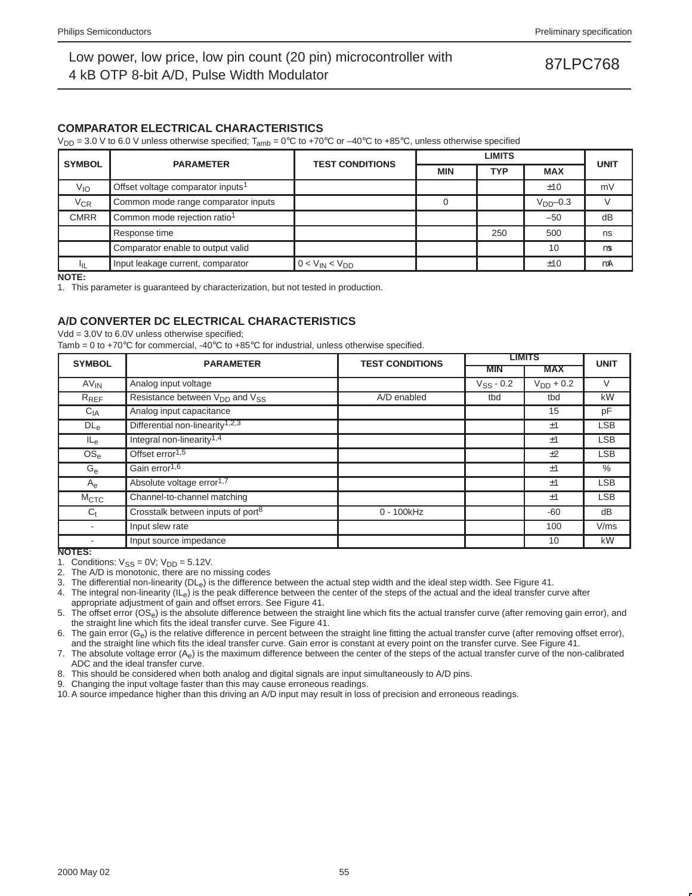## COMPARATOR ELECTRICAL CHARACTERISTICS

$V_{DD}$ = 3.0 V to 6.0 V unless otherwise specified; $T_{amb}$ = 0°C to +70°C or –40°C to +85°C, unless otherwise specified

| SYMBOL | PARAMETER | TEST CONDITIONS | LIMITS | | | UNIT |
|---|---|---|---|---|---|---|
| | | | MIN | TYP | MAX | |
| $V_{IO}$ | Offset voltage comparator inputs[1] | | | | ±10 | mV |
| $V_{CR}$ | Common mode range comparator inputs | | 0 | | $V_{DD}$–0.3 | V |
| CMRR | Common mode rejection ratio[1] | | | | –50 | dB |
| | Response time | | | 250 | 500 | ns |
| | Comparator enable to output valid | | | | 10 | μs |
| $I_{IL}$ | Input leakage current, comparator | $0 < V_{IN} < V_{DD}$ | | | ±10 | μA |

**NOTE:**
1. This parameter is guaranteed by characterization, but not tested in production.

## A/D CONVERTER DC ELECTRICAL CHARACTERISTICS

Vdd = 3.0V to 6.0V unless otherwise specified;
Tamb = 0 to +70°C for commercial, -40°C to +85°C for industrial, unless otherwise specified.

| SYMBOL | PARAMETER | TEST CONDITIONS | LIMITS | | UNIT |
|---|---|---|---|---|---|
| | | | MIN | MAX | |
| $AV_{IN}$ | Analog input voltage | | $V_{SS}$ - 0.2 | $V_{DD}$ + 0.2 | V |
| $R_{REF}$ | Resistance between $V_{DD}$ and $V_{SS}$ | A/D enabled | tbd | tbd | kW |
| $C_{IA}$ | Analog input capacitance | | | 15 | pF |
| $DL_e$ | Differential non-linearity[1,2,3] | | | ±1 | LSB |
| $IL_e$ | Integral non-linearity[1,4] | | | ±1 | LSB |
| $OS_e$ | Offset error[1,5] | | | ±2 | LSB |
| $G_e$ | Gain error[1,6] | | | ±1 | % |
| $A_e$ | Absolute voltage error[1,7] | | | ±1 | LSB |
| $M_{CTC}$ | Channel-to-channel matching | | | ±1 | LSB |
| $C_t$ | Crosstalk between inputs of port[8] | 0 - 100kHz | | -60 | dB |
| - | Input slew rate | | | 100 | V/ms |
| - | Input source impedance | | | 10 | kW |

**NOTES:**
1. Conditions: $V_{SS}$ = 0V; $V_{DD}$ = 5.12V.
2. The A/D is monotonic, there are no missing codes
3. The differential non-linearity ($DL_e$) is the difference between the actual step width and the ideal step width. See Figure 41.
4. The integral non-linearity ($IL_e$) is the peak difference between the center of the steps of the actual and the ideal transfer curve after appropriate adjustment of gain and offset errors. See Figure 41.
5. The offset error ($OS_e$) is the absolute difference between the straight line which fits the actual transfer curve (after removing gain error), and the straight line which fits the ideal transfer curve. See Figure 41.
6. The gain error ($G_e$) is the relative difference in percent between the straight line fitting the actual transfer curve (after removing offset error), and the straight line which fits the ideal transfer curve. Gain error is constant at every point on the transfer curve. See Figure 41.
7. The absolute voltage error ($A_e$) is the maximum difference between the center of the steps of the actual transfer curve of the non-calibrated ADC and the ideal transfer curve.
8. This should be considered when both analog and digital signals are input simultaneously to A/D pins.
9. Changing the input voltage faster than this may cause erroneous readings.
10. A source impedance higher than this driving an A/D input may result in loss of precision and erroneous readings.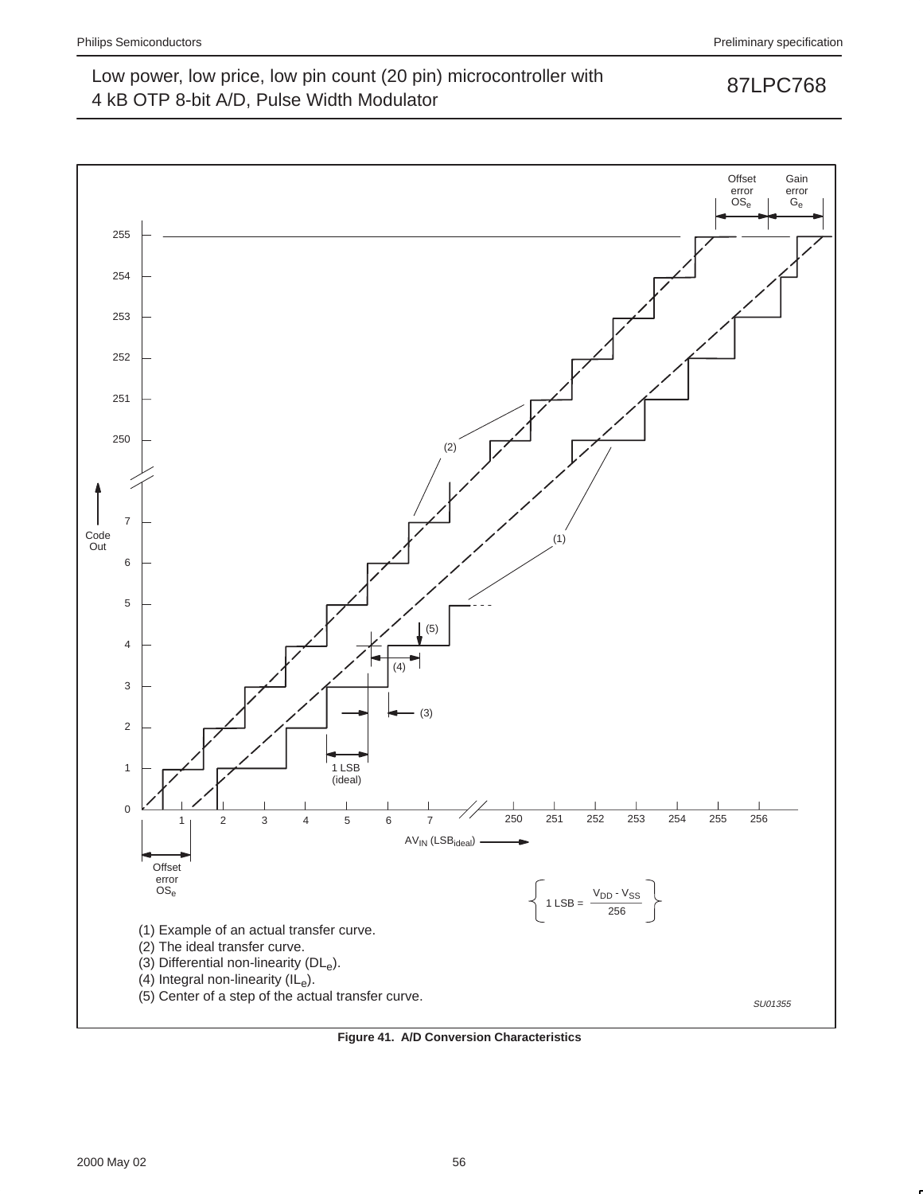(1) Example of an actual transfer curve.
(2) The ideal transfer curve.
(3) Differential non-linearity ($DL_e$).
(4) Integral non-linearity ($IL_e$).
(5) Center of a step of the actual transfer curve.

$$1\ LSB = \frac{V_{DD} - V_{SS}}{256}$$

SU01355

**Figure 41. A/D Conversion Characteristics**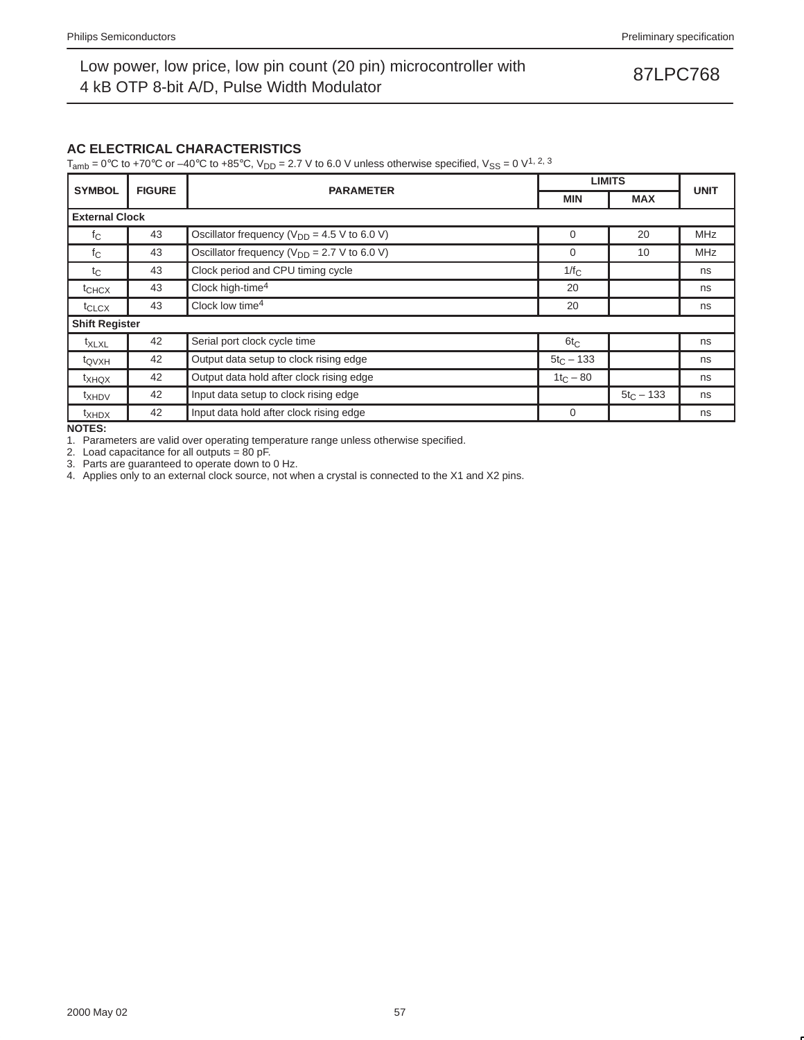## AC ELECTRICAL CHARACTERISTICS

$T_{amb}$ = 0°C to +70°C or –40°C to +85°C, $V_{DD}$ = 2.7 V to 6.0 V unless otherwise specified, $V_{SS}$ = 0 V[1, 2, 3]

| SYMBOL | FIGURE | PARAMETER | LIMITS | | UNIT |
|---|---|---|---|---|---|
| | | | MIN | MAX | |
| **External Clock** | | | | | |
| $f_C$ | 43 | Oscillator frequency ($V_{DD}$ = 4.5 V to 6.0 V) | 0 | 20 | MHz |
| $f_C$ | 43 | Oscillator frequency ($V_{DD}$ = 2.7 V to 6.0 V) | 0 | 10 | MHz |
| $t_C$ | 43 | Clock period and CPU timing cycle | $1/f_C$ | | ns |
| $t_{CHCX}$ | 43 | Clock high-time[4] | 20 | | ns |
| $t_{CLCX}$ | 43 | Clock low time[4] | 20 | | ns |
| **Shift Register** | | | | | |
| $t_{XLXL}$ | 42 | Serial port clock cycle time | $6t_C$ | | ns |
| $t_{QVXH}$ | 42 | Output data setup to clock rising edge | $5t_C – 133$ | | ns |
| $t_{XHQX}$ | 42 | Output data hold after clock rising edge | $1t_C – 80$ | | ns |
| $t_{XHDV}$ | 42 | Input data setup to clock rising edge | | $5t_C – 133$ | ns |
| $t_{XHDX}$ | 42 | Input data hold after clock rising edge | 0 | | ns |

**NOTES:**

1. Parameters are valid over operating temperature range unless otherwise specified.
2. Load capacitance for all outputs = 80 pF.
3. Parts are guaranteed to operate down to 0 Hz.
4. Applies only to an external clock source, not when a crystal is connected to the X1 and X2 pins.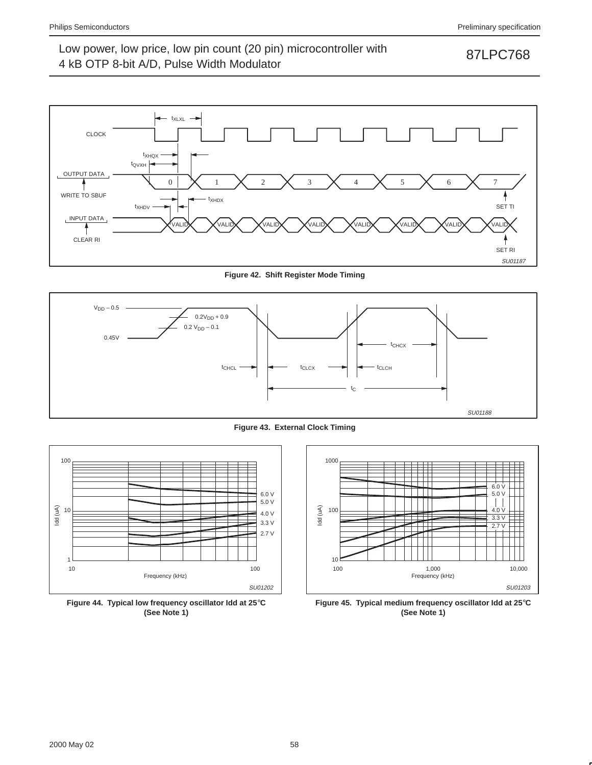Figure 42. Shift Register Mode Timing

Figure 43. External Clock Timing

Figure 44. Typical low frequency oscillator Idd at 25°C (See Note 1)

Figure 45. Typical medium frequency oscillator Idd at 25°C (See Note 1)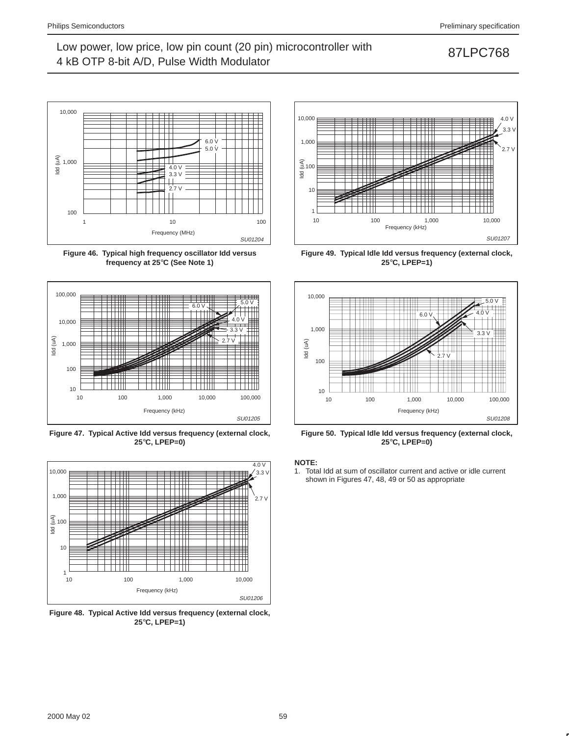Figure 46. Typical high frequency oscillator Idd versus frequency at 25°C (See Note 1)

Figure 47. Typical Active Idd versus frequency (external clock, 25°C, LPEP=0)

Figure 48. Typical Active Idd versus frequency (external clock, 25°C, LPEP=1)

Figure 49. Typical Idle Idd versus frequency (external clock, 25°C, LPEP=1)

Figure 50. Typical Idle Idd versus frequency (external clock, 25°C, LPEP=0)

**NOTE:**

1. Total Idd at sum of oscillator current and active or idle current shown in Figures 47, 48, 49 or 50 as appropriate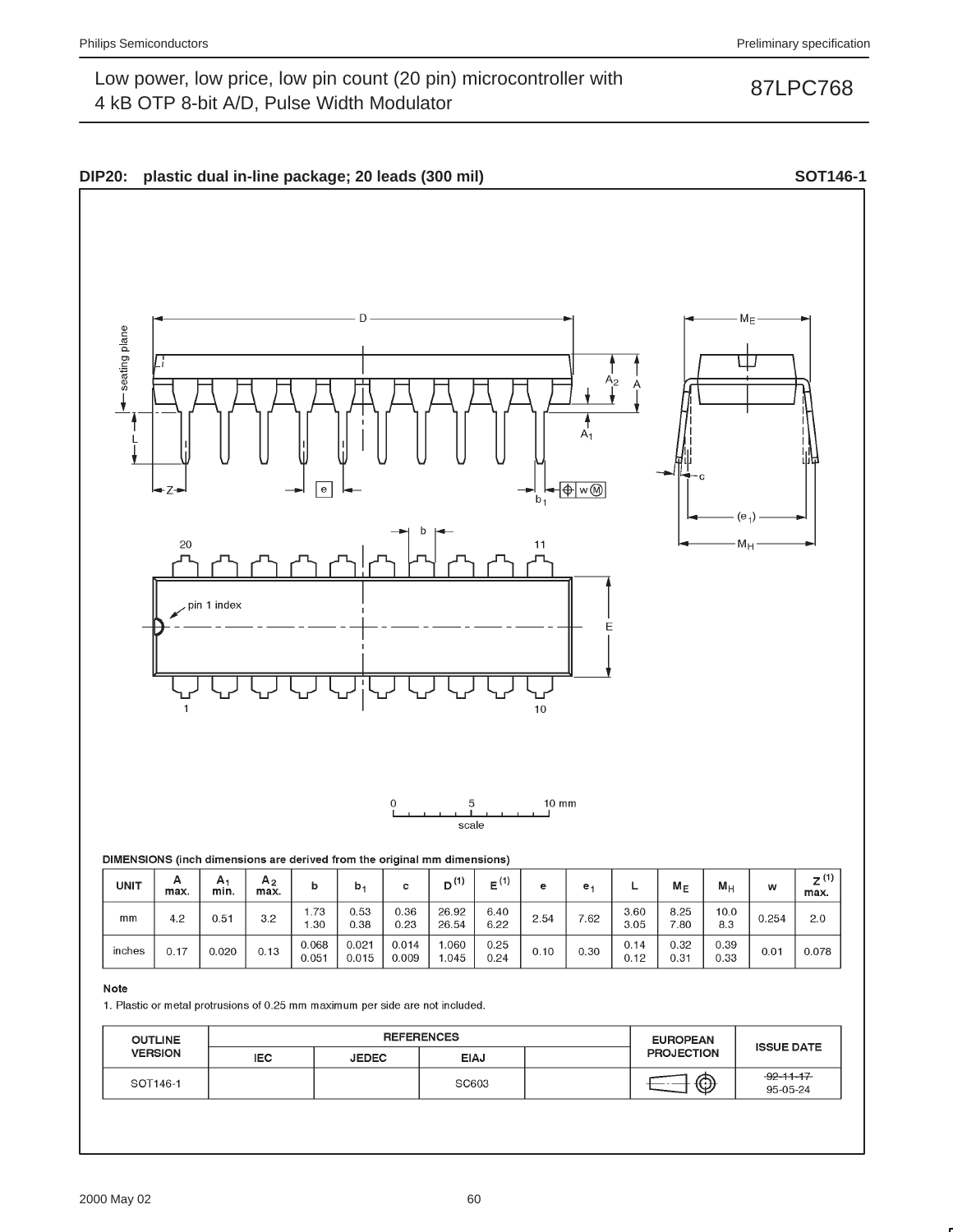## DIP20: plastic dual in-line package; 20 leads (300 mil) — SOT146-1

**DIMENSIONS (inch dimensions are derived from the original mm dimensions)**

| UNIT | A max. | $A_1$ min. | $A_2$ max. | b | $b_1$ | c | D [(1)] | E [(1)] | e | $e_1$ | L | $M_E$ | $M_H$ | w | Z [(1)] max. |
|---|---|---|---|---|---|---|---|---|---|---|---|---|---|---|---|
| mm | 4.2 | 0.51 | 3.2 | 1.73<br>1.30 | 0.53<br>0.38 | 0.36<br>0.23 | 26.92<br>26.54 | 6.40<br>6.22 | 2.54 | 7.62 | 3.60<br>3.05 | 8.25<br>7.80 | 10.0<br>8.3 | 0.254 | 2.0 |
| inches | 0.17 | 0.020 | 0.13 | 0.068<br>0.051 | 0.021<br>0.015 | 0.014<br>0.009 | 1.060<br>1.045 | 0.25<br>0.24 | 0.10 | 0.30 | 0.14<br>0.12 | 0.32<br>0.31 | 0.39<br>0.33 | 0.01 | 0.078 |

**Note**

1. Plastic or metal protrusions of 0.25 mm maximum per side are not included.

| OUTLINE VERSION | REFERENCES | | | | EUROPEAN PROJECTION | ISSUE DATE |
|---|---|---|---|---|---|---|
| | IEC | JEDEC | EIAJ | | | |
| SOT146-1 | | | SC603 | | | ~~92-11-17~~<br>95-05-24 |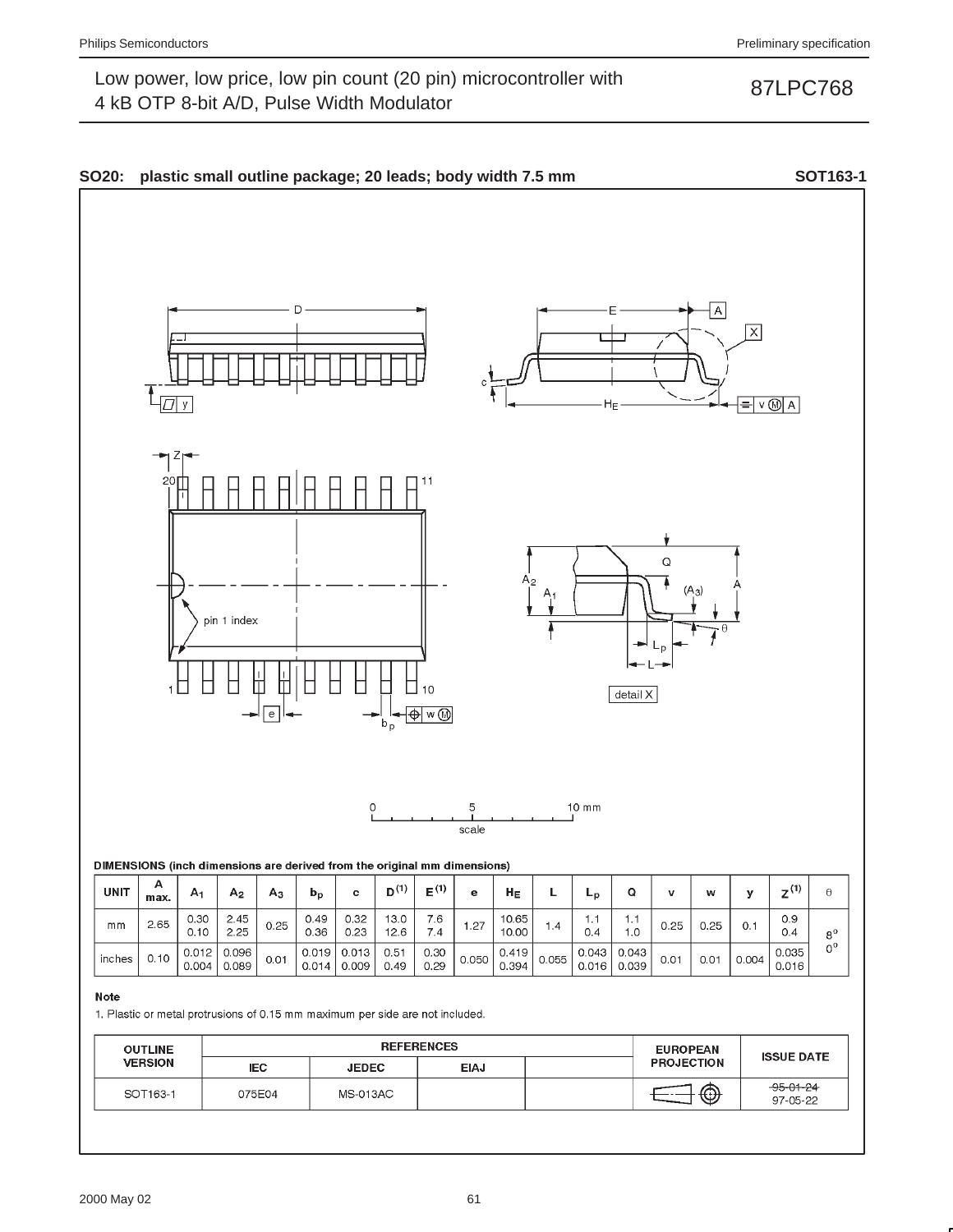**SO20: plastic small outline package; 20 leads; body width 7.5 mm** **SOT163-1**

0 5 10 mm
scale

**DIMENSIONS (inch dimensions are derived from the original mm dimensions)**

| UNIT | A max. | $A_1$ | $A_2$ | $A_3$ | $b_p$ | c | $D^{(1)}$ | $E^{(1)}$ | e | $H_E$ | L | $L_p$ | Q | v | w | y | $Z^{(1)}$ | θ |
|---|---|---|---|---|---|---|---|---|---|---|---|---|---|---|---|---|---|---|
| mm | 2.65 | 0.30<br>0.10 | 2.45<br>2.25 | 0.25 | 0.49<br>0.36 | 0.32<br>0.23 | 13.0<br>12.6 | 7.6<br>7.4 | 1.27 | 10.65<br>10.00 | 1.4 | 1.1<br>0.4 | 1.1<br>1.0 | 0.25 | 0.25 | 0.1 | 0.9<br>0.4 | 8°<br>0° |
| inches | 0.10 | 0.012<br>0.004 | 0.096<br>0.089 | 0.01 | 0.019<br>0.014 | 0.013<br>0.009 | 0.51<br>0.49 | 0.30<br>0.29 | 0.050 | 0.419<br>0.394 | 0.055 | 0.043<br>0.016 | 0.043<br>0.039 | 0.01 | 0.01 | 0.004 | 0.035<br>0.016 | |

**Note**

1. Plastic or metal protrusions of 0.15 mm maximum per side are not included.

| OUTLINE VERSION | REFERENCES | | | | EUROPEAN PROJECTION | ISSUE DATE |
|---|---|---|---|---|---|---|
| | IEC | JEDEC | EIAJ | | | |
| SOT163-1 | 075E04 | MS-013AC | | | | ~~95-01-24~~<br>97-05-22 |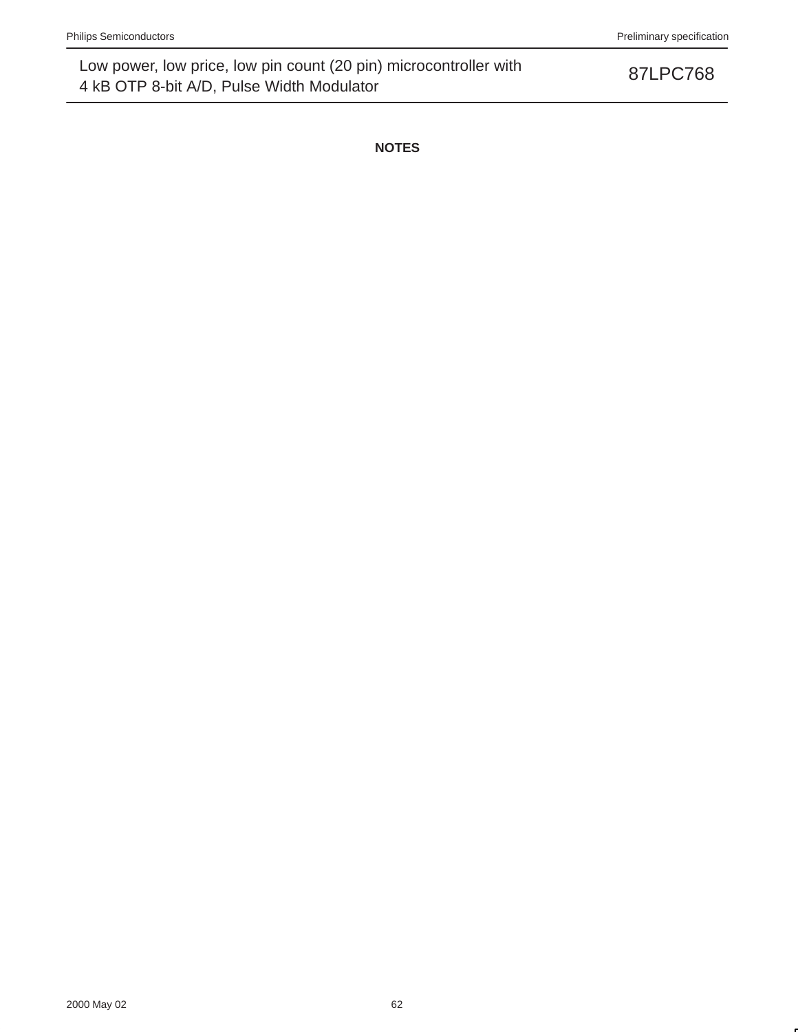## NOTES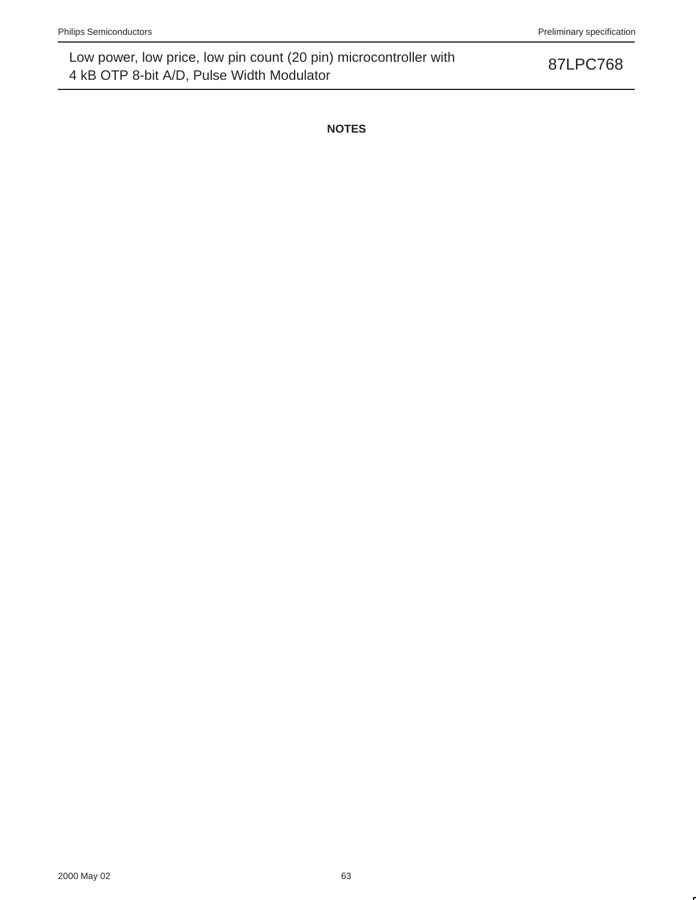## NOTES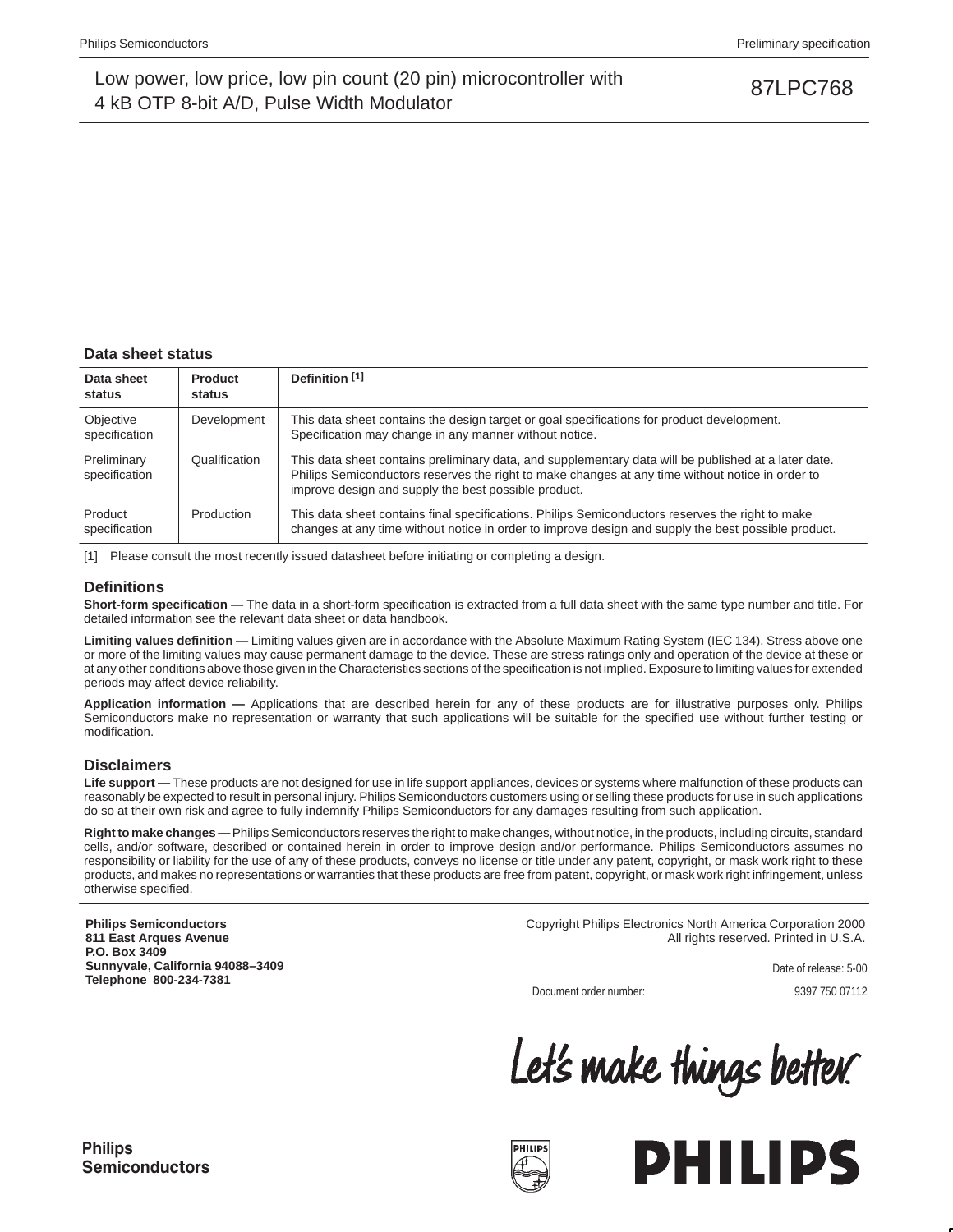## Data sheet status

| Data sheet status | Product status | Definition [1] |
|---|---|---|
| Objective specification | Development | This data sheet contains the design target or goal specifications for product development. Specification may change in any manner without notice. |
| Preliminary specification | Qualification | This data sheet contains preliminary data, and supplementary data will be published at a later date. Philips Semiconductors reserves the right to make changes at any time without notice in order to improve design and supply the best possible product. |
| Product specification | Production | This data sheet contains final specifications. Philips Semiconductors reserves the right to make changes at any time without notice in order to improve design and supply the best possible product. |

[1] Please consult the most recently issued datasheet before initiating or completing a design.

## Definitions

**Short-form specification —** The data in a short-form specification is extracted from a full data sheet with the same type number and title. For detailed information see the relevant data sheet or data handbook.

**Limiting values definition —** Limiting values given are in accordance with the Absolute Maximum Rating System (IEC 134). Stress above one or more of the limiting values may cause permanent damage to the device. These are stress ratings only and operation of the device at these or at any other conditions above those given in the Characteristics sections of the specification is not implied. Exposure to limiting values for extended periods may affect device reliability.

**Application information —** Applications that are described herein for any of these products are for illustrative purposes only. Philips Semiconductors make no representation or warranty that such applications will be suitable for the specified use without further testing or modification.

## Disclaimers

**Life support —** These products are not designed for use in life support appliances, devices or systems where malfunction of these products can reasonably be expected to result in personal injury. Philips Semiconductors customers using or selling these products for use in such applications do so at their own risk and agree to fully indemnify Philips Semiconductors for any damages resulting from such application.

**Right to make changes —** Philips Semiconductors reserves the right to make changes, without notice, in the products, including circuits, standard cells, and/or software, described or contained herein in order to improve design and/or performance. Philips Semiconductors assumes no responsibility or liability for the use of any of these products, conveys no license or title under any patent, copyright, or mask work right to these products, and makes no representations or warranties that these products are free from patent, copyright, or mask work right infringement, unless otherwise specified.

**Philips Semiconductors**
**811 East Arques Avenue**
**P.O. Box 3409**
**Sunnyvale, California 94088–3409**
**Telephone 800-234-7381**

Copyright Philips Electronics North America Corporation 2000
All rights reserved. Printed in U.S.A.

Date of release: 5-00

Document order number: 9397 750 07112

Let's make things better.

**Philips Semiconductors**

**PHILIPS**